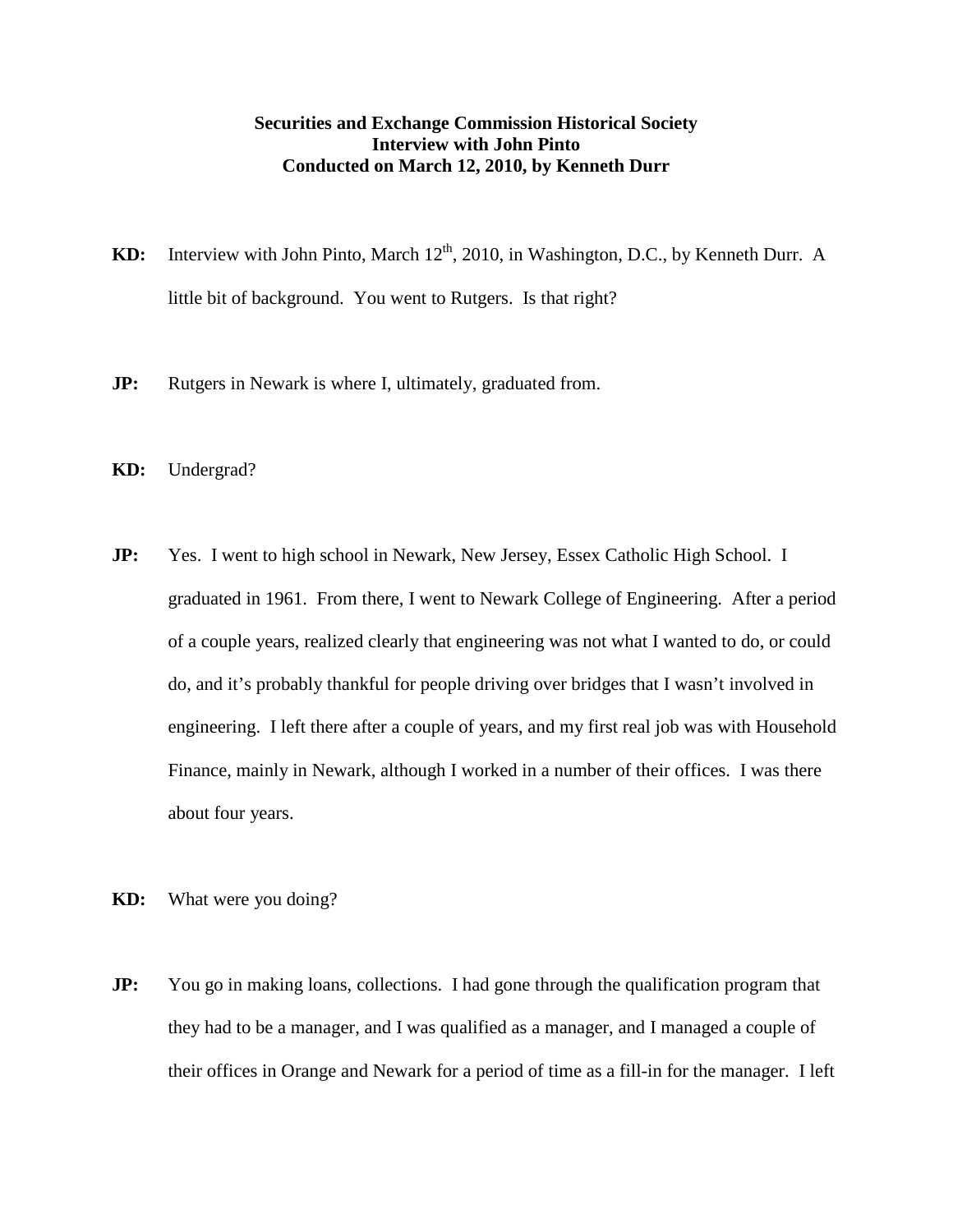**Securities and Exchange Commission Historical Society**
**Interview with John Pinto**
**Conducted on March 12, 2010, by Kenneth Durr**

**KD:** Interview with John Pinto, March 12th, 2010, in Washington, D.C., by Kenneth Durr. A little bit of background. You went to Rutgers. Is that right?

**JP:** Rutgers in Newark is where I, ultimately, graduated from.

**KD:** Undergrad?

**JP:** Yes. I went to high school in Newark, New Jersey, Essex Catholic High School. I graduated in 1961. From there, I went to Newark College of Engineering. After a period of a couple years, realized clearly that engineering was not what I wanted to do, or could do, and it's probably thankful for people driving over bridges that I wasn't involved in engineering. I left there after a couple of years, and my first real job was with Household Finance, mainly in Newark, although I worked in a number of their offices. I was there about four years.

**KD:** What were you doing?

**JP:** You go in making loans, collections. I had gone through the qualification program that they had to be a manager, and I was qualified as a manager, and I managed a couple of their offices in Orange and Newark for a period of time as a fill-in for the manager. I left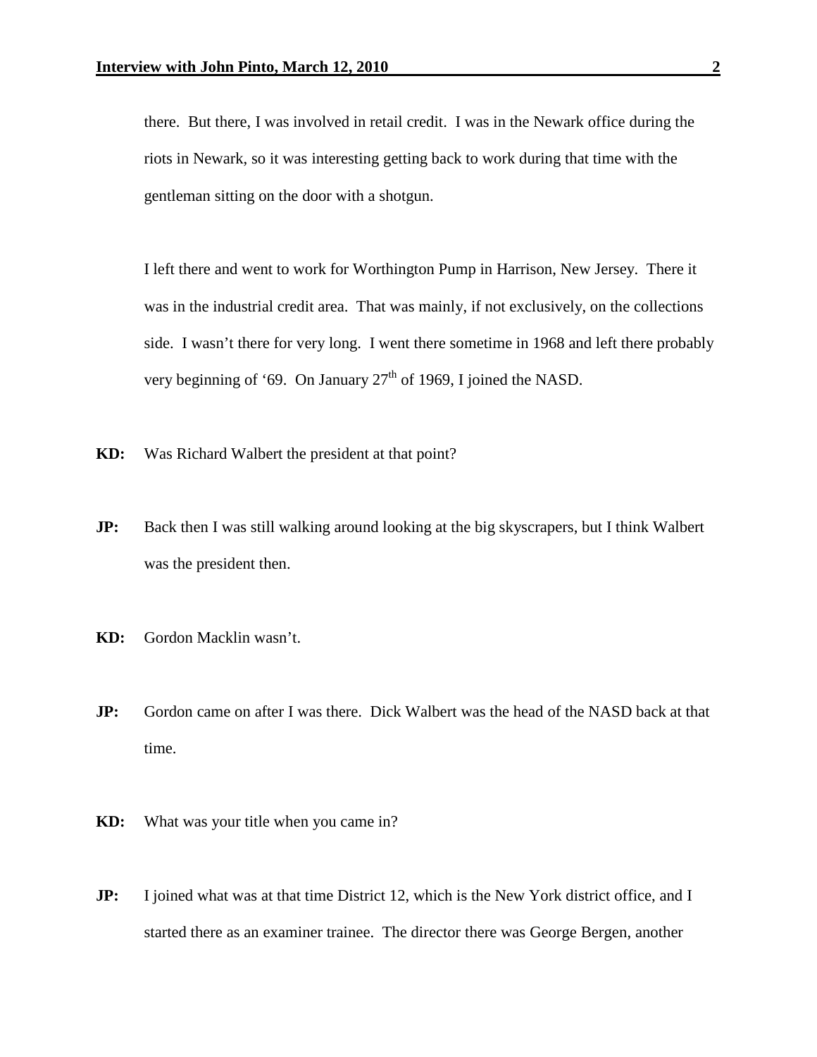there. But there, I was involved in retail credit. I was in the Newark office during the riots in Newark, so it was interesting getting back to work during that time with the gentleman sitting on the door with a shotgun.

I left there and went to work for Worthington Pump in Harrison, New Jersey. There it was in the industrial credit area. That was mainly, if not exclusively, on the collections side. I wasn't there for very long. I went there sometime in 1968 and left there probably very beginning of '69. On January 27th of 1969, I joined the NASD.

**KD:** Was Richard Walbert the president at that point?

**JP:** Back then I was still walking around looking at the big skyscrapers, but I think Walbert was the president then.

**KD:** Gordon Macklin wasn't.

**JP:** Gordon came on after I was there. Dick Walbert was the head of the NASD back at that time.

**KD:** What was your title when you came in?

**JP:** I joined what was at that time District 12, which is the New York district office, and I started there as an examiner trainee. The director there was George Bergen, another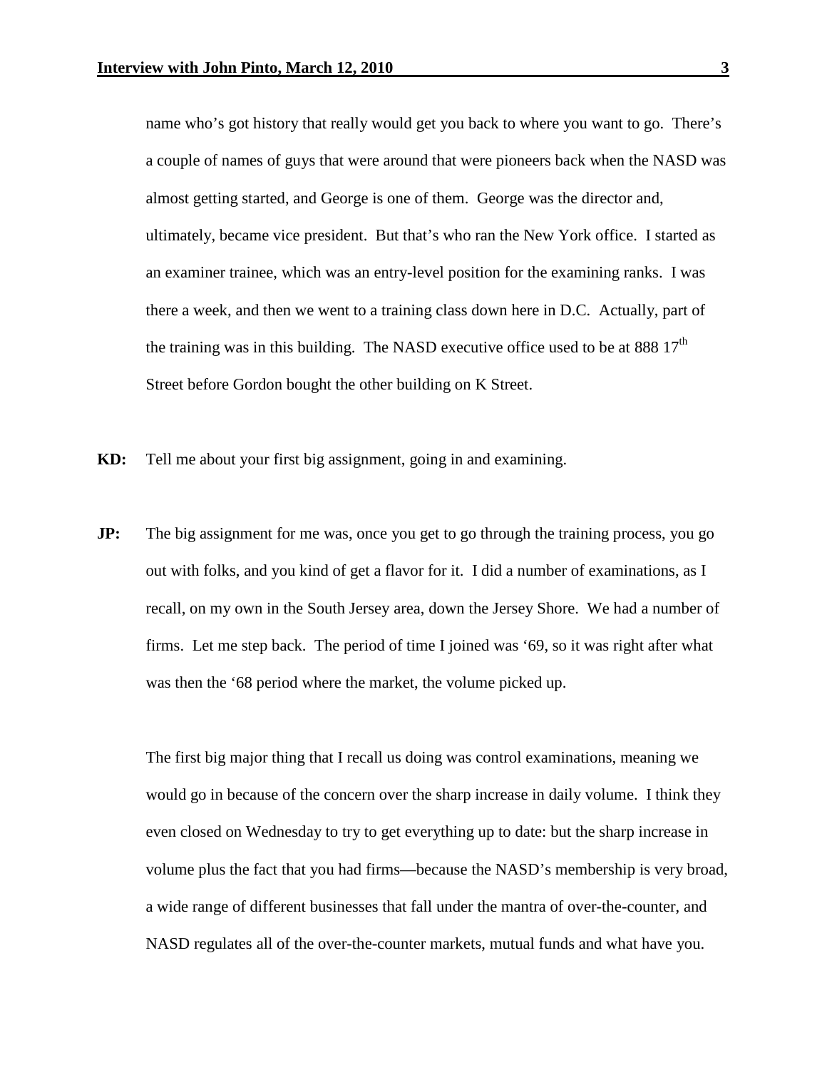name who's got history that really would get you back to where you want to go. There's a couple of names of guys that were around that were pioneers back when the NASD was almost getting started, and George is one of them. George was the director and, ultimately, became vice president. But that's who ran the New York office. I started as an examiner trainee, which was an entry-level position for the examining ranks. I was there a week, and then we went to a training class down here in D.C. Actually, part of the training was in this building. The NASD executive office used to be at 888 17th Street before Gordon bought the other building on K Street.

**KD:** Tell me about your first big assignment, going in and examining.

**JP:** The big assignment for me was, once you get to go through the training process, you go out with folks, and you kind of get a flavor for it. I did a number of examinations, as I recall, on my own in the South Jersey area, down the Jersey Shore. We had a number of firms. Let me step back. The period of time I joined was '69, so it was right after what was then the '68 period where the market, the volume picked up.

The first big major thing that I recall us doing was control examinations, meaning we would go in because of the concern over the sharp increase in daily volume. I think they even closed on Wednesday to try to get everything up to date: but the sharp increase in volume plus the fact that you had firms—because the NASD's membership is very broad, a wide range of different businesses that fall under the mantra of over-the-counter, and NASD regulates all of the over-the-counter markets, mutual funds and what have you.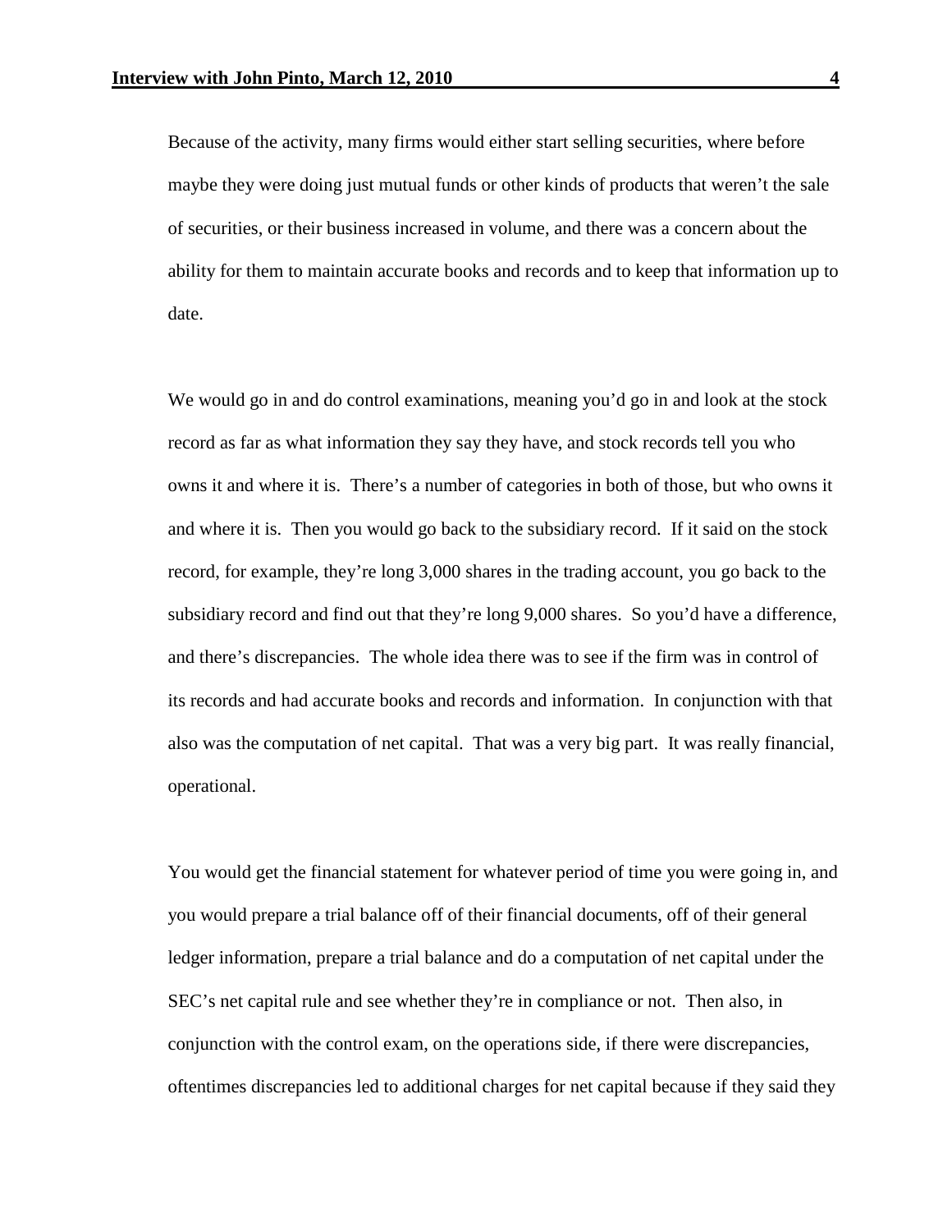Because of the activity, many firms would either start selling securities, where before maybe they were doing just mutual funds or other kinds of products that weren't the sale of securities, or their business increased in volume, and there was a concern about the ability for them to maintain accurate books and records and to keep that information up to date.

We would go in and do control examinations, meaning you'd go in and look at the stock record as far as what information they say they have, and stock records tell you who owns it and where it is. There's a number of categories in both of those, but who owns it and where it is. Then you would go back to the subsidiary record. If it said on the stock record, for example, they're long 3,000 shares in the trading account, you go back to the subsidiary record and find out that they're long 9,000 shares. So you'd have a difference, and there's discrepancies. The whole idea there was to see if the firm was in control of its records and had accurate books and records and information. In conjunction with that also was the computation of net capital. That was a very big part. It was really financial, operational.

You would get the financial statement for whatever period of time you were going in, and you would prepare a trial balance off of their financial documents, off of their general ledger information, prepare a trial balance and do a computation of net capital under the SEC's net capital rule and see whether they're in compliance or not. Then also, in conjunction with the control exam, on the operations side, if there were discrepancies, oftentimes discrepancies led to additional charges for net capital because if they said they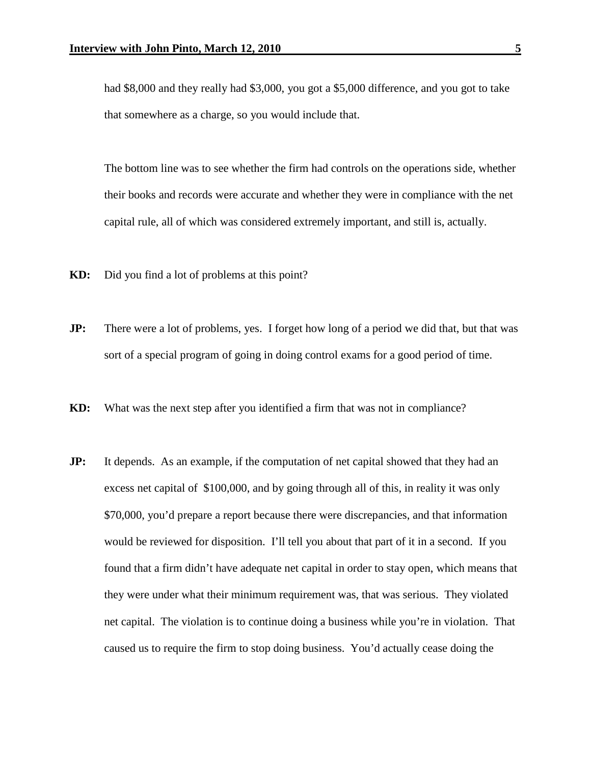had $8,000 and they really had $3,000, you got a $5,000 difference, and you got to take that somewhere as a charge, so you would include that.

The bottom line was to see whether the firm had controls on the operations side, whether their books and records were accurate and whether they were in compliance with the net capital rule, all of which was considered extremely important, and still is, actually.

**KD:** Did you find a lot of problems at this point?

**JP:** There were a lot of problems, yes. I forget how long of a period we did that, but that was sort of a special program of going in doing control exams for a good period of time.

**KD:** What was the next step after you identified a firm that was not in compliance?

**JP:** It depends. As an example, if the computation of net capital showed that they had an excess net capital of $100,000, and by going through all of this, in reality it was only $70,000, you'd prepare a report because there were discrepancies, and that information would be reviewed for disposition. I'll tell you about that part of it in a second. If you found that a firm didn't have adequate net capital in order to stay open, which means that they were under what their minimum requirement was, that was serious. They violated net capital. The violation is to continue doing a business while you're in violation. That caused us to require the firm to stop doing business. You'd actually cease doing the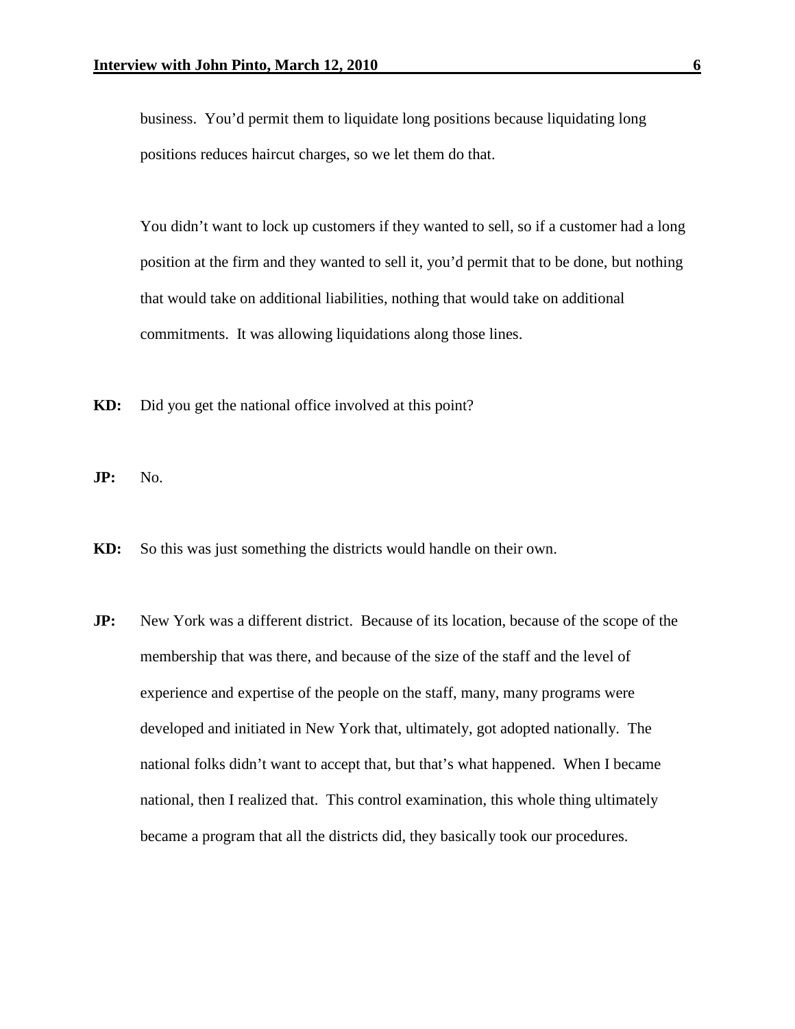business. You'd permit them to liquidate long positions because liquidating long positions reduces haircut charges, so we let them do that.

You didn't want to lock up customers if they wanted to sell, so if a customer had a long position at the firm and they wanted to sell it, you'd permit that to be done, but nothing that would take on additional liabilities, nothing that would take on additional commitments. It was allowing liquidations along those lines.

**KD:** Did you get the national office involved at this point?

**JP:** No.

**KD:** So this was just something the districts would handle on their own.

**JP:** New York was a different district. Because of its location, because of the scope of the membership that was there, and because of the size of the staff and the level of experience and expertise of the people on the staff, many, many programs were developed and initiated in New York that, ultimately, got adopted nationally. The national folks didn't want to accept that, but that's what happened. When I became national, then I realized that. This control examination, this whole thing ultimately became a program that all the districts did, they basically took our procedures.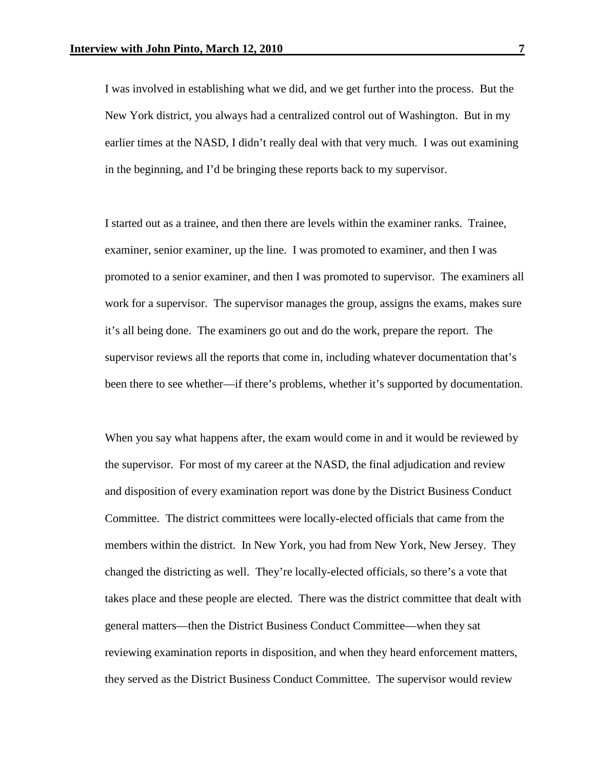I was involved in establishing what we did, and we get further into the process. But the New York district, you always had a centralized control out of Washington. But in my earlier times at the NASD, I didn't really deal with that very much. I was out examining in the beginning, and I'd be bringing these reports back to my supervisor.

I started out as a trainee, and then there are levels within the examiner ranks. Trainee, examiner, senior examiner, up the line. I was promoted to examiner, and then I was promoted to a senior examiner, and then I was promoted to supervisor. The examiners all work for a supervisor. The supervisor manages the group, assigns the exams, makes sure it's all being done. The examiners go out and do the work, prepare the report. The supervisor reviews all the reports that come in, including whatever documentation that's been there to see whether—if there's problems, whether it's supported by documentation.

When you say what happens after, the exam would come in and it would be reviewed by the supervisor. For most of my career at the NASD, the final adjudication and review and disposition of every examination report was done by the District Business Conduct Committee. The district committees were locally-elected officials that came from the members within the district. In New York, you had from New York, New Jersey. They changed the districting as well. They're locally-elected officials, so there's a vote that takes place and these people are elected. There was the district committee that dealt with general matters—then the District Business Conduct Committee—when they sat reviewing examination reports in disposition, and when they heard enforcement matters, they served as the District Business Conduct Committee. The supervisor would review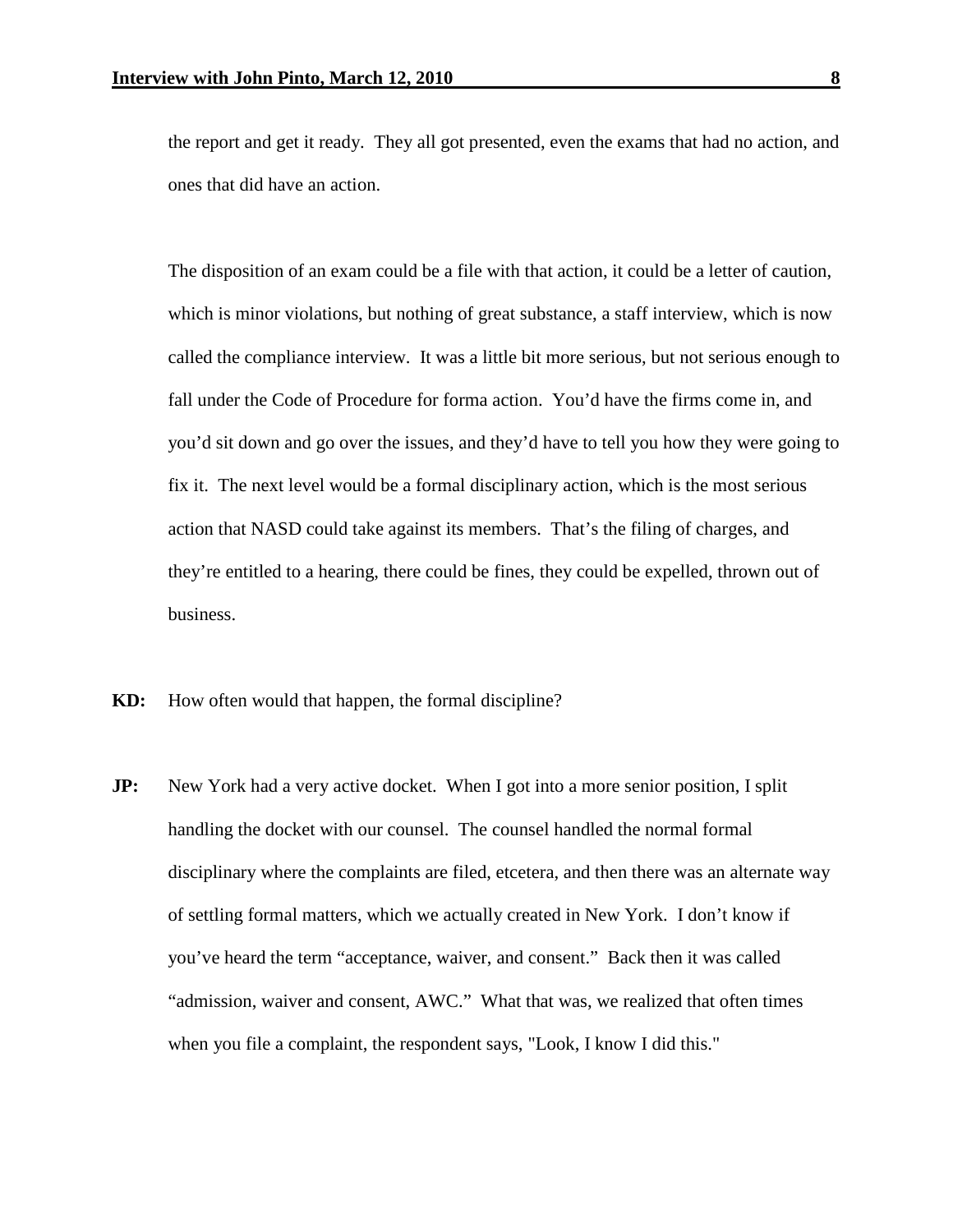the report and get it ready. They all got presented, even the exams that had no action, and ones that did have an action.

The disposition of an exam could be a file with that action, it could be a letter of caution, which is minor violations, but nothing of great substance, a staff interview, which is now called the compliance interview. It was a little bit more serious, but not serious enough to fall under the Code of Procedure for forma action. You'd have the firms come in, and you'd sit down and go over the issues, and they'd have to tell you how they were going to fix it. The next level would be a formal disciplinary action, which is the most serious action that NASD could take against its members. That's the filing of charges, and they're entitled to a hearing, there could be fines, they could be expelled, thrown out of business.

**KD:** How often would that happen, the formal discipline?

**JP:** New York had a very active docket. When I got into a more senior position, I split handling the docket with our counsel. The counsel handled the normal formal disciplinary where the complaints are filed, etcetera, and then there was an alternate way of settling formal matters, which we actually created in New York. I don't know if you've heard the term "acceptance, waiver, and consent." Back then it was called "admission, waiver and consent, AWC." What that was, we realized that often times when you file a complaint, the respondent says, "Look, I know I did this."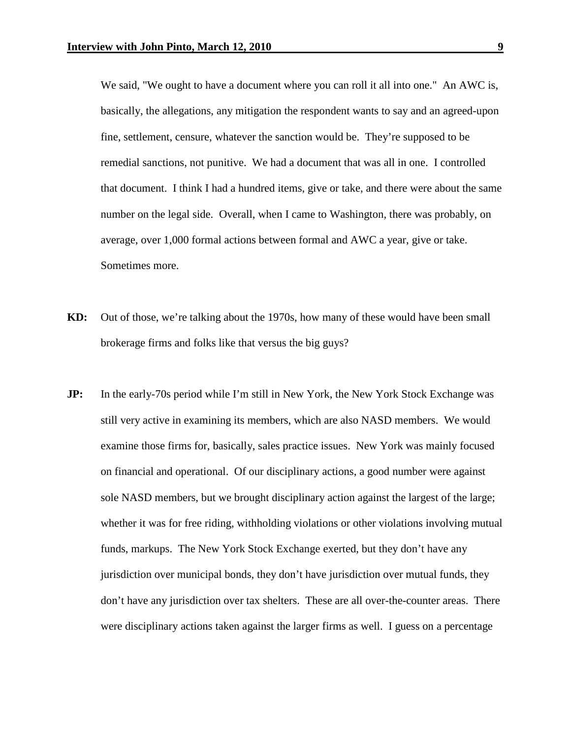We said, "We ought to have a document where you can roll it all into one." An AWC is, basically, the allegations, any mitigation the respondent wants to say and an agreed-upon fine, settlement, censure, whatever the sanction would be. They're supposed to be remedial sanctions, not punitive. We had a document that was all in one. I controlled that document. I think I had a hundred items, give or take, and there were about the same number on the legal side. Overall, when I came to Washington, there was probably, on average, over 1,000 formal actions between formal and AWC a year, give or take. Sometimes more.

**KD:** Out of those, we're talking about the 1970s, how many of these would have been small brokerage firms and folks like that versus the big guys?

**JP:** In the early-70s period while I'm still in New York, the New York Stock Exchange was still very active in examining its members, which are also NASD members. We would examine those firms for, basically, sales practice issues. New York was mainly focused on financial and operational. Of our disciplinary actions, a good number were against sole NASD members, but we brought disciplinary action against the largest of the large; whether it was for free riding, withholding violations or other violations involving mutual funds, markups. The New York Stock Exchange exerted, but they don't have any jurisdiction over municipal bonds, they don't have jurisdiction over mutual funds, they don't have any jurisdiction over tax shelters. These are all over-the-counter areas. There were disciplinary actions taken against the larger firms as well. I guess on a percentage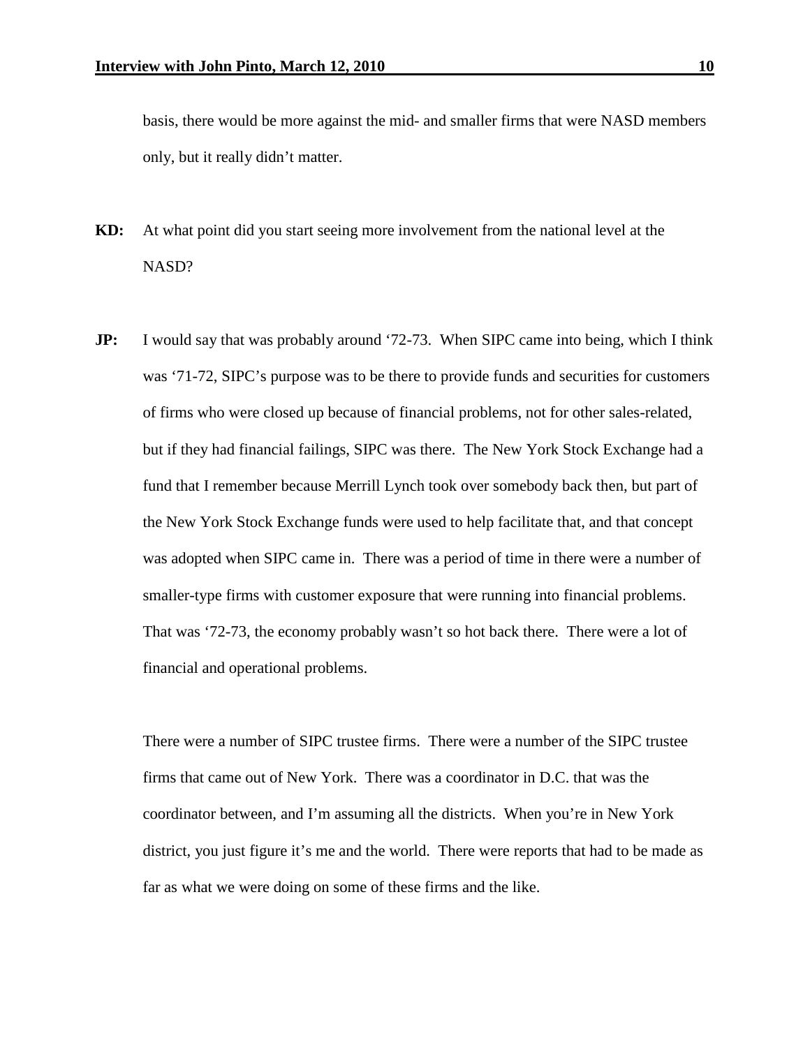basis, there would be more against the mid- and smaller firms that were NASD members only, but it really didn't matter.

**KD:** At what point did you start seeing more involvement from the national level at the NASD?

**JP:** I would say that was probably around '72-73. When SIPC came into being, which I think was '71-72, SIPC's purpose was to be there to provide funds and securities for customers of firms who were closed up because of financial problems, not for other sales-related, but if they had financial failings, SIPC was there. The New York Stock Exchange had a fund that I remember because Merrill Lynch took over somebody back then, but part of the New York Stock Exchange funds were used to help facilitate that, and that concept was adopted when SIPC came in. There was a period of time in there were a number of smaller-type firms with customer exposure that were running into financial problems. That was '72-73, the economy probably wasn't so hot back there. There were a lot of financial and operational problems.

There were a number of SIPC trustee firms. There were a number of the SIPC trustee firms that came out of New York. There was a coordinator in D.C. that was the coordinator between, and I'm assuming all the districts. When you're in New York district, you just figure it's me and the world. There were reports that had to be made as far as what we were doing on some of these firms and the like.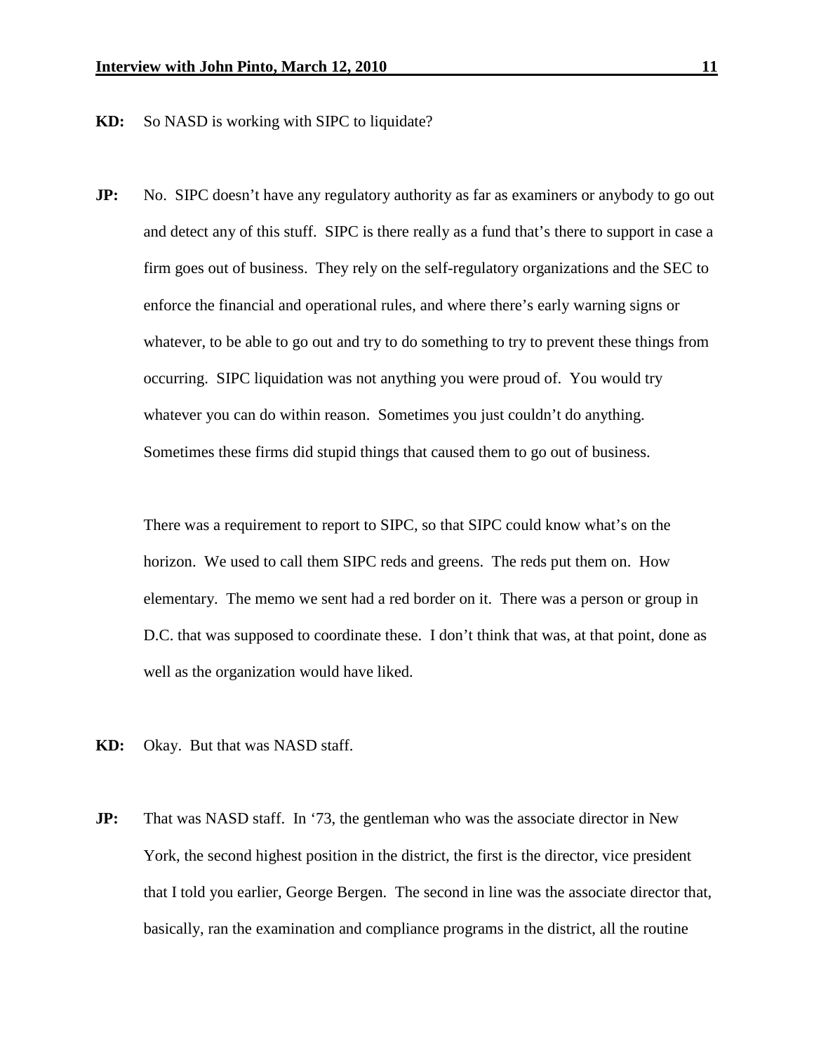**KD:** So NASD is working with SIPC to liquidate?

**JP:** No. SIPC doesn't have any regulatory authority as far as examiners or anybody to go out and detect any of this stuff. SIPC is there really as a fund that's there to support in case a firm goes out of business. They rely on the self-regulatory organizations and the SEC to enforce the financial and operational rules, and where there's early warning signs or whatever, to be able to go out and try to do something to try to prevent these things from occurring. SIPC liquidation was not anything you were proud of. You would try whatever you can do within reason. Sometimes you just couldn't do anything. Sometimes these firms did stupid things that caused them to go out of business.

There was a requirement to report to SIPC, so that SIPC could know what's on the horizon. We used to call them SIPC reds and greens. The reds put them on. How elementary. The memo we sent had a red border on it. There was a person or group in D.C. that was supposed to coordinate these. I don't think that was, at that point, done as well as the organization would have liked.

**KD:** Okay. But that was NASD staff.

**JP:** That was NASD staff. In '73, the gentleman who was the associate director in New York, the second highest position in the district, the first is the director, vice president that I told you earlier, George Bergen. The second in line was the associate director that, basically, ran the examination and compliance programs in the district, all the routine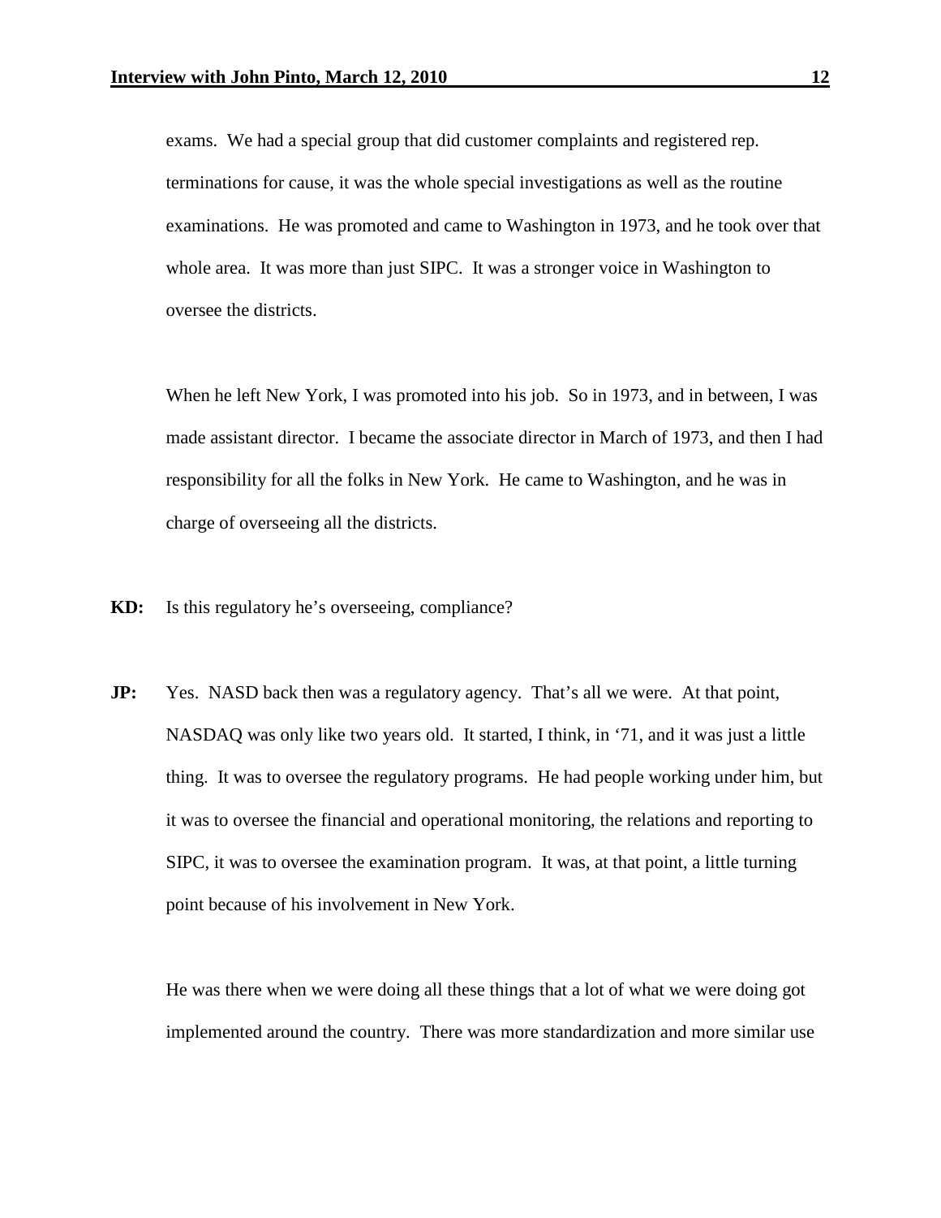exams. We had a special group that did customer complaints and registered rep. terminations for cause, it was the whole special investigations as well as the routine examinations. He was promoted and came to Washington in 1973, and he took over that whole area. It was more than just SIPC. It was a stronger voice in Washington to oversee the districts.

When he left New York, I was promoted into his job. So in 1973, and in between, I was made assistant director. I became the associate director in March of 1973, and then I had responsibility for all the folks in New York. He came to Washington, and he was in charge of overseeing all the districts.

**KD:** Is this regulatory he's overseeing, compliance?

**JP:** Yes. NASD back then was a regulatory agency. That's all we were. At that point, NASDAQ was only like two years old. It started, I think, in '71, and it was just a little thing. It was to oversee the regulatory programs. He had people working under him, but it was to oversee the financial and operational monitoring, the relations and reporting to SIPC, it was to oversee the examination program. It was, at that point, a little turning point because of his involvement in New York.

He was there when we were doing all these things that a lot of what we were doing got implemented around the country. There was more standardization and more similar use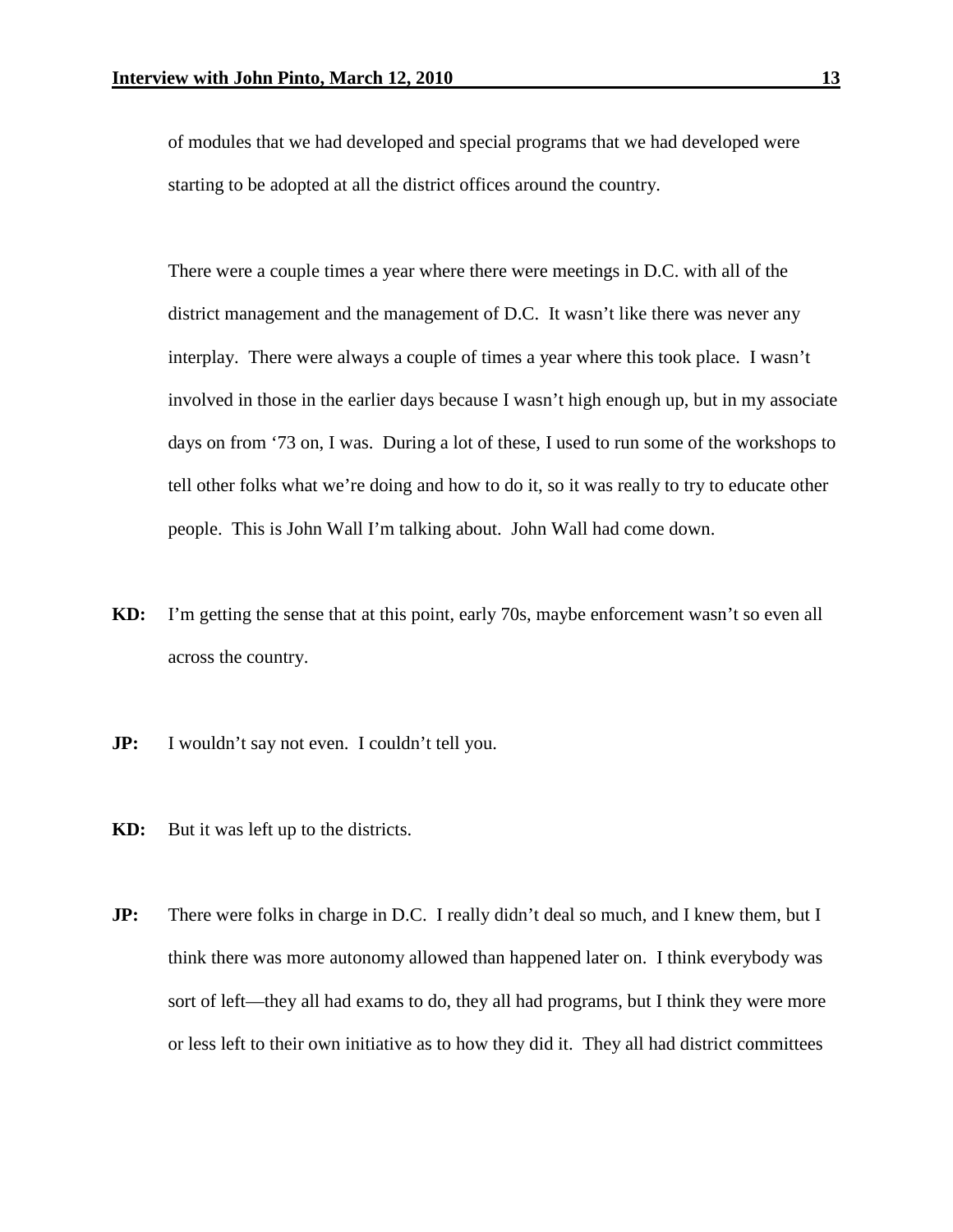of modules that we had developed and special programs that we had developed were starting to be adopted at all the district offices around the country.

There were a couple times a year where there were meetings in D.C. with all of the district management and the management of D.C. It wasn't like there was never any interplay. There were always a couple of times a year where this took place. I wasn't involved in those in the earlier days because I wasn't high enough up, but in my associate days on from '73 on, I was. During a lot of these, I used to run some of the workshops to tell other folks what we're doing and how to do it, so it was really to try to educate other people. This is John Wall I'm talking about. John Wall had come down.

**KD:** I'm getting the sense that at this point, early 70s, maybe enforcement wasn't so even all across the country.

**JP:** I wouldn't say not even. I couldn't tell you.

**KD:** But it was left up to the districts.

**JP:** There were folks in charge in D.C. I really didn't deal so much, and I knew them, but I think there was more autonomy allowed than happened later on. I think everybody was sort of left—they all had exams to do, they all had programs, but I think they were more or less left to their own initiative as to how they did it. They all had district committees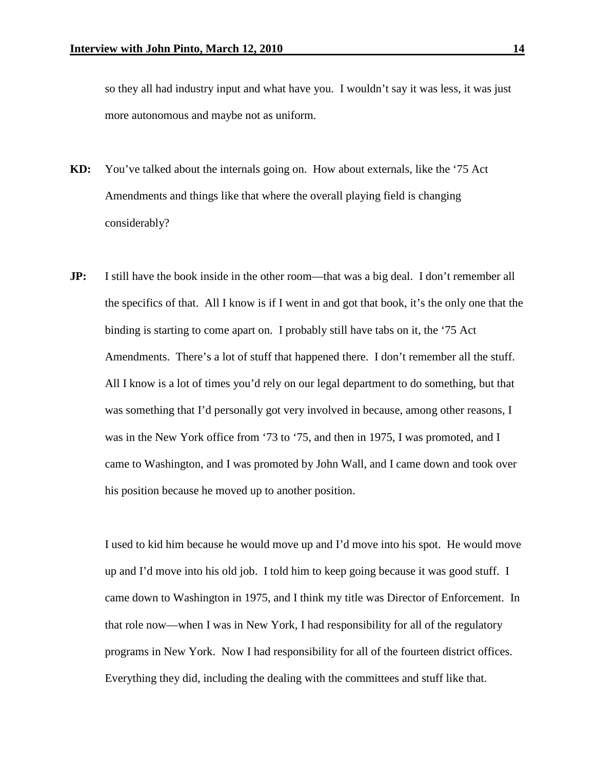so they all had industry input and what have you. I wouldn't say it was less, it was just more autonomous and maybe not as uniform.

**KD:** You've talked about the internals going on. How about externals, like the '75 Act Amendments and things like that where the overall playing field is changing considerably?

**JP:** I still have the book inside in the other room—that was a big deal. I don't remember all the specifics of that. All I know is if I went in and got that book, it's the only one that the binding is starting to come apart on. I probably still have tabs on it, the '75 Act Amendments. There's a lot of stuff that happened there. I don't remember all the stuff. All I know is a lot of times you'd rely on our legal department to do something, but that was something that I'd personally got very involved in because, among other reasons, I was in the New York office from '73 to '75, and then in 1975, I was promoted, and I came to Washington, and I was promoted by John Wall, and I came down and took over his position because he moved up to another position.

I used to kid him because he would move up and I'd move into his spot. He would move up and I'd move into his old job. I told him to keep going because it was good stuff. I came down to Washington in 1975, and I think my title was Director of Enforcement. In that role now—when I was in New York, I had responsibility for all of the regulatory programs in New York. Now I had responsibility for all of the fourteen district offices. Everything they did, including the dealing with the committees and stuff like that.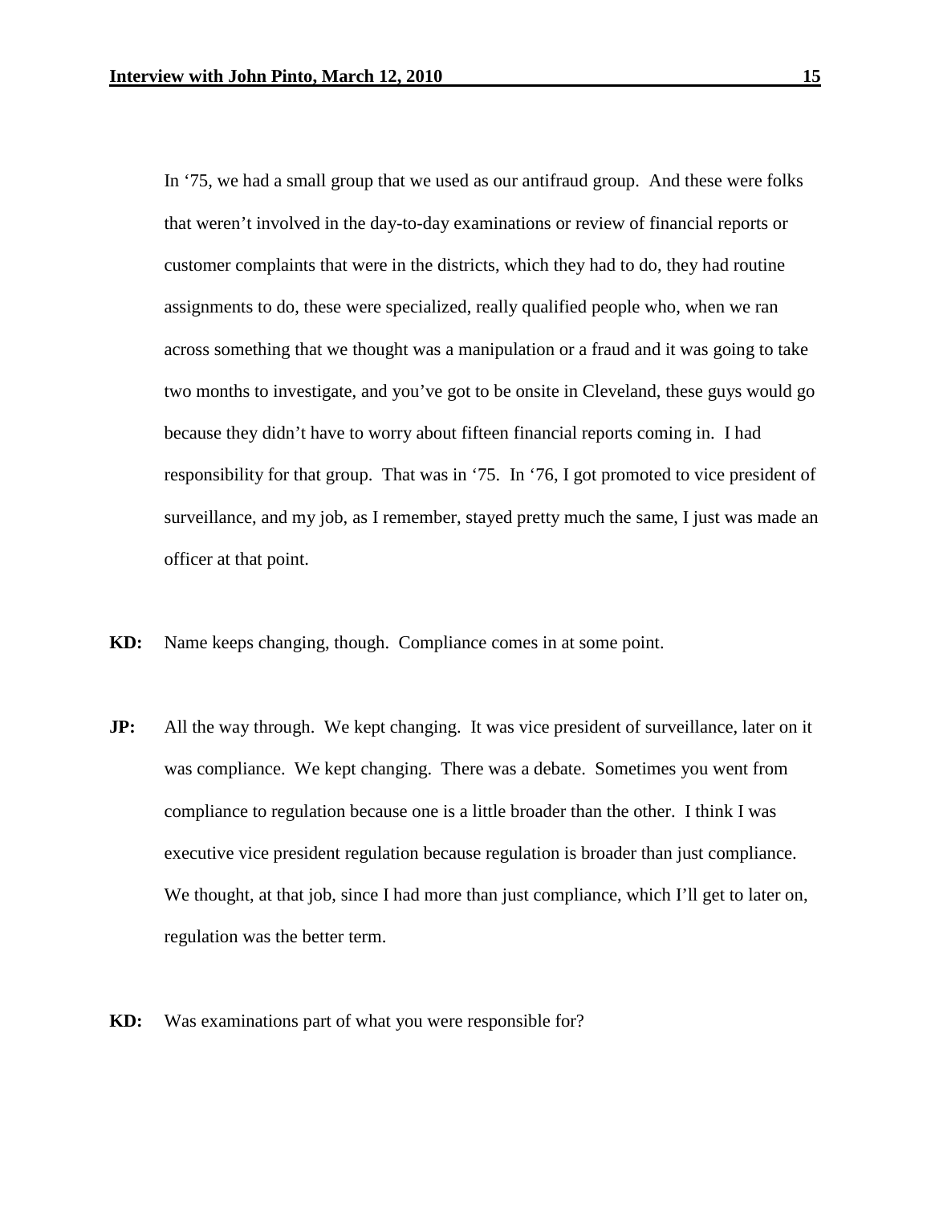In ‘75, we had a small group that we used as our antifraud group. And these were folks that weren’t involved in the day-to-day examinations or review of financial reports or customer complaints that were in the districts, which they had to do, they had routine assignments to do, these were specialized, really qualified people who, when we ran across something that we thought was a manipulation or a fraud and it was going to take two months to investigate, and you’ve got to be onsite in Cleveland, these guys would go because they didn’t have to worry about fifteen financial reports coming in. I had responsibility for that group. That was in ‘75. In ‘76, I got promoted to vice president of surveillance, and my job, as I remember, stayed pretty much the same, I just was made an officer at that point.

**KD:** Name keeps changing, though. Compliance comes in at some point.

**JP:** All the way through. We kept changing. It was vice president of surveillance, later on it was compliance. We kept changing. There was a debate. Sometimes you went from compliance to regulation because one is a little broader than the other. I think I was executive vice president regulation because regulation is broader than just compliance. We thought, at that job, since I had more than just compliance, which I’ll get to later on, regulation was the better term.

**KD:** Was examinations part of what you were responsible for?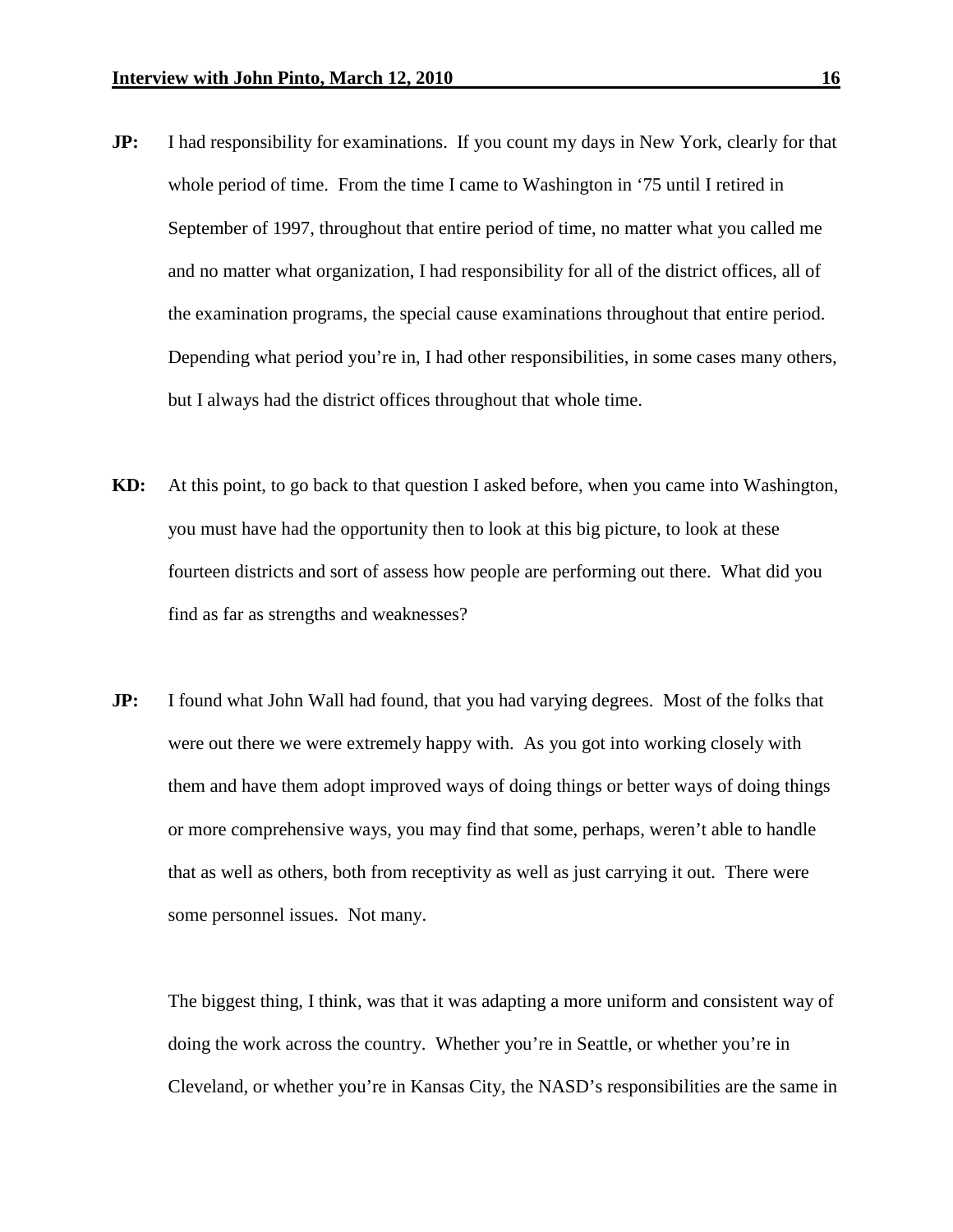**JP:** I had responsibility for examinations. If you count my days in New York, clearly for that whole period of time. From the time I came to Washington in '75 until I retired in September of 1997, throughout that entire period of time, no matter what you called me and no matter what organization, I had responsibility for all of the district offices, all of the examination programs, the special cause examinations throughout that entire period. Depending what period you're in, I had other responsibilities, in some cases many others, but I always had the district offices throughout that whole time.

**KD:** At this point, to go back to that question I asked before, when you came into Washington, you must have had the opportunity then to look at this big picture, to look at these fourteen districts and sort of assess how people are performing out there. What did you find as far as strengths and weaknesses?

**JP:** I found what John Wall had found, that you had varying degrees. Most of the folks that were out there we were extremely happy with. As you got into working closely with them and have them adopt improved ways of doing things or better ways of doing things or more comprehensive ways, you may find that some, perhaps, weren't able to handle that as well as others, both from receptivity as well as just carrying it out. There were some personnel issues. Not many.

The biggest thing, I think, was that it was adapting a more uniform and consistent way of doing the work across the country. Whether you're in Seattle, or whether you're in Cleveland, or whether you're in Kansas City, the NASD's responsibilities are the same in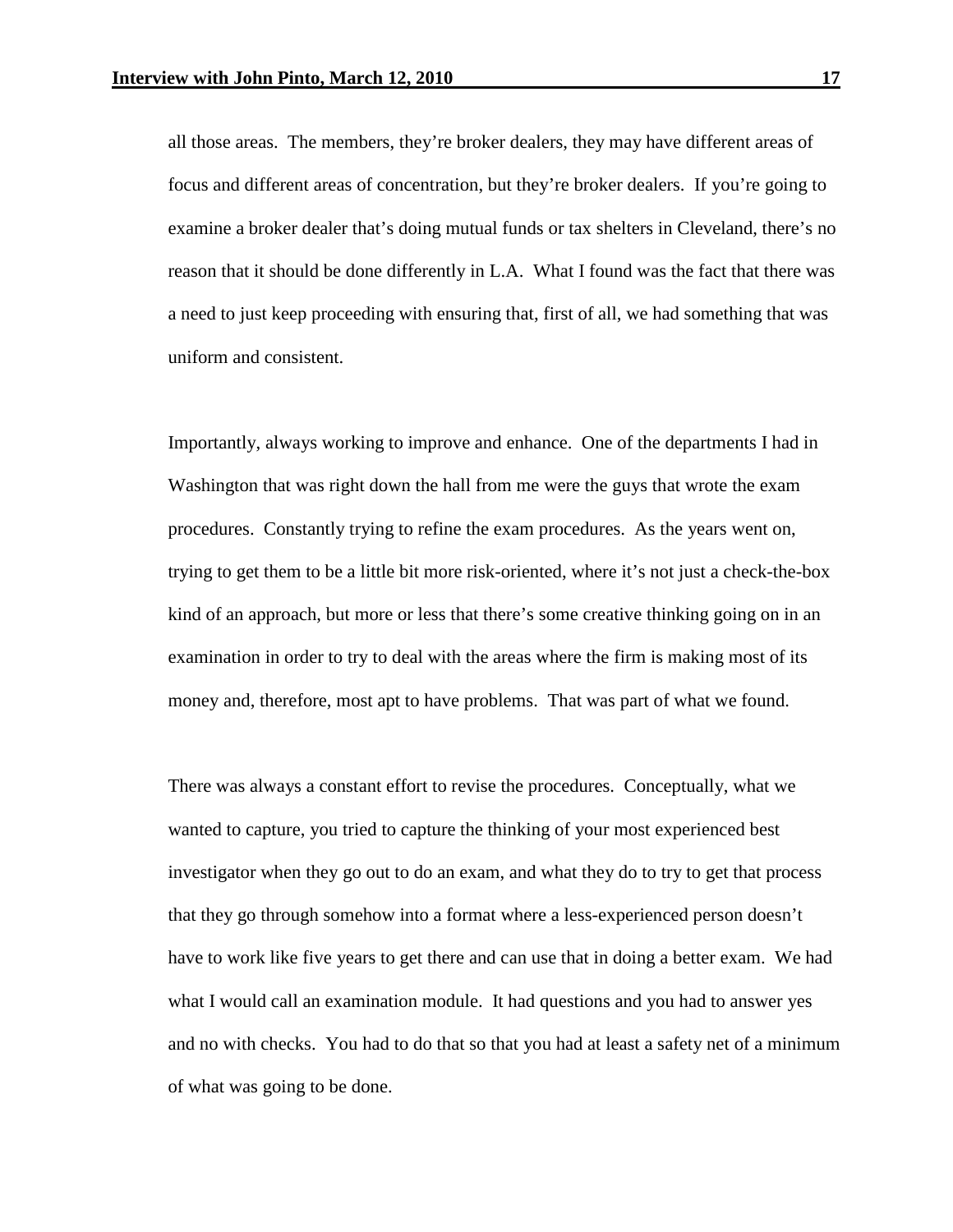all those areas. The members, they're broker dealers, they may have different areas of focus and different areas of concentration, but they're broker dealers. If you're going to examine a broker dealer that's doing mutual funds or tax shelters in Cleveland, there's no reason that it should be done differently in L.A. What I found was the fact that there was a need to just keep proceeding with ensuring that, first of all, we had something that was uniform and consistent.

Importantly, always working to improve and enhance. One of the departments I had in Washington that was right down the hall from me were the guys that wrote the exam procedures. Constantly trying to refine the exam procedures. As the years went on, trying to get them to be a little bit more risk-oriented, where it's not just a check-the-box kind of an approach, but more or less that there's some creative thinking going on in an examination in order to try to deal with the areas where the firm is making most of its money and, therefore, most apt to have problems. That was part of what we found.

There was always a constant effort to revise the procedures. Conceptually, what we wanted to capture, you tried to capture the thinking of your most experienced best investigator when they go out to do an exam, and what they do to try to get that process that they go through somehow into a format where a less-experienced person doesn't have to work like five years to get there and can use that in doing a better exam. We had what I would call an examination module. It had questions and you had to answer yes and no with checks. You had to do that so that you had at least a safety net of a minimum of what was going to be done.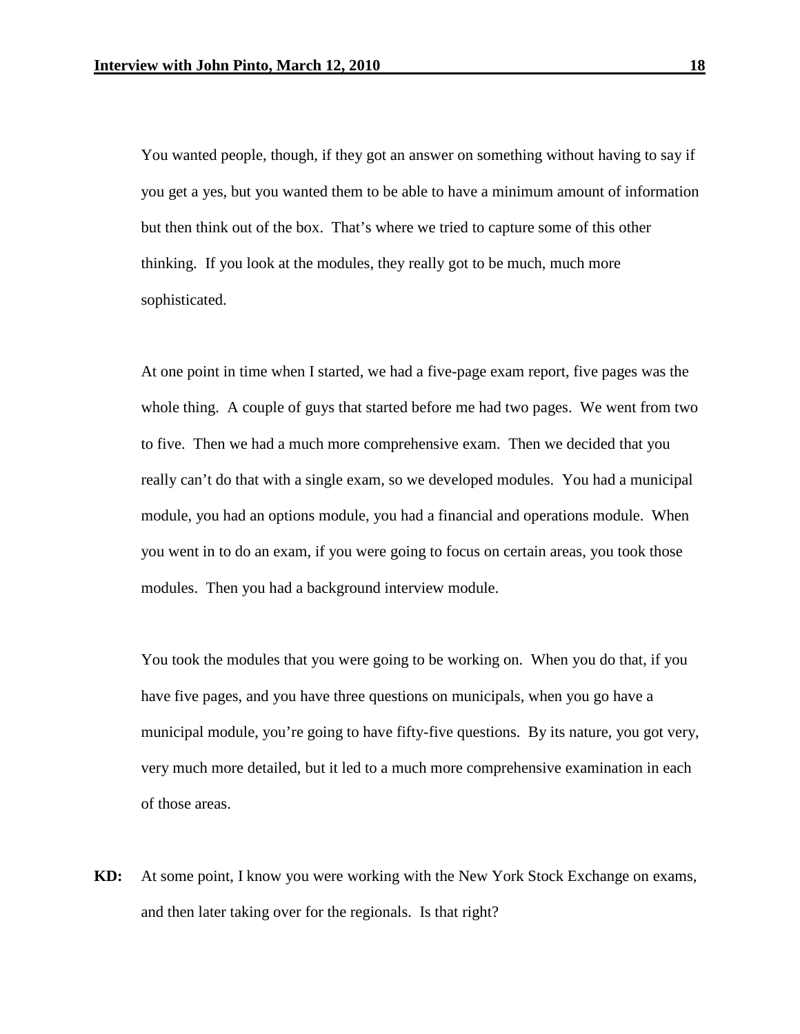You wanted people, though, if they got an answer on something without having to say if you get a yes, but you wanted them to be able to have a minimum amount of information but then think out of the box. That's where we tried to capture some of this other thinking. If you look at the modules, they really got to be much, much more sophisticated.

At one point in time when I started, we had a five-page exam report, five pages was the whole thing. A couple of guys that started before me had two pages. We went from two to five. Then we had a much more comprehensive exam. Then we decided that you really can't do that with a single exam, so we developed modules. You had a municipal module, you had an options module, you had a financial and operations module. When you went in to do an exam, if you were going to focus on certain areas, you took those modules. Then you had a background interview module.

You took the modules that you were going to be working on. When you do that, if you have five pages, and you have three questions on municipals, when you go have a municipal module, you're going to have fifty-five questions. By its nature, you got very, very much more detailed, but it led to a much more comprehensive examination in each of those areas.

**KD:** At some point, I know you were working with the New York Stock Exchange on exams, and then later taking over for the regionals. Is that right?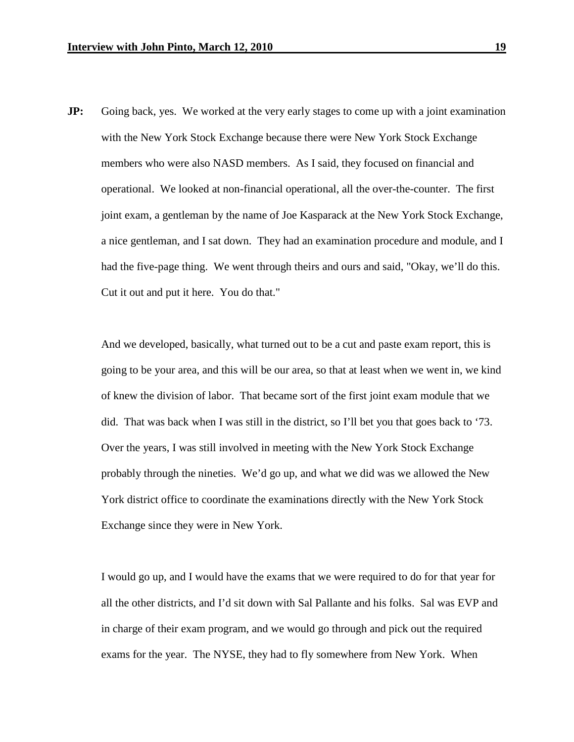**JP:** Going back, yes. We worked at the very early stages to come up with a joint examination with the New York Stock Exchange because there were New York Stock Exchange members who were also NASD members. As I said, they focused on financial and operational. We looked at non-financial operational, all the over-the-counter. The first joint exam, a gentleman by the name of Joe Kasparack at the New York Stock Exchange, a nice gentleman, and I sat down. They had an examination procedure and module, and I had the five-page thing. We went through theirs and ours and said, "Okay, we'll do this. Cut it out and put it here. You do that."

And we developed, basically, what turned out to be a cut and paste exam report, this is going to be your area, and this will be our area, so that at least when we went in, we kind of knew the division of labor. That became sort of the first joint exam module that we did. That was back when I was still in the district, so I'll bet you that goes back to '73. Over the years, I was still involved in meeting with the New York Stock Exchange probably through the nineties. We'd go up, and what we did was we allowed the New York district office to coordinate the examinations directly with the New York Stock Exchange since they were in New York.

I would go up, and I would have the exams that we were required to do for that year for all the other districts, and I'd sit down with Sal Pallante and his folks. Sal was EVP and in charge of their exam program, and we would go through and pick out the required exams for the year. The NYSE, they had to fly somewhere from New York. When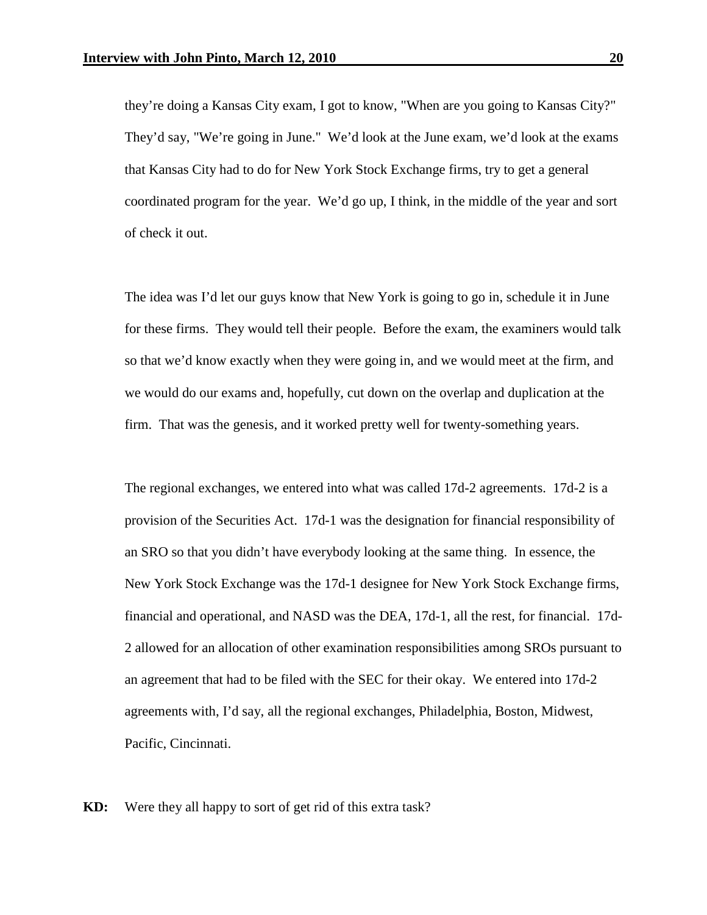they're doing a Kansas City exam, I got to know, "When are you going to Kansas City?" They'd say, "We're going in June." We'd look at the June exam, we'd look at the exams that Kansas City had to do for New York Stock Exchange firms, try to get a general coordinated program for the year. We'd go up, I think, in the middle of the year and sort of check it out.

The idea was I'd let our guys know that New York is going to go in, schedule it in June for these firms. They would tell their people. Before the exam, the examiners would talk so that we'd know exactly when they were going in, and we would meet at the firm, and we would do our exams and, hopefully, cut down on the overlap and duplication at the firm. That was the genesis, and it worked pretty well for twenty-something years.

The regional exchanges, we entered into what was called 17d-2 agreements. 17d-2 is a provision of the Securities Act. 17d-1 was the designation for financial responsibility of an SRO so that you didn't have everybody looking at the same thing. In essence, the New York Stock Exchange was the 17d-1 designee for New York Stock Exchange firms, financial and operational, and NASD was the DEA, 17d-1, all the rest, for financial. 17d-2 allowed for an allocation of other examination responsibilities among SROs pursuant to an agreement that had to be filed with the SEC for their okay. We entered into 17d-2 agreements with, I'd say, all the regional exchanges, Philadelphia, Boston, Midwest, Pacific, Cincinnati.

**KD:** Were they all happy to sort of get rid of this extra task?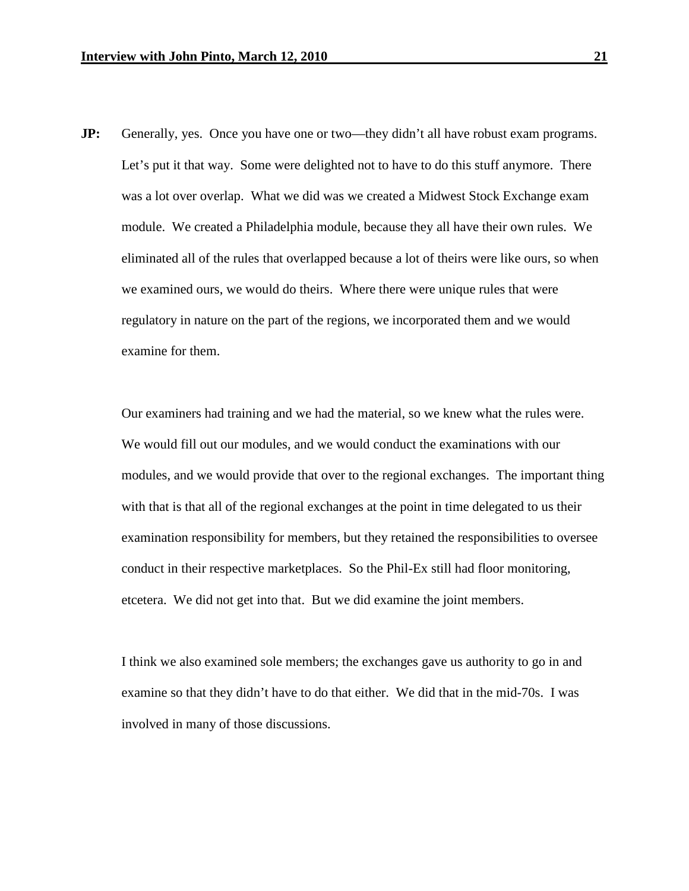**JP:** Generally, yes. Once you have one or two—they didn't all have robust exam programs. Let's put it that way. Some were delighted not to have to do this stuff anymore. There was a lot over overlap. What we did was we created a Midwest Stock Exchange exam module. We created a Philadelphia module, because they all have their own rules. We eliminated all of the rules that overlapped because a lot of theirs were like ours, so when we examined ours, we would do theirs. Where there were unique rules that were regulatory in nature on the part of the regions, we incorporated them and we would examine for them.

Our examiners had training and we had the material, so we knew what the rules were. We would fill out our modules, and we would conduct the examinations with our modules, and we would provide that over to the regional exchanges. The important thing with that is that all of the regional exchanges at the point in time delegated to us their examination responsibility for members, but they retained the responsibilities to oversee conduct in their respective marketplaces. So the Phil-Ex still had floor monitoring, etcetera. We did not get into that. But we did examine the joint members.

I think we also examined sole members; the exchanges gave us authority to go in and examine so that they didn't have to do that either. We did that in the mid-70s. I was involved in many of those discussions.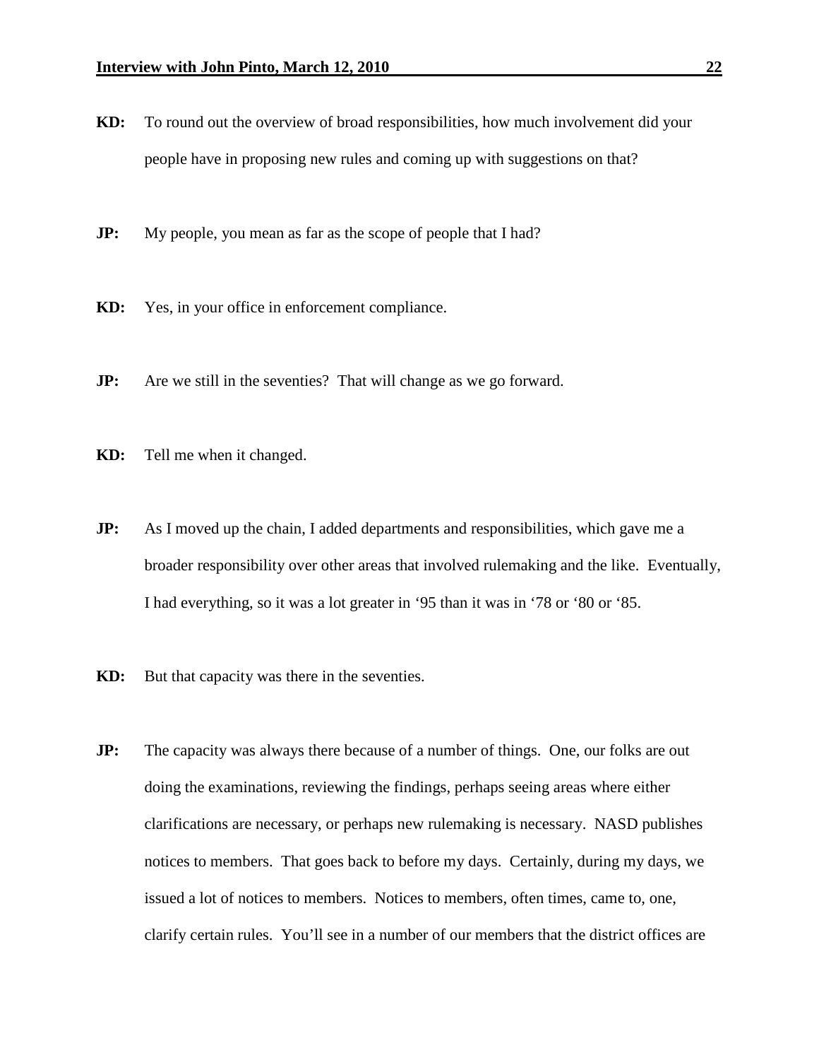**KD:** To round out the overview of broad responsibilities, how much involvement did your people have in proposing new rules and coming up with suggestions on that?

**JP:** My people, you mean as far as the scope of people that I had?

**KD:** Yes, in your office in enforcement compliance.

**JP:** Are we still in the seventies? That will change as we go forward.

**KD:** Tell me when it changed.

**JP:** As I moved up the chain, I added departments and responsibilities, which gave me a broader responsibility over other areas that involved rulemaking and the like. Eventually, I had everything, so it was a lot greater in '95 than it was in '78 or '80 or '85.

**KD:** But that capacity was there in the seventies.

**JP:** The capacity was always there because of a number of things. One, our folks are out doing the examinations, reviewing the findings, perhaps seeing areas where either clarifications are necessary, or perhaps new rulemaking is necessary. NASD publishes notices to members. That goes back to before my days. Certainly, during my days, we issued a lot of notices to members. Notices to members, often times, came to, one, clarify certain rules. You'll see in a number of our members that the district offices are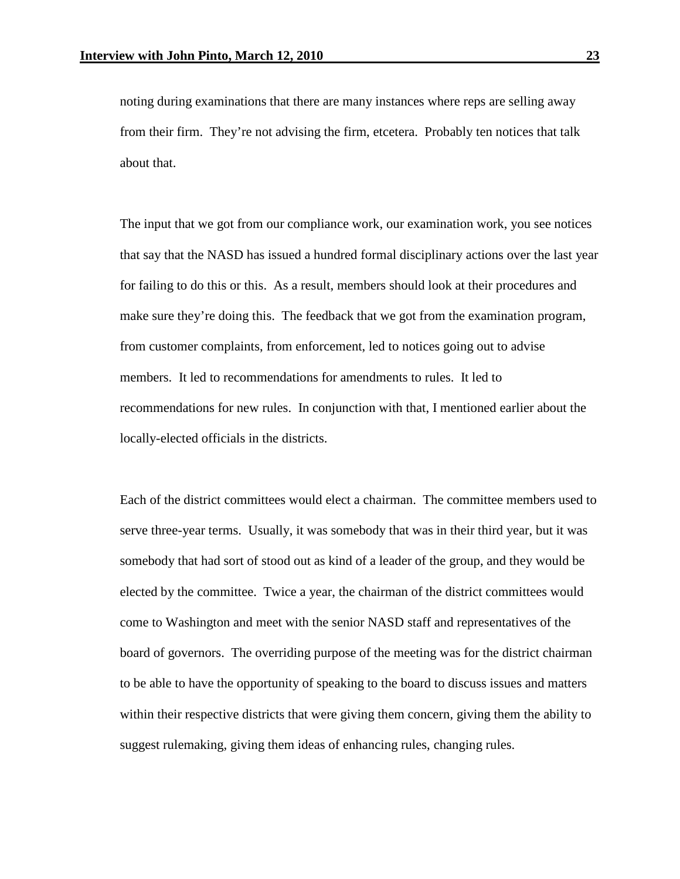noting during examinations that there are many instances where reps are selling away from their firm. They're not advising the firm, etcetera. Probably ten notices that talk about that.

The input that we got from our compliance work, our examination work, you see notices that say that the NASD has issued a hundred formal disciplinary actions over the last year for failing to do this or this. As a result, members should look at their procedures and make sure they're doing this. The feedback that we got from the examination program, from customer complaints, from enforcement, led to notices going out to advise members. It led to recommendations for amendments to rules. It led to recommendations for new rules. In conjunction with that, I mentioned earlier about the locally-elected officials in the districts.

Each of the district committees would elect a chairman. The committee members used to serve three-year terms. Usually, it was somebody that was in their third year, but it was somebody that had sort of stood out as kind of a leader of the group, and they would be elected by the committee. Twice a year, the chairman of the district committees would come to Washington and meet with the senior NASD staff and representatives of the board of governors. The overriding purpose of the meeting was for the district chairman to be able to have the opportunity of speaking to the board to discuss issues and matters within their respective districts that were giving them concern, giving them the ability to suggest rulemaking, giving them ideas of enhancing rules, changing rules.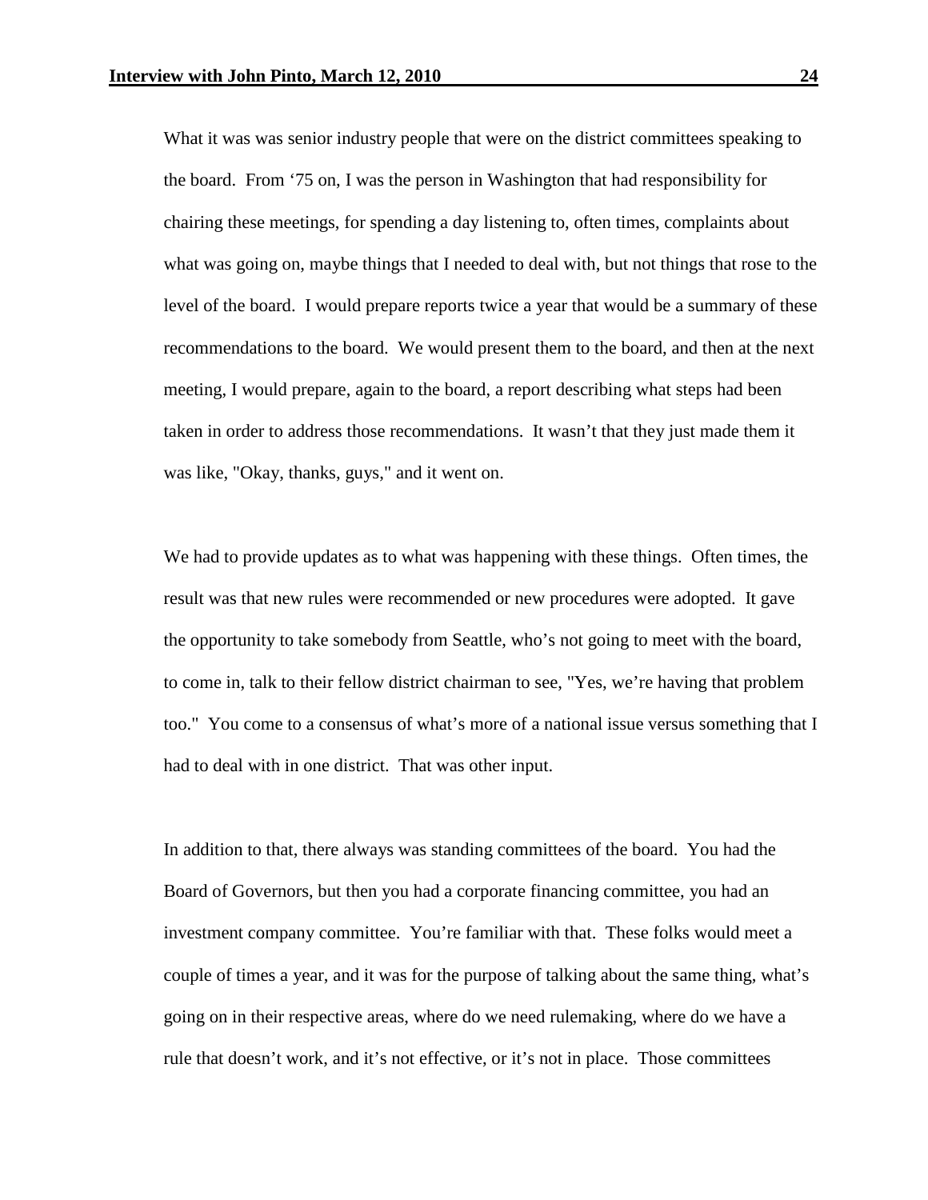What it was was senior industry people that were on the district committees speaking to the board. From '75 on, I was the person in Washington that had responsibility for chairing these meetings, for spending a day listening to, often times, complaints about what was going on, maybe things that I needed to deal with, but not things that rose to the level of the board. I would prepare reports twice a year that would be a summary of these recommendations to the board. We would present them to the board, and then at the next meeting, I would prepare, again to the board, a report describing what steps had been taken in order to address those recommendations. It wasn't that they just made them it was like, "Okay, thanks, guys," and it went on.

We had to provide updates as to what was happening with these things. Often times, the result was that new rules were recommended or new procedures were adopted. It gave the opportunity to take somebody from Seattle, who's not going to meet with the board, to come in, talk to their fellow district chairman to see, "Yes, we're having that problem too." You come to a consensus of what's more of a national issue versus something that I had to deal with in one district. That was other input.

In addition to that, there always was standing committees of the board. You had the Board of Governors, but then you had a corporate financing committee, you had an investment company committee. You're familiar with that. These folks would meet a couple of times a year, and it was for the purpose of talking about the same thing, what's going on in their respective areas, where do we need rulemaking, where do we have a rule that doesn't work, and it's not effective, or it's not in place. Those committees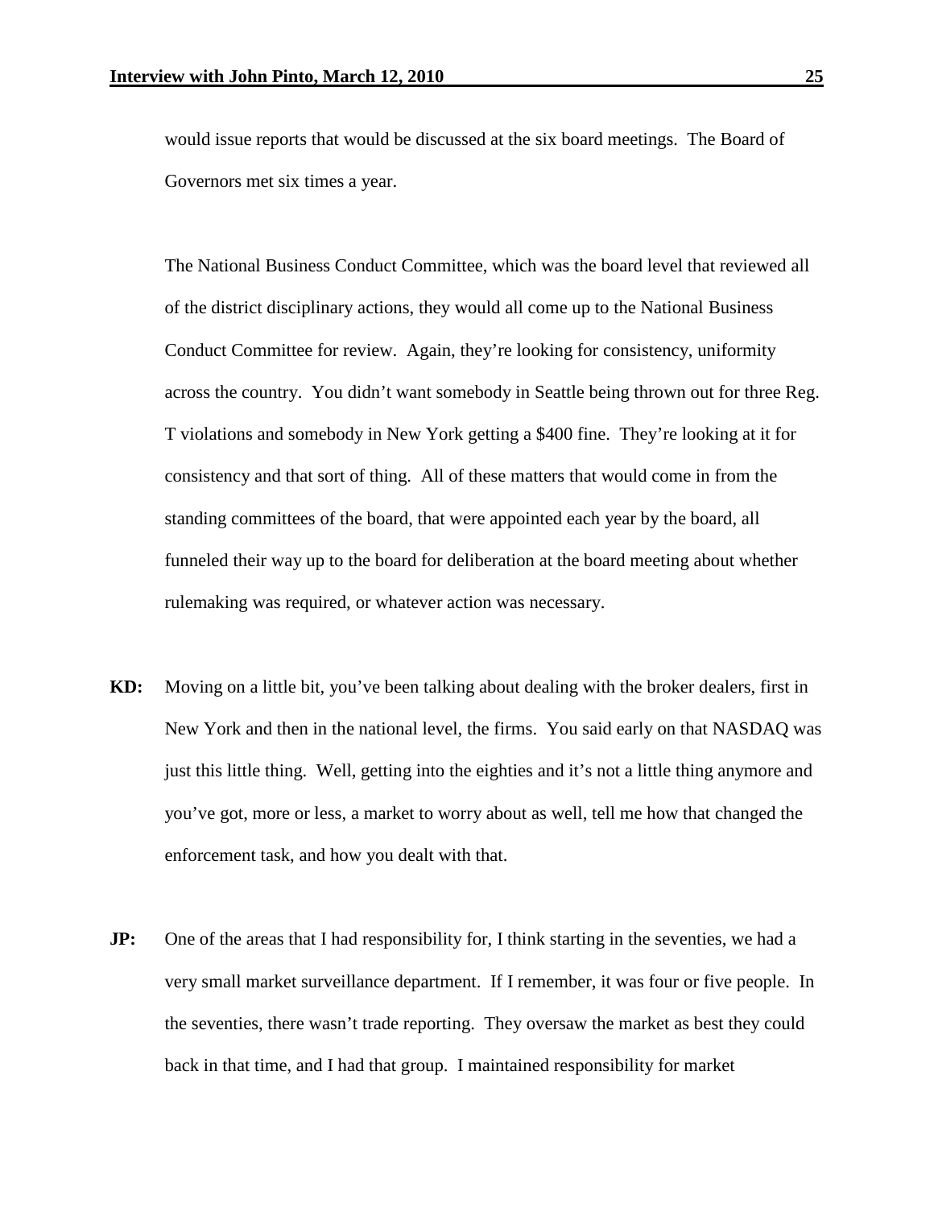would issue reports that would be discussed at the six board meetings. The Board of Governors met six times a year.

The National Business Conduct Committee, which was the board level that reviewed all of the district disciplinary actions, they would all come up to the National Business Conduct Committee for review. Again, they're looking for consistency, uniformity across the country. You didn't want somebody in Seattle being thrown out for three Reg. T violations and somebody in New York getting a $400 fine. They're looking at it for consistency and that sort of thing. All of these matters that would come in from the standing committees of the board, that were appointed each year by the board, all funneled their way up to the board for deliberation at the board meeting about whether rulemaking was required, or whatever action was necessary.

**KD:** Moving on a little bit, you've been talking about dealing with the broker dealers, first in New York and then in the national level, the firms. You said early on that NASDAQ was just this little thing. Well, getting into the eighties and it's not a little thing anymore and you've got, more or less, a market to worry about as well, tell me how that changed the enforcement task, and how you dealt with that.

**JP:** One of the areas that I had responsibility for, I think starting in the seventies, we had a very small market surveillance department. If I remember, it was four or five people. In the seventies, there wasn't trade reporting. They oversaw the market as best they could back in that time, and I had that group. I maintained responsibility for market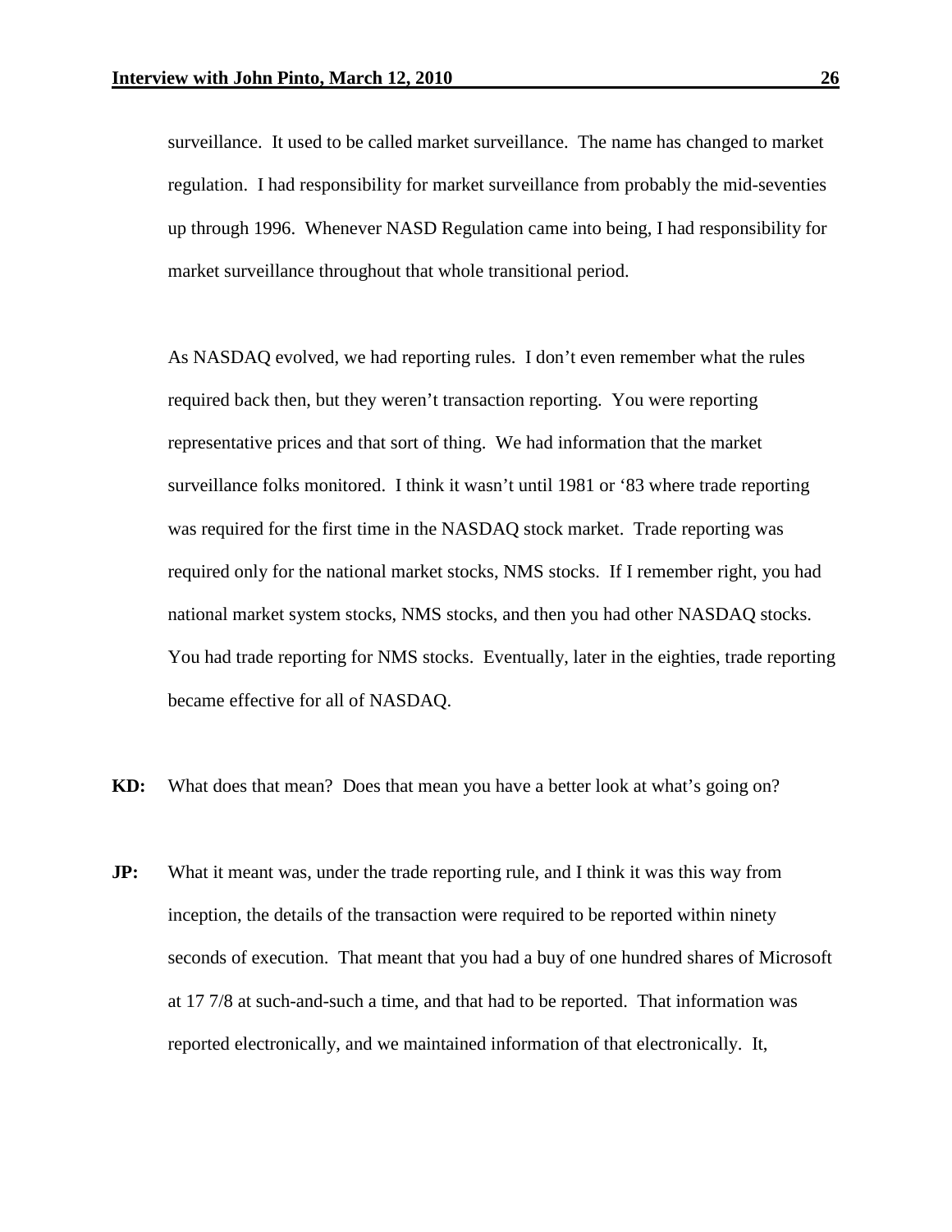surveillance. It used to be called market surveillance. The name has changed to market regulation. I had responsibility for market surveillance from probably the mid-seventies up through 1996. Whenever NASD Regulation came into being, I had responsibility for market surveillance throughout that whole transitional period.

As NASDAQ evolved, we had reporting rules. I don't even remember what the rules required back then, but they weren't transaction reporting. You were reporting representative prices and that sort of thing. We had information that the market surveillance folks monitored. I think it wasn't until 1981 or '83 where trade reporting was required for the first time in the NASDAQ stock market. Trade reporting was required only for the national market stocks, NMS stocks. If I remember right, you had national market system stocks, NMS stocks, and then you had other NASDAQ stocks. You had trade reporting for NMS stocks. Eventually, later in the eighties, trade reporting became effective for all of NASDAQ.

**KD:** What does that mean? Does that mean you have a better look at what's going on?

**JP:** What it meant was, under the trade reporting rule, and I think it was this way from inception, the details of the transaction were required to be reported within ninety seconds of execution. That meant that you had a buy of one hundred shares of Microsoft at 17 7/8 at such-and-such a time, and that had to be reported. That information was reported electronically, and we maintained information of that electronically. It,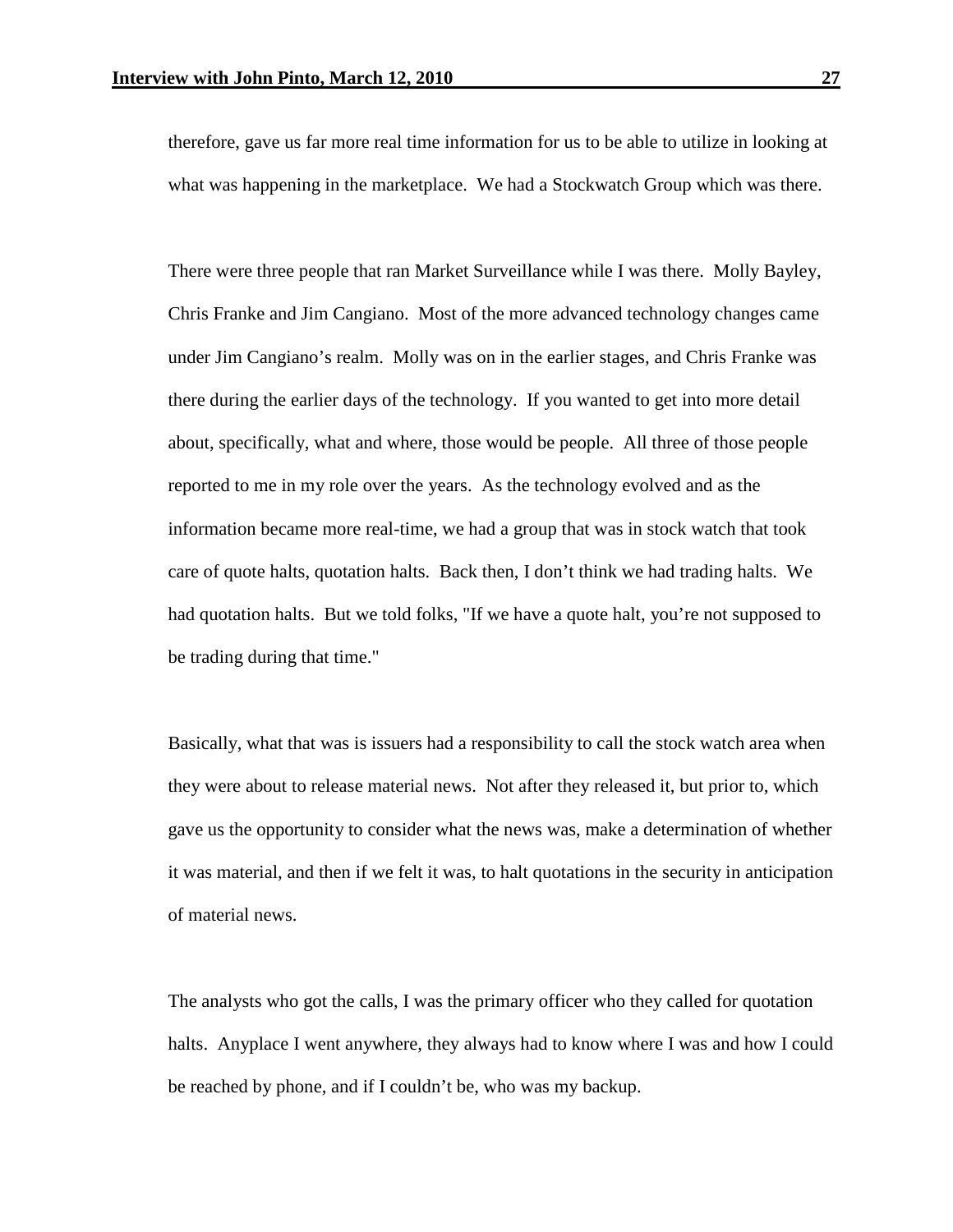therefore, gave us far more real time information for us to be able to utilize in looking at what was happening in the marketplace. We had a Stockwatch Group which was there.

There were three people that ran Market Surveillance while I was there. Molly Bayley, Chris Franke and Jim Cangiano. Most of the more advanced technology changes came under Jim Cangiano's realm. Molly was on in the earlier stages, and Chris Franke was there during the earlier days of the technology. If you wanted to get into more detail about, specifically, what and where, those would be people. All three of those people reported to me in my role over the years. As the technology evolved and as the information became more real-time, we had a group that was in stock watch that took care of quote halts, quotation halts. Back then, I don't think we had trading halts. We had quotation halts. But we told folks, "If we have a quote halt, you're not supposed to be trading during that time."

Basically, what that was is issuers had a responsibility to call the stock watch area when they were about to release material news. Not after they released it, but prior to, which gave us the opportunity to consider what the news was, make a determination of whether it was material, and then if we felt it was, to halt quotations in the security in anticipation of material news.

The analysts who got the calls, I was the primary officer who they called for quotation halts. Anyplace I went anywhere, they always had to know where I was and how I could be reached by phone, and if I couldn't be, who was my backup.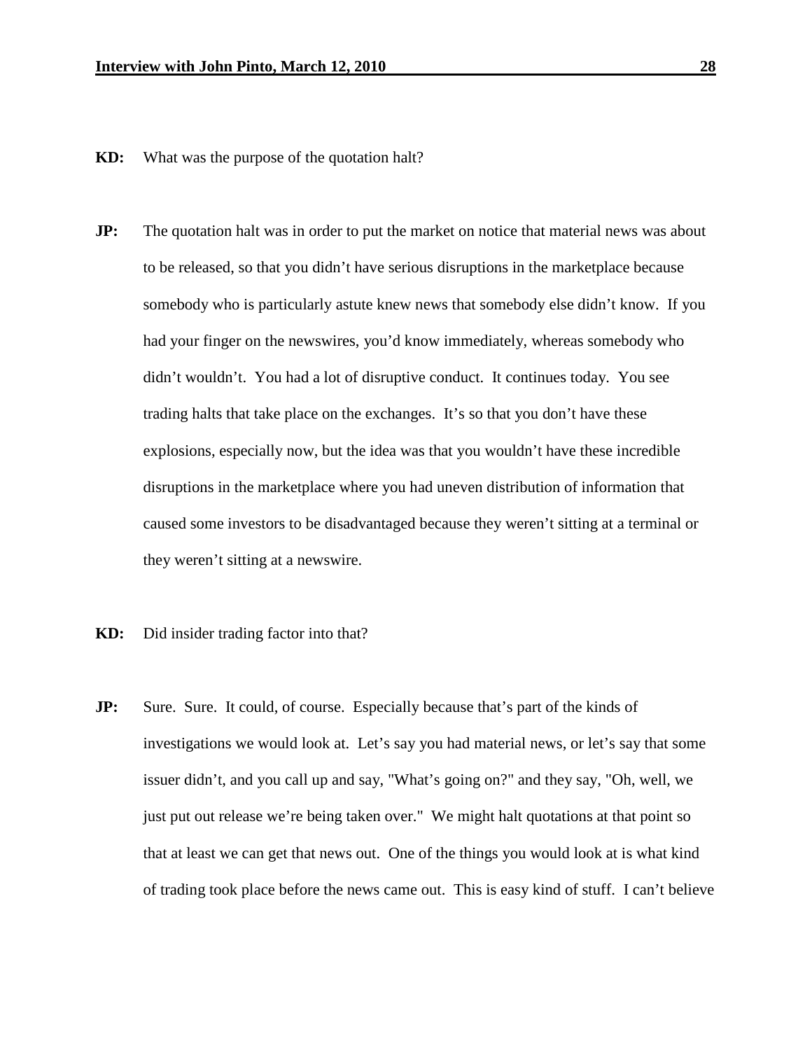**KD:** What was the purpose of the quotation halt?

**JP:** The quotation halt was in order to put the market on notice that material news was about to be released, so that you didn't have serious disruptions in the marketplace because somebody who is particularly astute knew news that somebody else didn't know. If you had your finger on the newswires, you'd know immediately, whereas somebody who didn't wouldn't. You had a lot of disruptive conduct. It continues today. You see trading halts that take place on the exchanges. It's so that you don't have these explosions, especially now, but the idea was that you wouldn't have these incredible disruptions in the marketplace where you had uneven distribution of information that caused some investors to be disadvantaged because they weren't sitting at a terminal or they weren't sitting at a newswire.

**KD:** Did insider trading factor into that?

**JP:** Sure. Sure. It could, of course. Especially because that's part of the kinds of investigations we would look at. Let's say you had material news, or let's say that some issuer didn't, and you call up and say, "What's going on?" and they say, "Oh, well, we just put out release we're being taken over." We might halt quotations at that point so that at least we can get that news out. One of the things you would look at is what kind of trading took place before the news came out. This is easy kind of stuff. I can't believe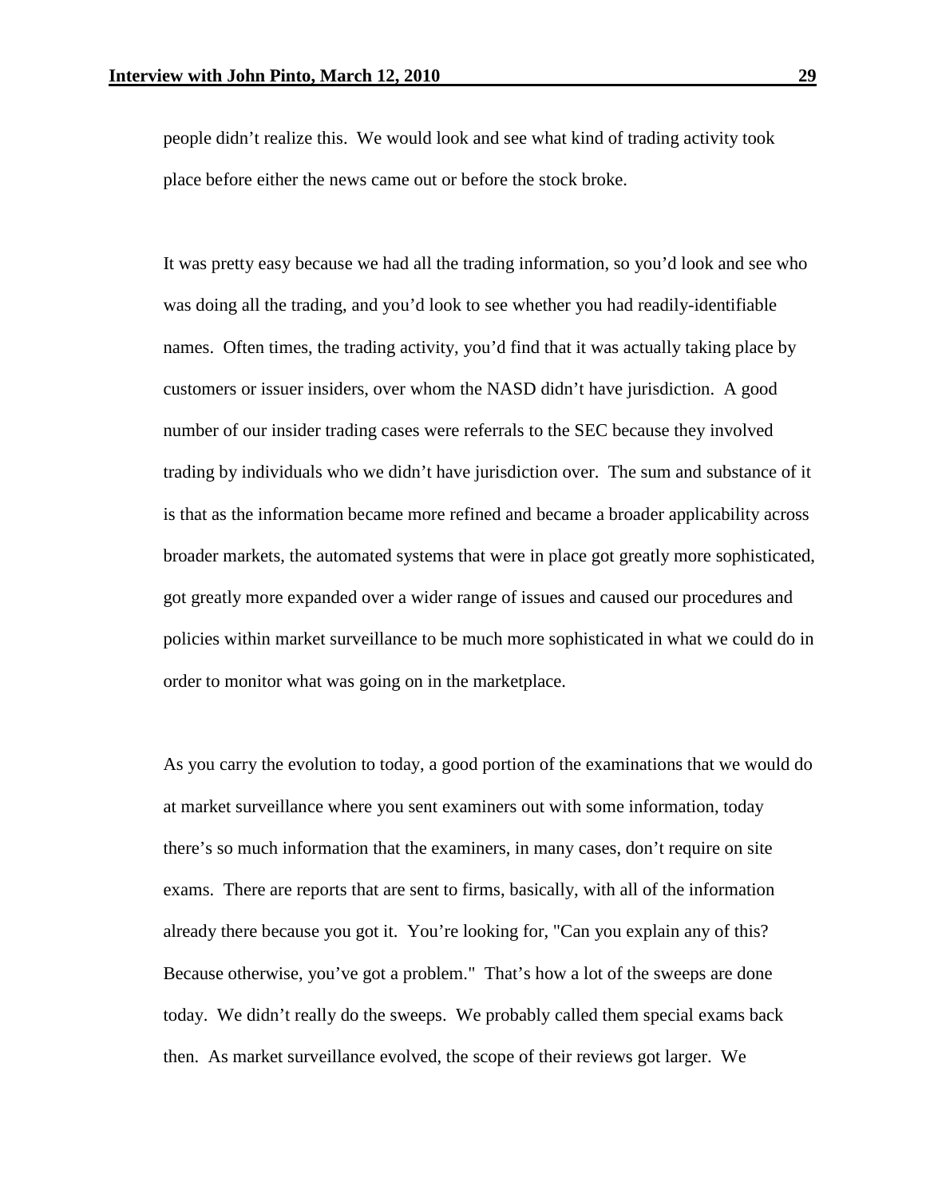people didn’t realize this. We would look and see what kind of trading activity took place before either the news came out or before the stock broke.

It was pretty easy because we had all the trading information, so you’d look and see who was doing all the trading, and you’d look to see whether you had readily-identifiable names. Often times, the trading activity, you’d find that it was actually taking place by customers or issuer insiders, over whom the NASD didn’t have jurisdiction. A good number of our insider trading cases were referrals to the SEC because they involved trading by individuals who we didn’t have jurisdiction over. The sum and substance of it is that as the information became more refined and became a broader applicability across broader markets, the automated systems that were in place got greatly more sophisticated, got greatly more expanded over a wider range of issues and caused our procedures and policies within market surveillance to be much more sophisticated in what we could do in order to monitor what was going on in the marketplace.

As you carry the evolution to today, a good portion of the examinations that we would do at market surveillance where you sent examiners out with some information, today there’s so much information that the examiners, in many cases, don’t require on site exams. There are reports that are sent to firms, basically, with all of the information already there because you got it. You’re looking for, "Can you explain any of this? Because otherwise, you’ve got a problem." That’s how a lot of the sweeps are done today. We didn’t really do the sweeps. We probably called them special exams back then. As market surveillance evolved, the scope of their reviews got larger. We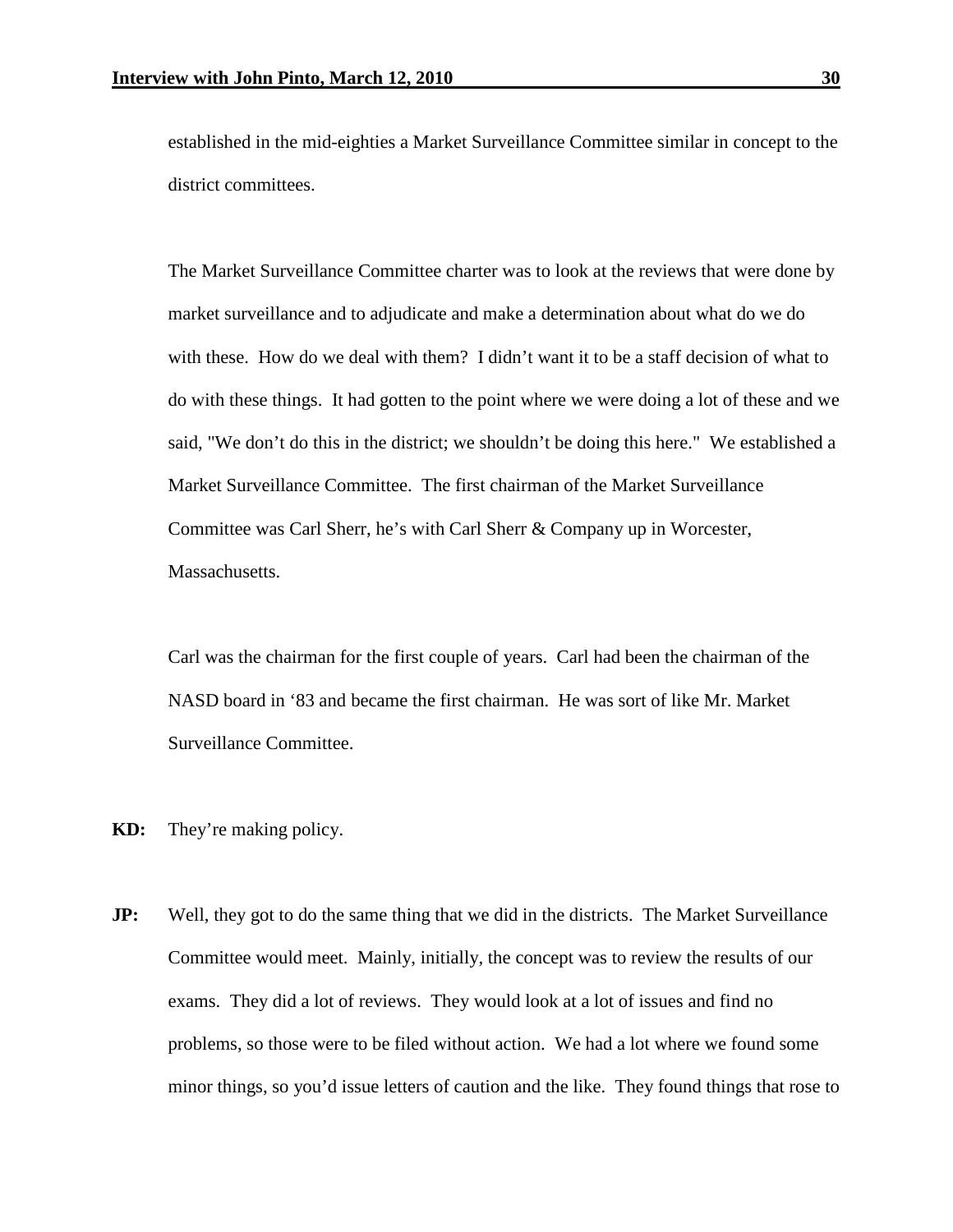established in the mid-eighties a Market Surveillance Committee similar in concept to the district committees.

The Market Surveillance Committee charter was to look at the reviews that were done by market surveillance and to adjudicate and make a determination about what do we do with these. How do we deal with them? I didn't want it to be a staff decision of what to do with these things. It had gotten to the point where we were doing a lot of these and we said, "We don't do this in the district; we shouldn't be doing this here." We established a Market Surveillance Committee. The first chairman of the Market Surveillance Committee was Carl Sherr, he's with Carl Sherr & Company up in Worcester, Massachusetts.

Carl was the chairman for the first couple of years. Carl had been the chairman of the NASD board in '83 and became the first chairman. He was sort of like Mr. Market Surveillance Committee.

**KD:** They're making policy.

**JP:** Well, they got to do the same thing that we did in the districts. The Market Surveillance Committee would meet. Mainly, initially, the concept was to review the results of our exams. They did a lot of reviews. They would look at a lot of issues and find no problems, so those were to be filed without action. We had a lot where we found some minor things, so you'd issue letters of caution and the like. They found things that rose to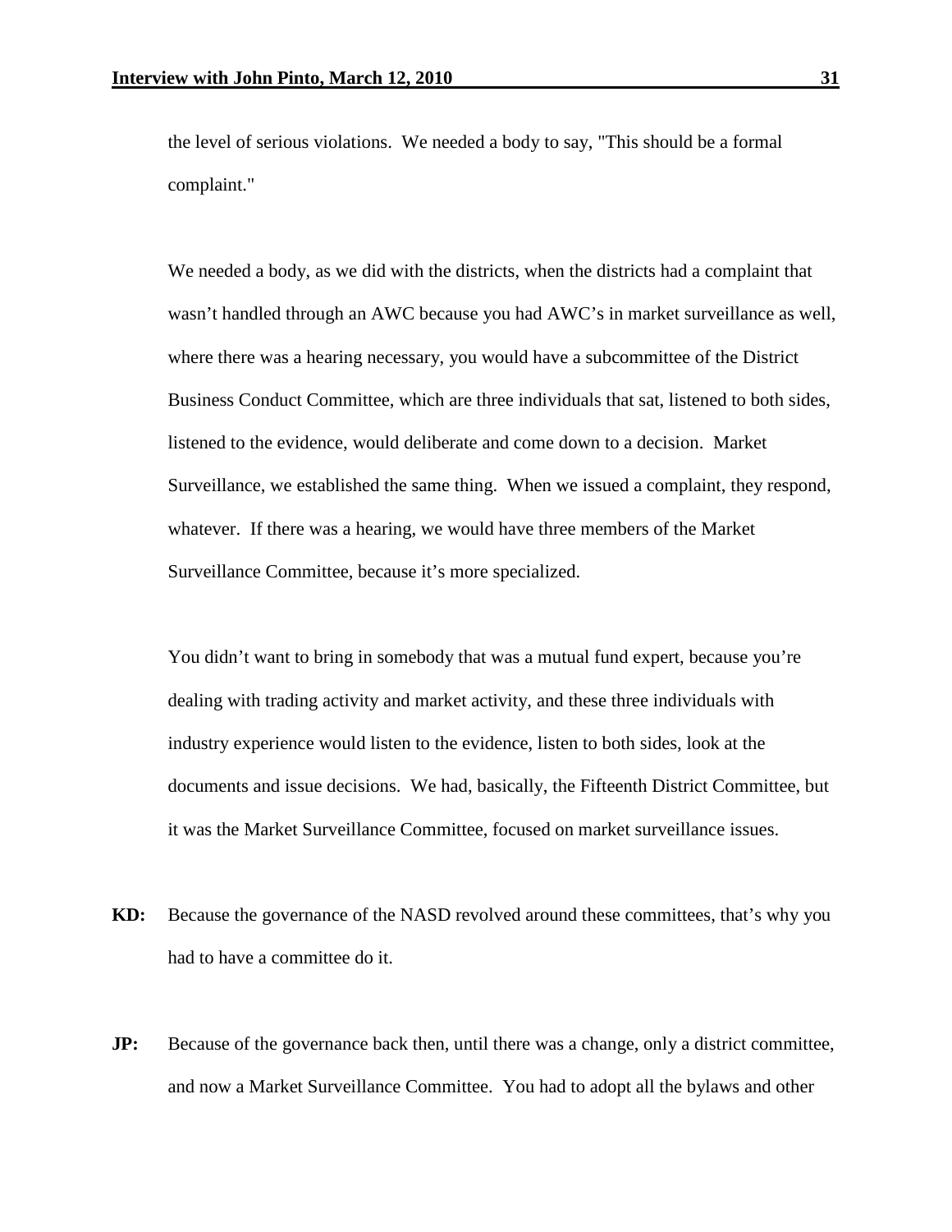the level of serious violations. We needed a body to say, "This should be a formal complaint."

We needed a body, as we did with the districts, when the districts had a complaint that wasn't handled through an AWC because you had AWC's in market surveillance as well, where there was a hearing necessary, you would have a subcommittee of the District Business Conduct Committee, which are three individuals that sat, listened to both sides, listened to the evidence, would deliberate and come down to a decision. Market Surveillance, we established the same thing. When we issued a complaint, they respond, whatever. If there was a hearing, we would have three members of the Market Surveillance Committee, because it's more specialized.

You didn't want to bring in somebody that was a mutual fund expert, because you're dealing with trading activity and market activity, and these three individuals with industry experience would listen to the evidence, listen to both sides, look at the documents and issue decisions. We had, basically, the Fifteenth District Committee, but it was the Market Surveillance Committee, focused on market surveillance issues.

**KD:** Because the governance of the NASD revolved around these committees, that's why you had to have a committee do it.

**JP:** Because of the governance back then, until there was a change, only a district committee, and now a Market Surveillance Committee. You had to adopt all the bylaws and other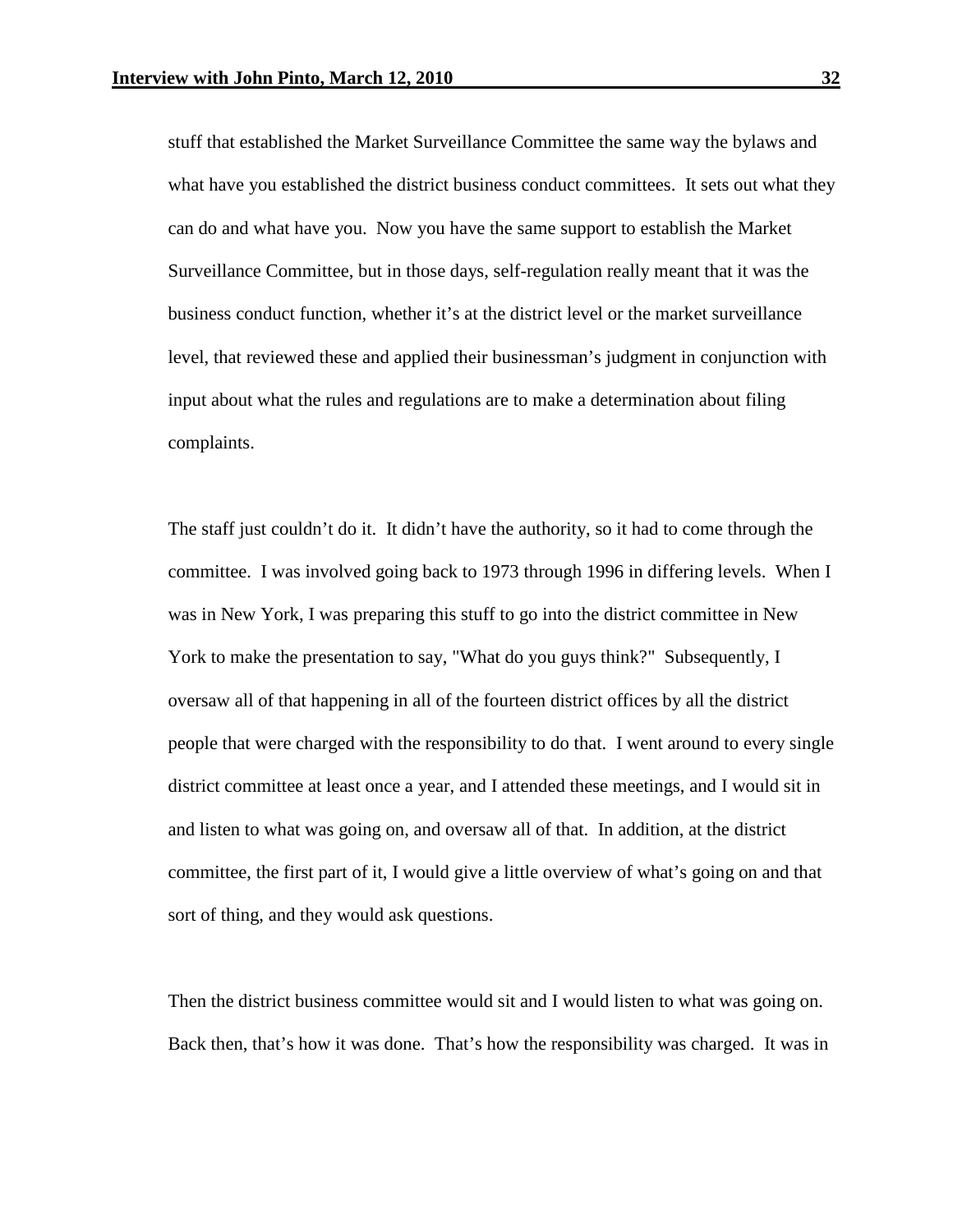stuff that established the Market Surveillance Committee the same way the bylaws and what have you established the district business conduct committees. It sets out what they can do and what have you. Now you have the same support to establish the Market Surveillance Committee, but in those days, self-regulation really meant that it was the business conduct function, whether it's at the district level or the market surveillance level, that reviewed these and applied their businessman's judgment in conjunction with input about what the rules and regulations are to make a determination about filing complaints.

The staff just couldn't do it. It didn't have the authority, so it had to come through the committee. I was involved going back to 1973 through 1996 in differing levels. When I was in New York, I was preparing this stuff to go into the district committee in New York to make the presentation to say, "What do you guys think?" Subsequently, I oversaw all of that happening in all of the fourteen district offices by all the district people that were charged with the responsibility to do that. I went around to every single district committee at least once a year, and I attended these meetings, and I would sit in and listen to what was going on, and oversaw all of that. In addition, at the district committee, the first part of it, I would give a little overview of what's going on and that sort of thing, and they would ask questions.

Then the district business committee would sit and I would listen to what was going on. Back then, that's how it was done. That's how the responsibility was charged. It was in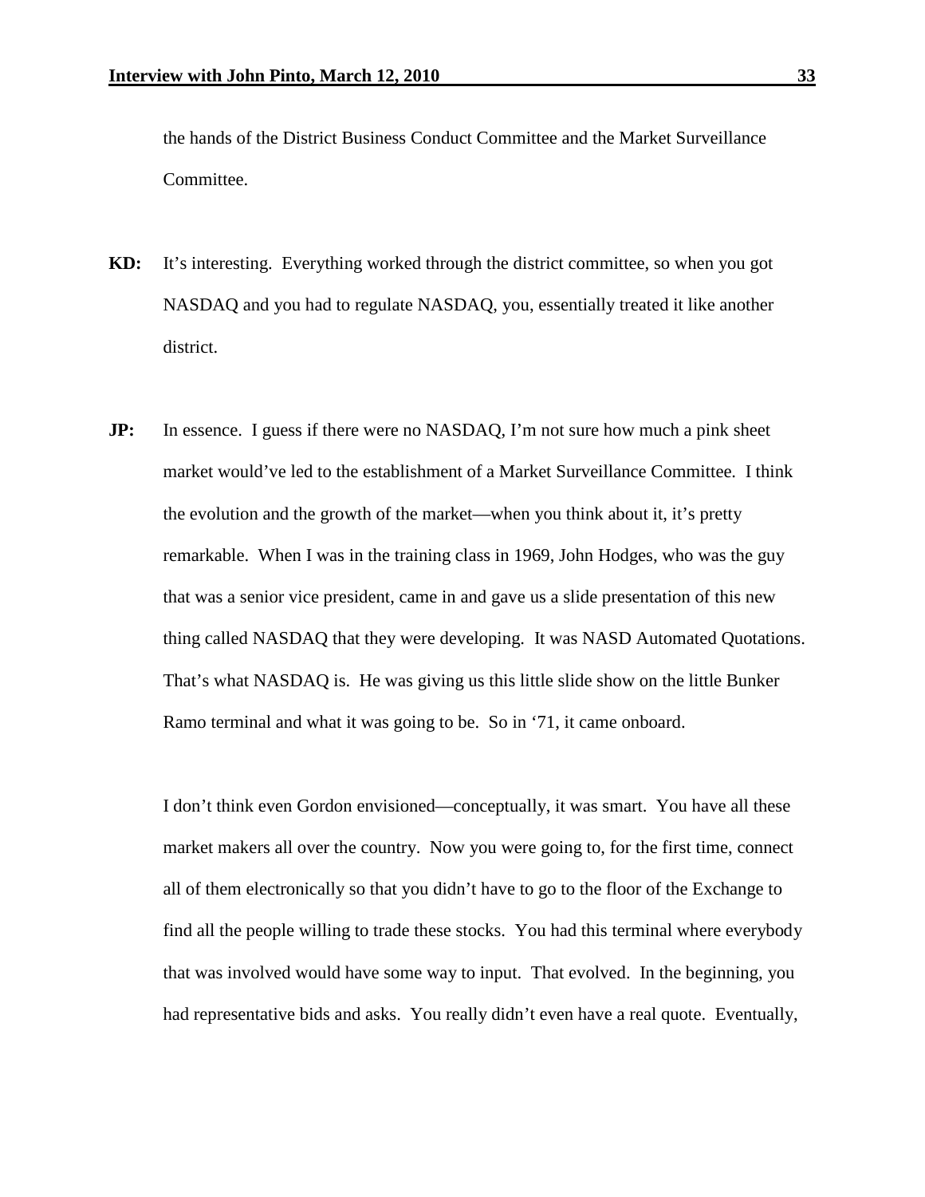the hands of the District Business Conduct Committee and the Market Surveillance Committee.

**KD:** It's interesting. Everything worked through the district committee, so when you got NASDAQ and you had to regulate NASDAQ, you, essentially treated it like another district.

**JP:** In essence. I guess if there were no NASDAQ, I'm not sure how much a pink sheet market would've led to the establishment of a Market Surveillance Committee. I think the evolution and the growth of the market—when you think about it, it's pretty remarkable. When I was in the training class in 1969, John Hodges, who was the guy that was a senior vice president, came in and gave us a slide presentation of this new thing called NASDAQ that they were developing. It was NASD Automated Quotations. That's what NASDAQ is. He was giving us this little slide show on the little Bunker Ramo terminal and what it was going to be. So in '71, it came onboard.

I don't think even Gordon envisioned—conceptually, it was smart. You have all these market makers all over the country. Now you were going to, for the first time, connect all of them electronically so that you didn't have to go to the floor of the Exchange to find all the people willing to trade these stocks. You had this terminal where everybody that was involved would have some way to input. That evolved. In the beginning, you had representative bids and asks. You really didn't even have a real quote. Eventually,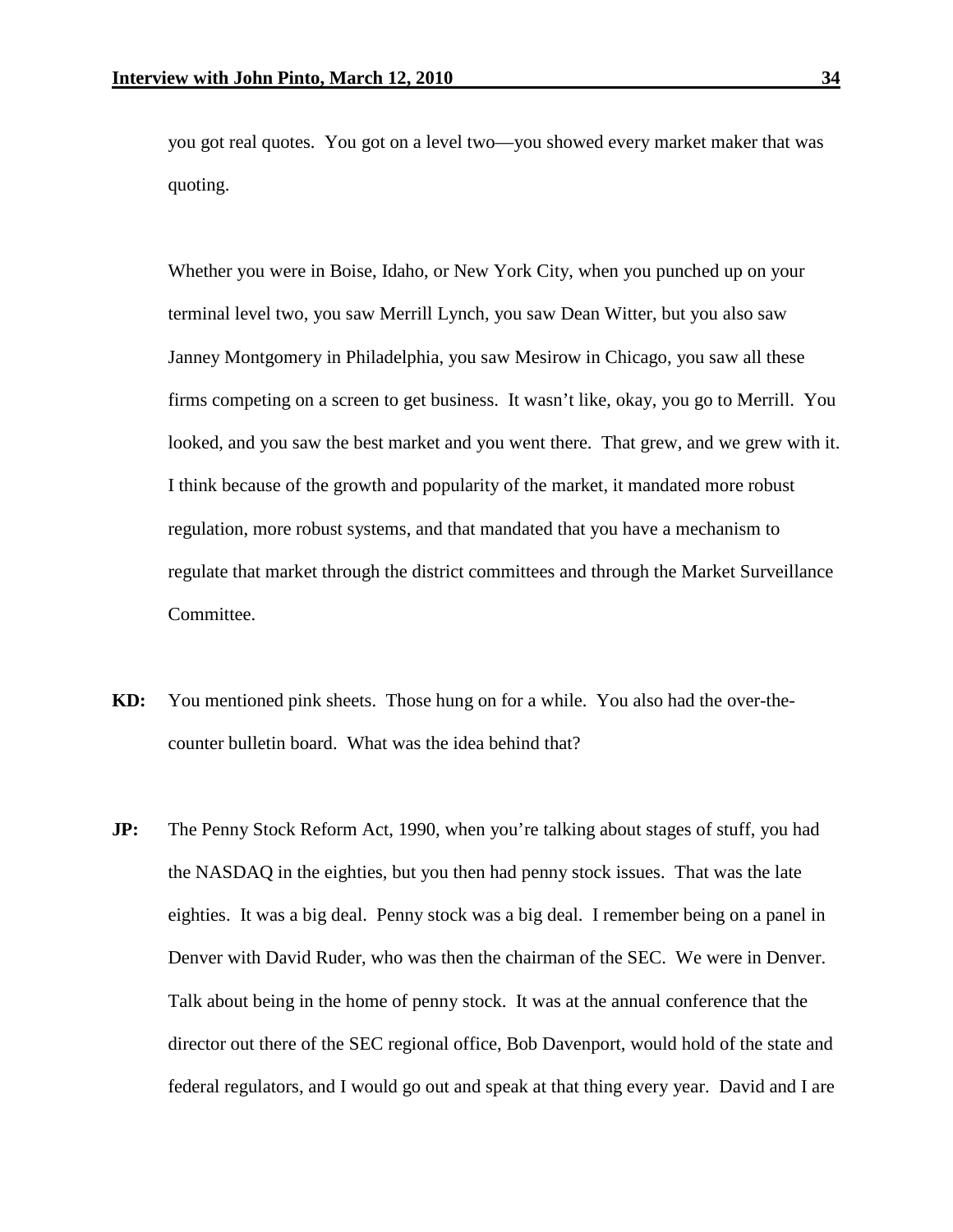you got real quotes. You got on a level two—you showed every market maker that was quoting.

Whether you were in Boise, Idaho, or New York City, when you punched up on your terminal level two, you saw Merrill Lynch, you saw Dean Witter, but you also saw Janney Montgomery in Philadelphia, you saw Mesirow in Chicago, you saw all these firms competing on a screen to get business. It wasn't like, okay, you go to Merrill. You looked, and you saw the best market and you went there. That grew, and we grew with it. I think because of the growth and popularity of the market, it mandated more robust regulation, more robust systems, and that mandated that you have a mechanism to regulate that market through the district committees and through the Market Surveillance Committee.

**KD:** You mentioned pink sheets. Those hung on for a while. You also had the over-the-counter bulletin board. What was the idea behind that?

**JP:** The Penny Stock Reform Act, 1990, when you're talking about stages of stuff, you had the NASDAQ in the eighties, but you then had penny stock issues. That was the late eighties. It was a big deal. Penny stock was a big deal. I remember being on a panel in Denver with David Ruder, who was then the chairman of the SEC. We were in Denver. Talk about being in the home of penny stock. It was at the annual conference that the director out there of the SEC regional office, Bob Davenport, would hold of the state and federal regulators, and I would go out and speak at that thing every year. David and I are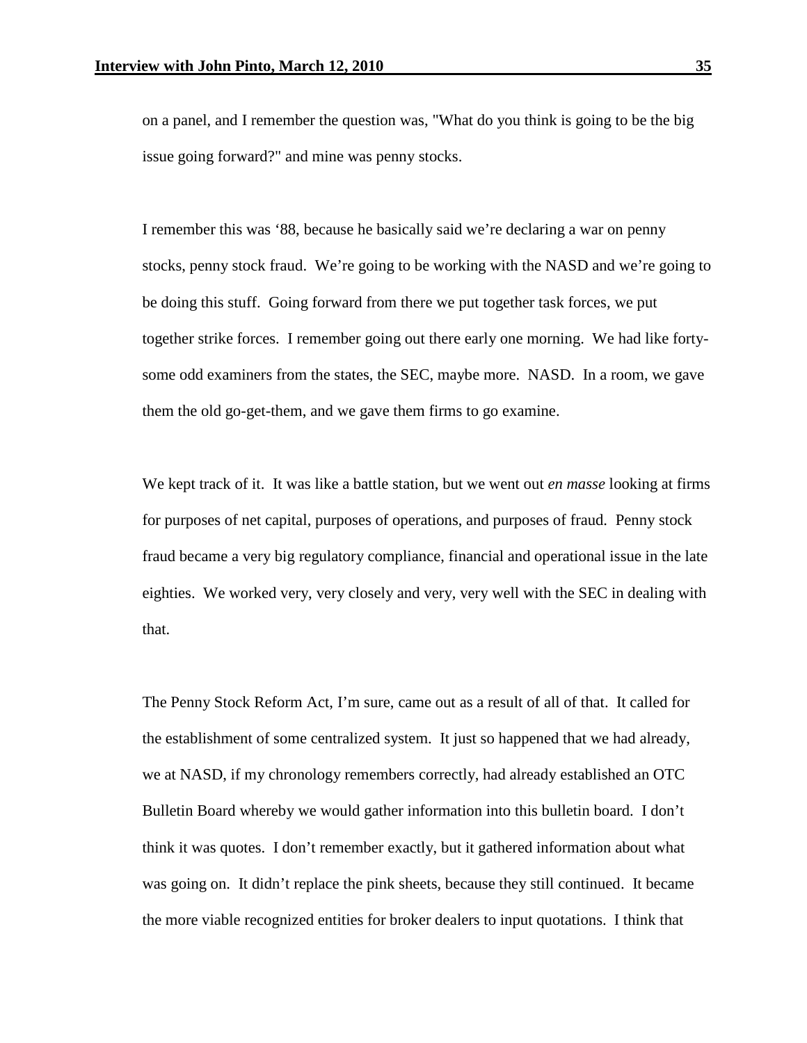on a panel, and I remember the question was, "What do you think is going to be the big issue going forward?" and mine was penny stocks.

I remember this was ‘88, because he basically said we’re declaring a war on penny stocks, penny stock fraud. We’re going to be working with the NASD and we’re going to be doing this stuff. Going forward from there we put together task forces, we put together strike forces. I remember going out there early one morning. We had like forty-some odd examiners from the states, the SEC, maybe more. NASD. In a room, we gave them the old go-get-them, and we gave them firms to go examine.

We kept track of it. It was like a battle station, but we went out *en masse* looking at firms for purposes of net capital, purposes of operations, and purposes of fraud. Penny stock fraud became a very big regulatory compliance, financial and operational issue in the late eighties. We worked very, very closely and very, very well with the SEC in dealing with that.

The Penny Stock Reform Act, I’m sure, came out as a result of all of that. It called for the establishment of some centralized system. It just so happened that we had already, we at NASD, if my chronology remembers correctly, had already established an OTC Bulletin Board whereby we would gather information into this bulletin board. I don’t think it was quotes. I don’t remember exactly, but it gathered information about what was going on. It didn’t replace the pink sheets, because they still continued. It became the more viable recognized entities for broker dealers to input quotations. I think that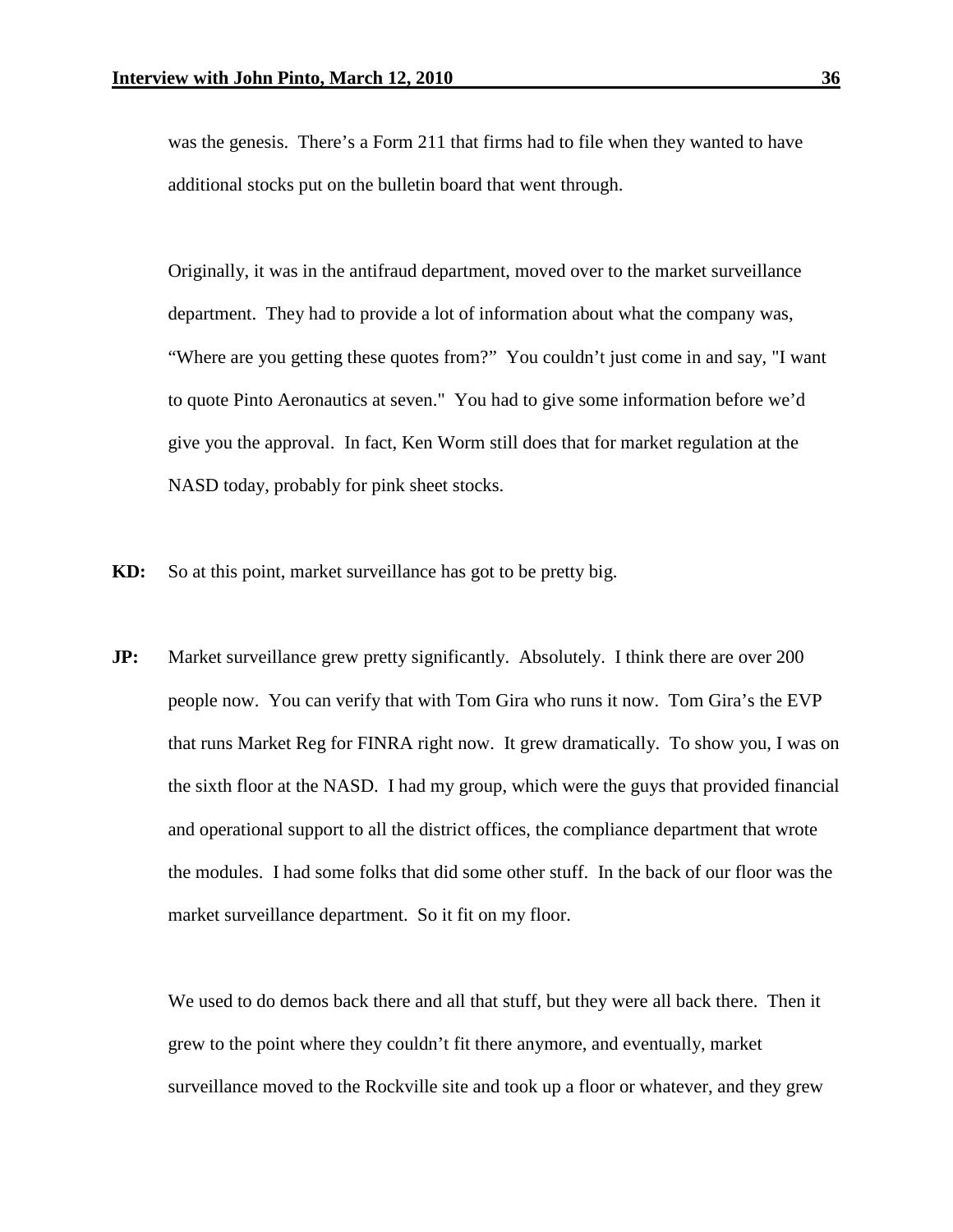was the genesis. There's a Form 211 that firms had to file when they wanted to have additional stocks put on the bulletin board that went through.

Originally, it was in the antifraud department, moved over to the market surveillance department. They had to provide a lot of information about what the company was, "Where are you getting these quotes from?" You couldn't just come in and say, "I want to quote Pinto Aeronautics at seven." You had to give some information before we'd give you the approval. In fact, Ken Worm still does that for market regulation at the NASD today, probably for pink sheet stocks.

**KD:** So at this point, market surveillance has got to be pretty big.

**JP:** Market surveillance grew pretty significantly. Absolutely. I think there are over 200 people now. You can verify that with Tom Gira who runs it now. Tom Gira's the EVP that runs Market Reg for FINRA right now. It grew dramatically. To show you, I was on the sixth floor at the NASD. I had my group, which were the guys that provided financial and operational support to all the district offices, the compliance department that wrote the modules. I had some folks that did some other stuff. In the back of our floor was the market surveillance department. So it fit on my floor.

We used to do demos back there and all that stuff, but they were all back there. Then it grew to the point where they couldn't fit there anymore, and eventually, market surveillance moved to the Rockville site and took up a floor or whatever, and they grew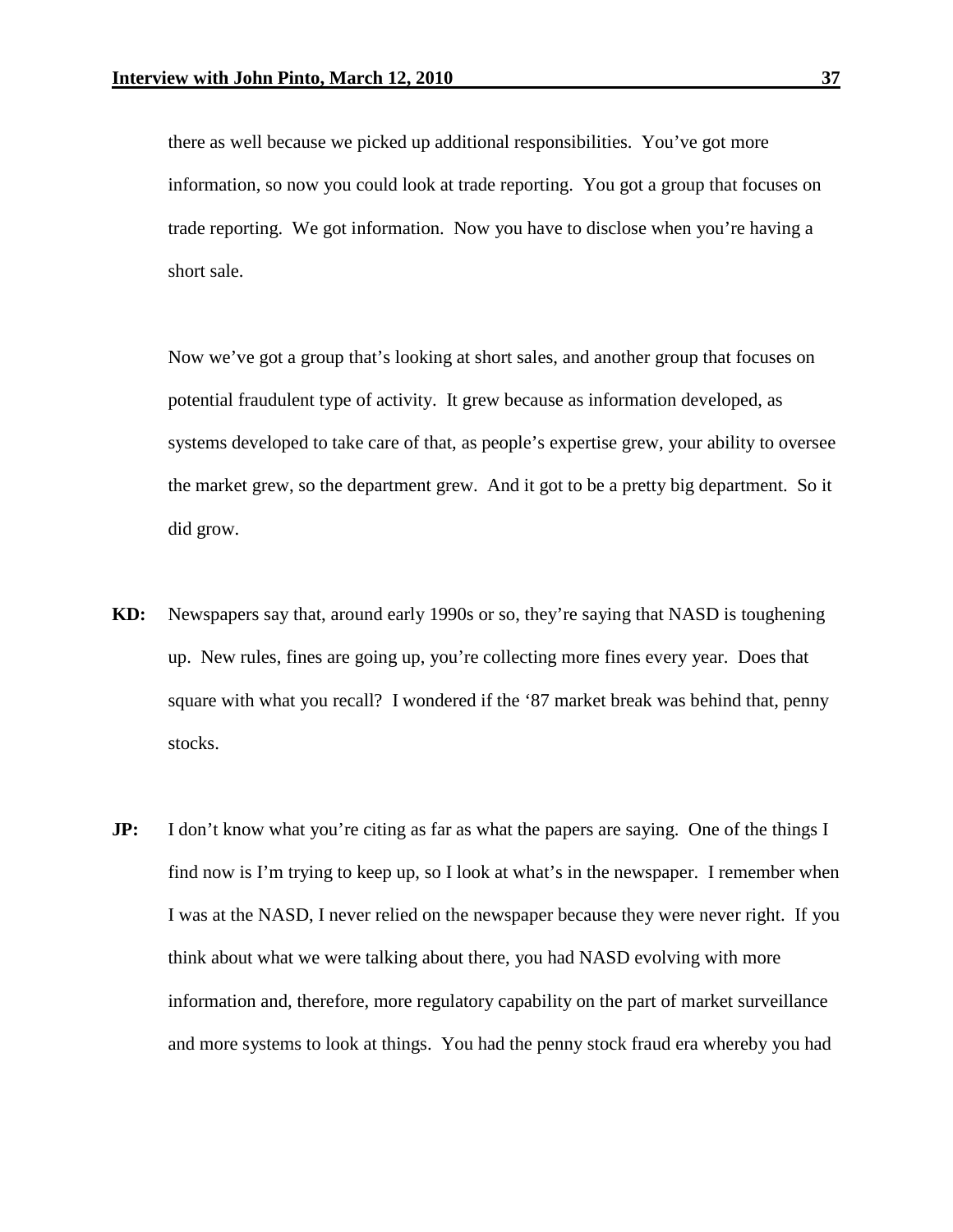there as well because we picked up additional responsibilities. You've got more information, so now you could look at trade reporting. You got a group that focuses on trade reporting. We got information. Now you have to disclose when you're having a short sale.

Now we've got a group that's looking at short sales, and another group that focuses on potential fraudulent type of activity. It grew because as information developed, as systems developed to take care of that, as people's expertise grew, your ability to oversee the market grew, so the department grew. And it got to be a pretty big department. So it did grow.

**KD:** Newspapers say that, around early 1990s or so, they're saying that NASD is toughening up. New rules, fines are going up, you're collecting more fines every year. Does that square with what you recall? I wondered if the '87 market break was behind that, penny stocks.

**JP:** I don't know what you're citing as far as what the papers are saying. One of the things I find now is I'm trying to keep up, so I look at what's in the newspaper. I remember when I was at the NASD, I never relied on the newspaper because they were never right. If you think about what we were talking about there, you had NASD evolving with more information and, therefore, more regulatory capability on the part of market surveillance and more systems to look at things. You had the penny stock fraud era whereby you had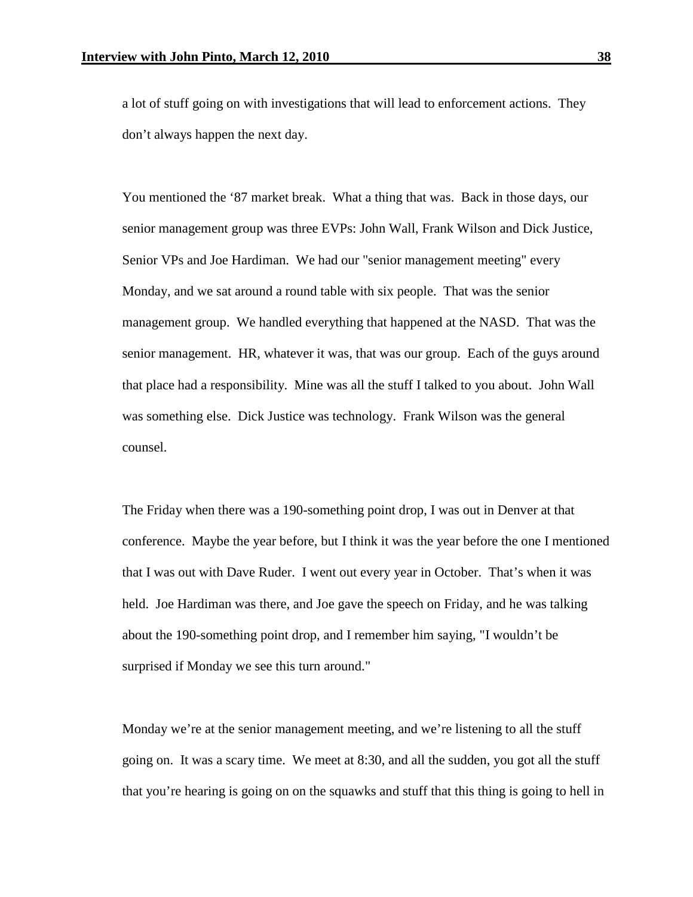a lot of stuff going on with investigations that will lead to enforcement actions. They don't always happen the next day.

You mentioned the '87 market break. What a thing that was. Back in those days, our senior management group was three EVPs: John Wall, Frank Wilson and Dick Justice, Senior VPs and Joe Hardiman. We had our "senior management meeting" every Monday, and we sat around a round table with six people. That was the senior management group. We handled everything that happened at the NASD. That was the senior management. HR, whatever it was, that was our group. Each of the guys around that place had a responsibility. Mine was all the stuff I talked to you about. John Wall was something else. Dick Justice was technology. Frank Wilson was the general counsel.

The Friday when there was a 190-something point drop, I was out in Denver at that conference. Maybe the year before, but I think it was the year before the one I mentioned that I was out with Dave Ruder. I went out every year in October. That's when it was held. Joe Hardiman was there, and Joe gave the speech on Friday, and he was talking about the 190-something point drop, and I remember him saying, "I wouldn't be surprised if Monday we see this turn around."

Monday we're at the senior management meeting, and we're listening to all the stuff going on. It was a scary time. We meet at 8:30, and all the sudden, you got all the stuff that you're hearing is going on on the squawks and stuff that this thing is going to hell in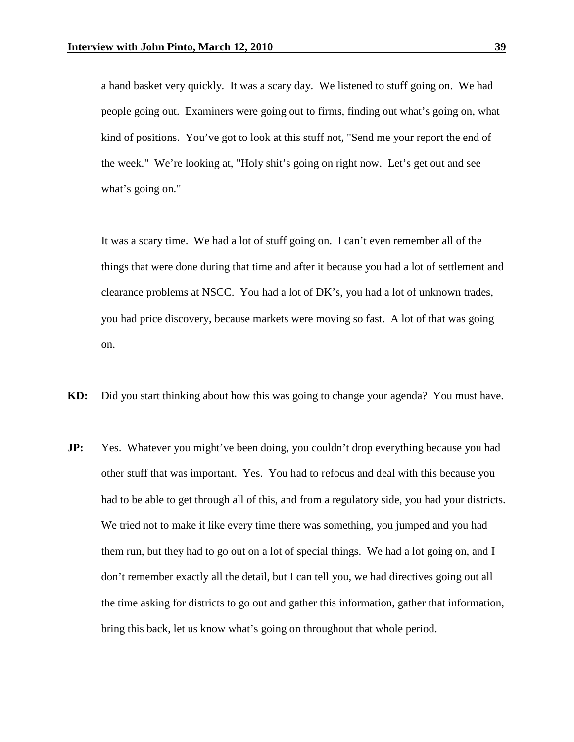a hand basket very quickly. It was a scary day. We listened to stuff going on. We had people going out. Examiners were going out to firms, finding out what's going on, what kind of positions. You've got to look at this stuff not, "Send me your report the end of the week." We're looking at, "Holy shit's going on right now. Let's get out and see what's going on."

It was a scary time. We had a lot of stuff going on. I can't even remember all of the things that were done during that time and after it because you had a lot of settlement and clearance problems at NSCC. You had a lot of DK's, you had a lot of unknown trades, you had price discovery, because markets were moving so fast. A lot of that was going on.

**KD:** Did you start thinking about how this was going to change your agenda? You must have.

**JP:** Yes. Whatever you might've been doing, you couldn't drop everything because you had other stuff that was important. Yes. You had to refocus and deal with this because you had to be able to get through all of this, and from a regulatory side, you had your districts. We tried not to make it like every time there was something, you jumped and you had them run, but they had to go out on a lot of special things. We had a lot going on, and I don't remember exactly all the detail, but I can tell you, we had directives going out all the time asking for districts to go out and gather this information, gather that information, bring this back, let us know what's going on throughout that whole period.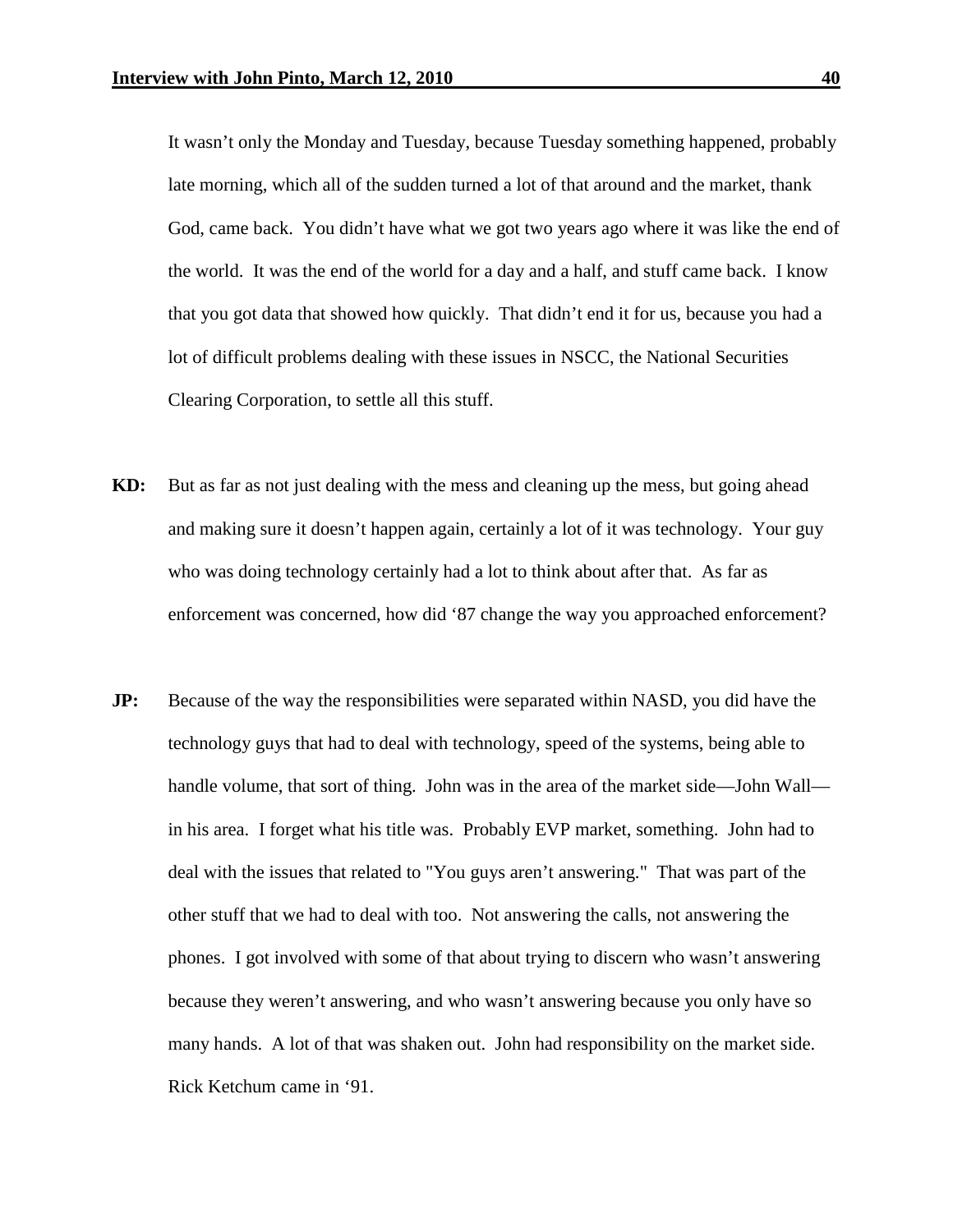It wasn't only the Monday and Tuesday, because Tuesday something happened, probably late morning, which all of the sudden turned a lot of that around and the market, thank God, came back. You didn't have what we got two years ago where it was like the end of the world. It was the end of the world for a day and a half, and stuff came back. I know that you got data that showed how quickly. That didn't end it for us, because you had a lot of difficult problems dealing with these issues in NSCC, the National Securities Clearing Corporation, to settle all this stuff.

**KD:** But as far as not just dealing with the mess and cleaning up the mess, but going ahead and making sure it doesn't happen again, certainly a lot of it was technology. Your guy who was doing technology certainly had a lot to think about after that. As far as enforcement was concerned, how did '87 change the way you approached enforcement?

**JP:** Because of the way the responsibilities were separated within NASD, you did have the technology guys that had to deal with technology, speed of the systems, being able to handle volume, that sort of thing. John was in the area of the market side—John Wall—in his area. I forget what his title was. Probably EVP market, something. John had to deal with the issues that related to "You guys aren't answering." That was part of the other stuff that we had to deal with too. Not answering the calls, not answering the phones. I got involved with some of that about trying to discern who wasn't answering because they weren't answering, and who wasn't answering because you only have so many hands. A lot of that was shaken out. John had responsibility on the market side. Rick Ketchum came in '91.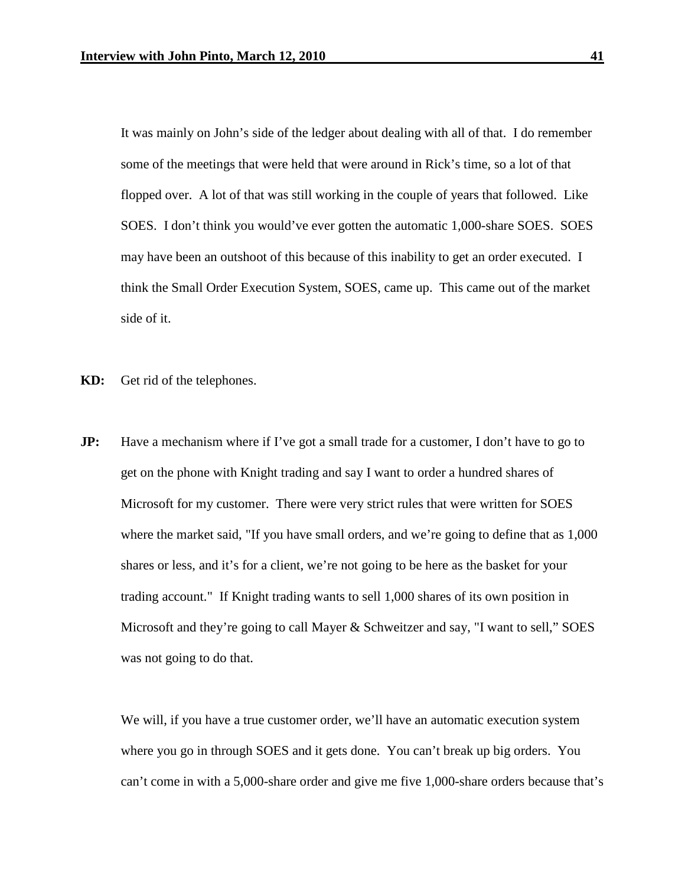It was mainly on John's side of the ledger about dealing with all of that. I do remember some of the meetings that were held that were around in Rick's time, so a lot of that flopped over. A lot of that was still working in the couple of years that followed. Like SOES. I don't think you would've ever gotten the automatic 1,000-share SOES. SOES may have been an outshoot of this because of this inability to get an order executed. I think the Small Order Execution System, SOES, came up. This came out of the market side of it.

**KD:** Get rid of the telephones.

**JP:** Have a mechanism where if I've got a small trade for a customer, I don't have to go to get on the phone with Knight trading and say I want to order a hundred shares of Microsoft for my customer. There were very strict rules that were written for SOES where the market said, "If you have small orders, and we're going to define that as 1,000 shares or less, and it's for a client, we're not going to be here as the basket for your trading account." If Knight trading wants to sell 1,000 shares of its own position in Microsoft and they're going to call Mayer & Schweitzer and say, "I want to sell," SOES was not going to do that.

We will, if you have a true customer order, we'll have an automatic execution system where you go in through SOES and it gets done. You can't break up big orders. You can't come in with a 5,000-share order and give me five 1,000-share orders because that's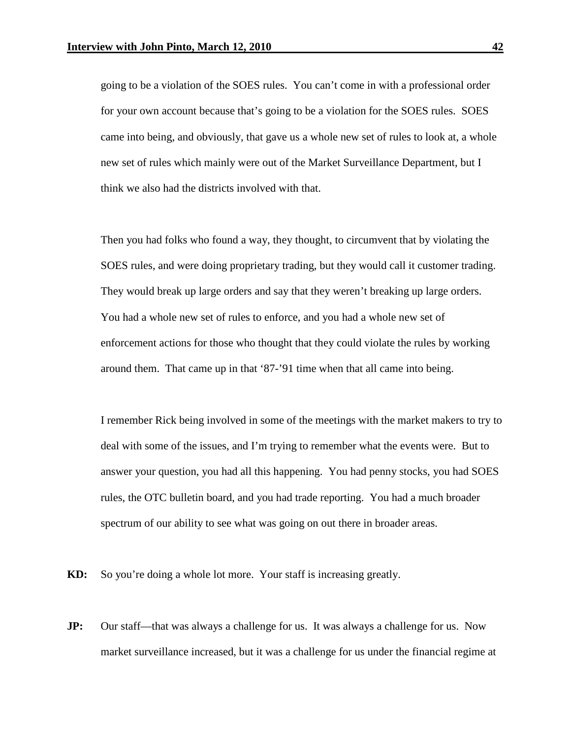going to be a violation of the SOES rules. You can't come in with a professional order for your own account because that's going to be a violation for the SOES rules. SOES came into being, and obviously, that gave us a whole new set of rules to look at, a whole new set of rules which mainly were out of the Market Surveillance Department, but I think we also had the districts involved with that.

Then you had folks who found a way, they thought, to circumvent that by violating the SOES rules, and were doing proprietary trading, but they would call it customer trading. They would break up large orders and say that they weren't breaking up large orders. You had a whole new set of rules to enforce, and you had a whole new set of enforcement actions for those who thought that they could violate the rules by working around them. That came up in that '87-'91 time when that all came into being.

I remember Rick being involved in some of the meetings with the market makers to try to deal with some of the issues, and I'm trying to remember what the events were. But to answer your question, you had all this happening. You had penny stocks, you had SOES rules, the OTC bulletin board, and you had trade reporting. You had a much broader spectrum of our ability to see what was going on out there in broader areas.

**KD:** So you're doing a whole lot more. Your staff is increasing greatly.

**JP:** Our staff—that was always a challenge for us. It was always a challenge for us. Now market surveillance increased, but it was a challenge for us under the financial regime at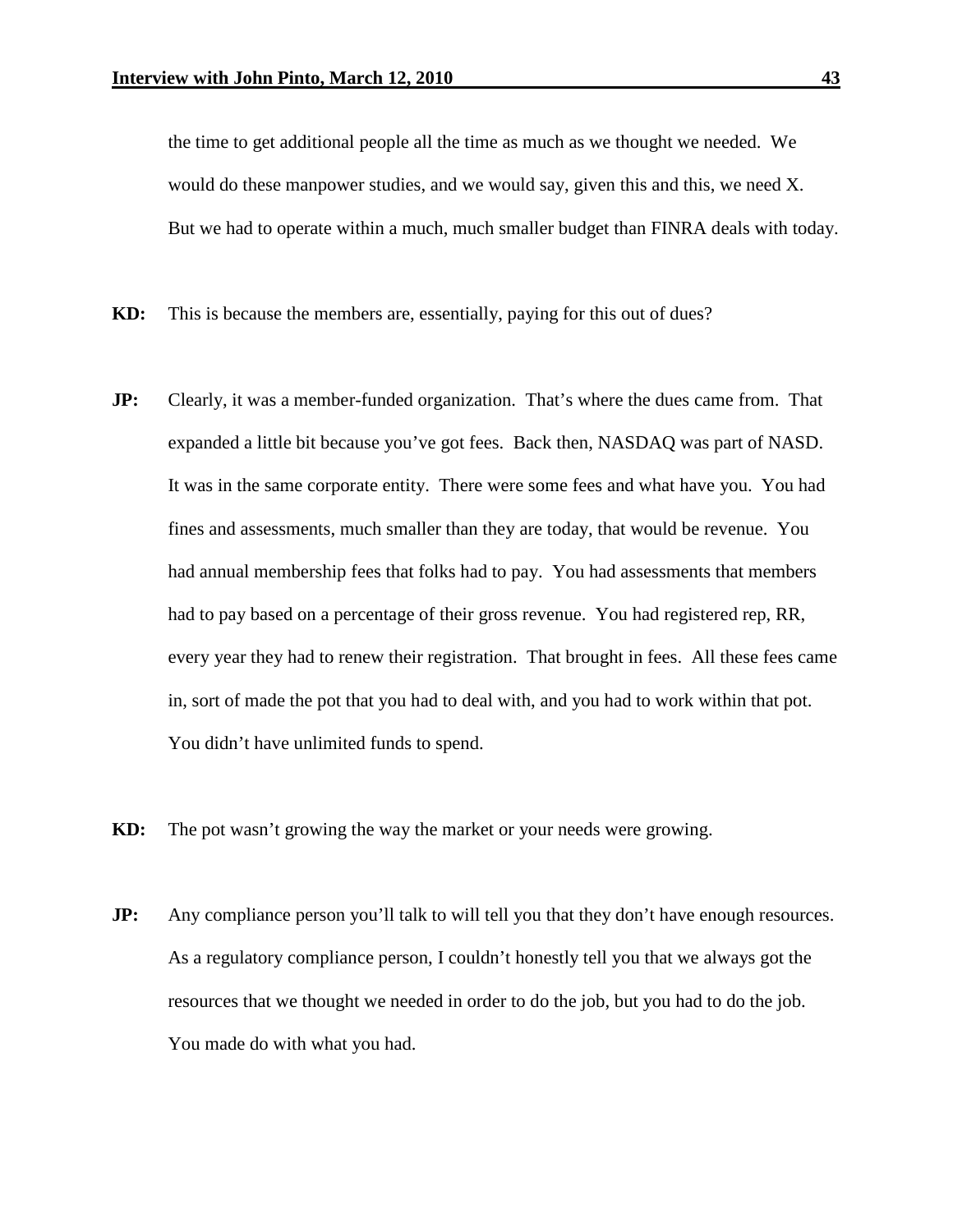the time to get additional people all the time as much as we thought we needed. We would do these manpower studies, and we would say, given this and this, we need X. But we had to operate within a much, much smaller budget than FINRA deals with today.

**KD:** This is because the members are, essentially, paying for this out of dues?

**JP:** Clearly, it was a member-funded organization. That's where the dues came from. That expanded a little bit because you've got fees. Back then, NASDAQ was part of NASD. It was in the same corporate entity. There were some fees and what have you. You had fines and assessments, much smaller than they are today, that would be revenue. You had annual membership fees that folks had to pay. You had assessments that members had to pay based on a percentage of their gross revenue. You had registered rep, RR, every year they had to renew their registration. That brought in fees. All these fees came in, sort of made the pot that you had to deal with, and you had to work within that pot. You didn't have unlimited funds to spend.

**KD:** The pot wasn't growing the way the market or your needs were growing.

**JP:** Any compliance person you'll talk to will tell you that they don't have enough resources. As a regulatory compliance person, I couldn't honestly tell you that we always got the resources that we thought we needed in order to do the job, but you had to do the job. You made do with what you had.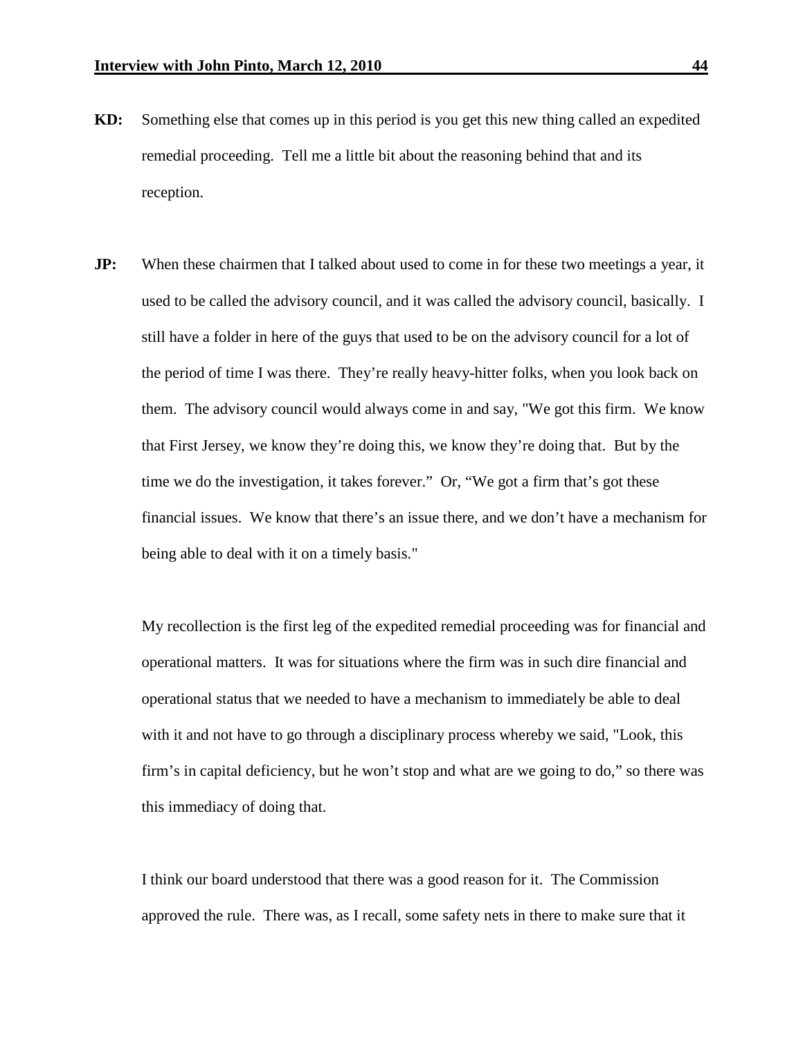**KD:** Something else that comes up in this period is you get this new thing called an expedited remedial proceeding. Tell me a little bit about the reasoning behind that and its reception.

**JP:** When these chairmen that I talked about used to come in for these two meetings a year, it used to be called the advisory council, and it was called the advisory council, basically. I still have a folder in here of the guys that used to be on the advisory council for a lot of the period of time I was there. They're really heavy-hitter folks, when you look back on them. The advisory council would always come in and say, "We got this firm. We know that First Jersey, we know they're doing this, we know they're doing that. But by the time we do the investigation, it takes forever." Or, "We got a firm that's got these financial issues. We know that there's an issue there, and we don't have a mechanism for being able to deal with it on a timely basis."

My recollection is the first leg of the expedited remedial proceeding was for financial and operational matters. It was for situations where the firm was in such dire financial and operational status that we needed to have a mechanism to immediately be able to deal with it and not have to go through a disciplinary process whereby we said, "Look, this firm's in capital deficiency, but he won't stop and what are we going to do," so there was this immediacy of doing that.

I think our board understood that there was a good reason for it. The Commission approved the rule. There was, as I recall, some safety nets in there to make sure that it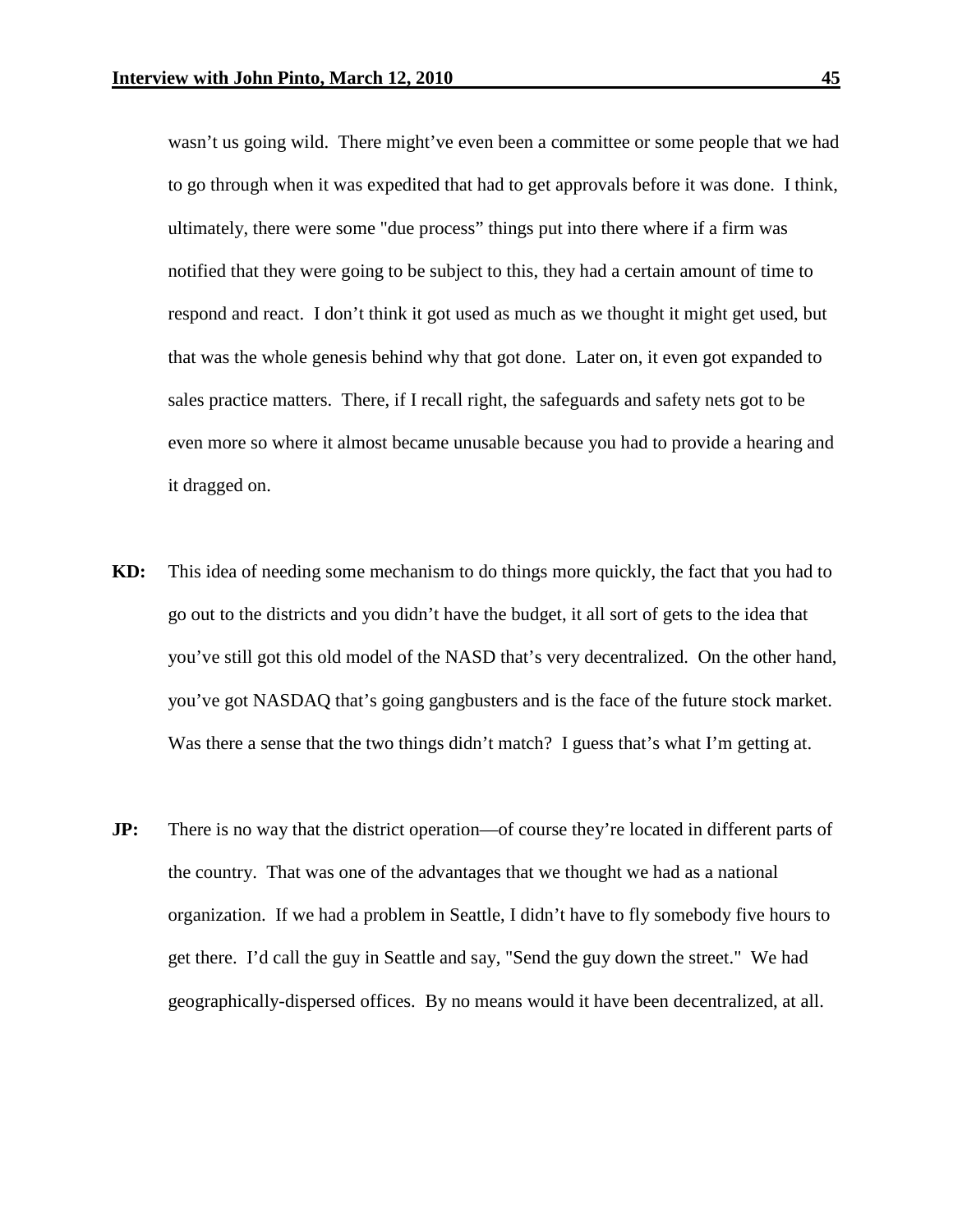wasn't us going wild. There might've even been a committee or some people that we had to go through when it was expedited that had to get approvals before it was done. I think, ultimately, there were some "due process" things put into there where if a firm was notified that they were going to be subject to this, they had a certain amount of time to respond and react. I don't think it got used as much as we thought it might get used, but that was the whole genesis behind why that got done. Later on, it even got expanded to sales practice matters. There, if I recall right, the safeguards and safety nets got to be even more so where it almost became unusable because you had to provide a hearing and it dragged on.

**KD:** This idea of needing some mechanism to do things more quickly, the fact that you had to go out to the districts and you didn't have the budget, it all sort of gets to the idea that you've still got this old model of the NASD that's very decentralized. On the other hand, you've got NASDAQ that's going gangbusters and is the face of the future stock market. Was there a sense that the two things didn't match? I guess that's what I'm getting at.

**JP:** There is no way that the district operation—of course they're located in different parts of the country. That was one of the advantages that we thought we had as a national organization. If we had a problem in Seattle, I didn't have to fly somebody five hours to get there. I'd call the guy in Seattle and say, "Send the guy down the street." We had geographically-dispersed offices. By no means would it have been decentralized, at all.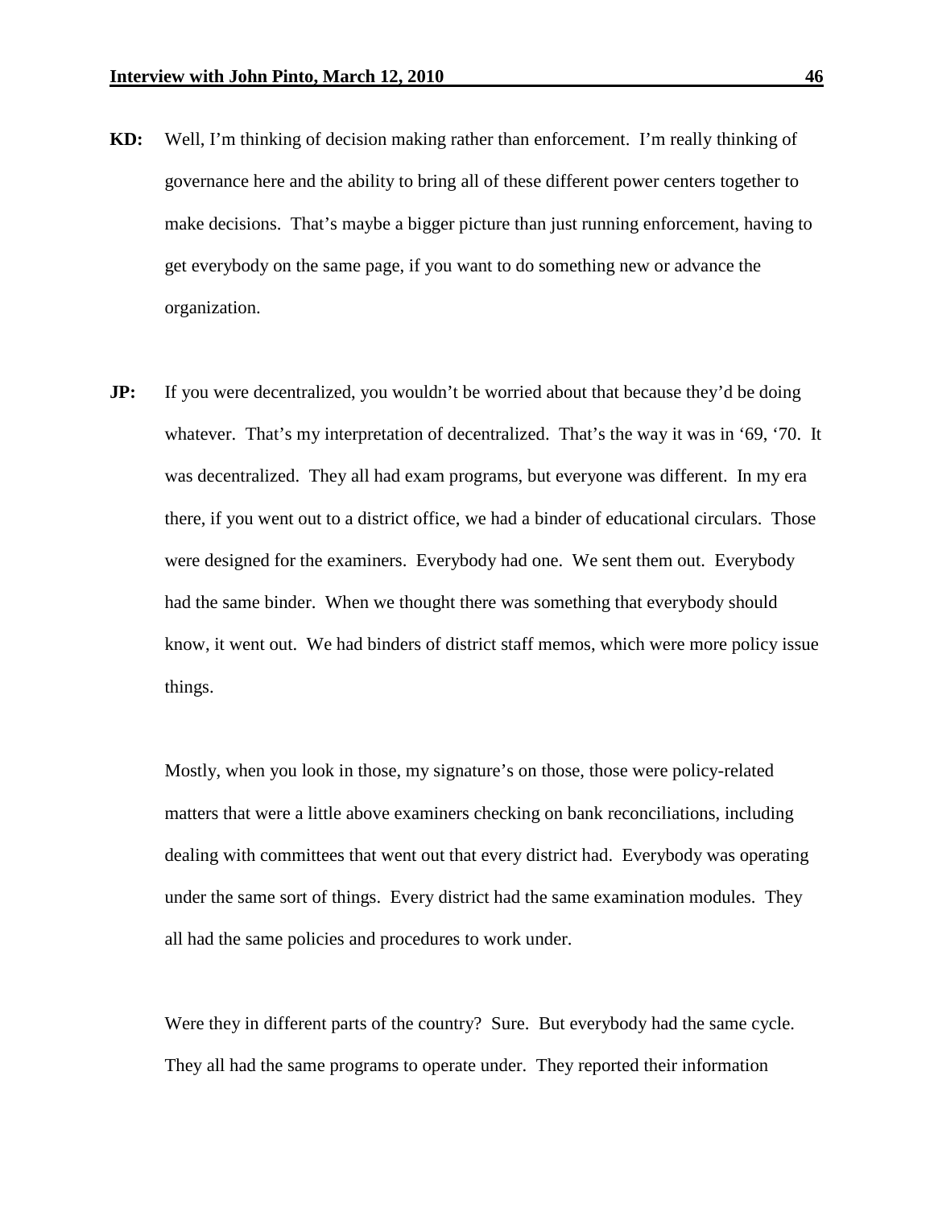**KD:** Well, I'm thinking of decision making rather than enforcement. I'm really thinking of governance here and the ability to bring all of these different power centers together to make decisions. That's maybe a bigger picture than just running enforcement, having to get everybody on the same page, if you want to do something new or advance the organization.

**JP:** If you were decentralized, you wouldn't be worried about that because they'd be doing whatever. That's my interpretation of decentralized. That's the way it was in '69, '70. It was decentralized. They all had exam programs, but everyone was different. In my era there, if you went out to a district office, we had a binder of educational circulars. Those were designed for the examiners. Everybody had one. We sent them out. Everybody had the same binder. When we thought there was something that everybody should know, it went out. We had binders of district staff memos, which were more policy issue things.

Mostly, when you look in those, my signature's on those, those were policy-related matters that were a little above examiners checking on bank reconciliations, including dealing with committees that went out that every district had. Everybody was operating under the same sort of things. Every district had the same examination modules. They all had the same policies and procedures to work under.

Were they in different parts of the country? Sure. But everybody had the same cycle. They all had the same programs to operate under. They reported their information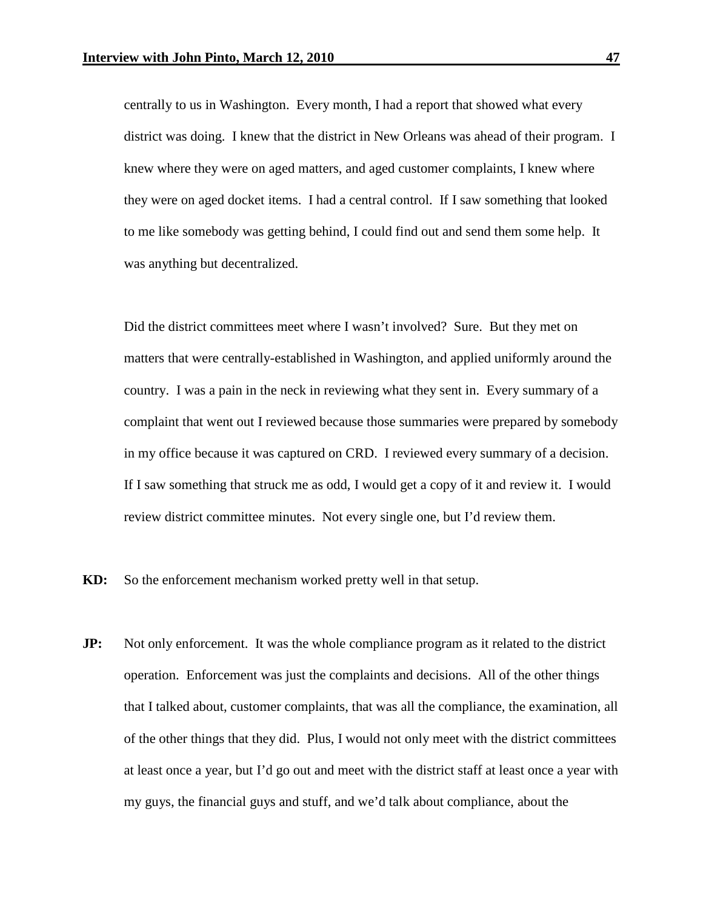centrally to us in Washington. Every month, I had a report that showed what every district was doing. I knew that the district in New Orleans was ahead of their program. I knew where they were on aged matters, and aged customer complaints, I knew where they were on aged docket items. I had a central control. If I saw something that looked to me like somebody was getting behind, I could find out and send them some help. It was anything but decentralized.

Did the district committees meet where I wasn't involved? Sure. But they met on matters that were centrally-established in Washington, and applied uniformly around the country. I was a pain in the neck in reviewing what they sent in. Every summary of a complaint that went out I reviewed because those summaries were prepared by somebody in my office because it was captured on CRD. I reviewed every summary of a decision. If I saw something that struck me as odd, I would get a copy of it and review it. I would review district committee minutes. Not every single one, but I'd review them.

**KD:** So the enforcement mechanism worked pretty well in that setup.

**JP:** Not only enforcement. It was the whole compliance program as it related to the district operation. Enforcement was just the complaints and decisions. All of the other things that I talked about, customer complaints, that was all the compliance, the examination, all of the other things that they did. Plus, I would not only meet with the district committees at least once a year, but I'd go out and meet with the district staff at least once a year with my guys, the financial guys and stuff, and we'd talk about compliance, about the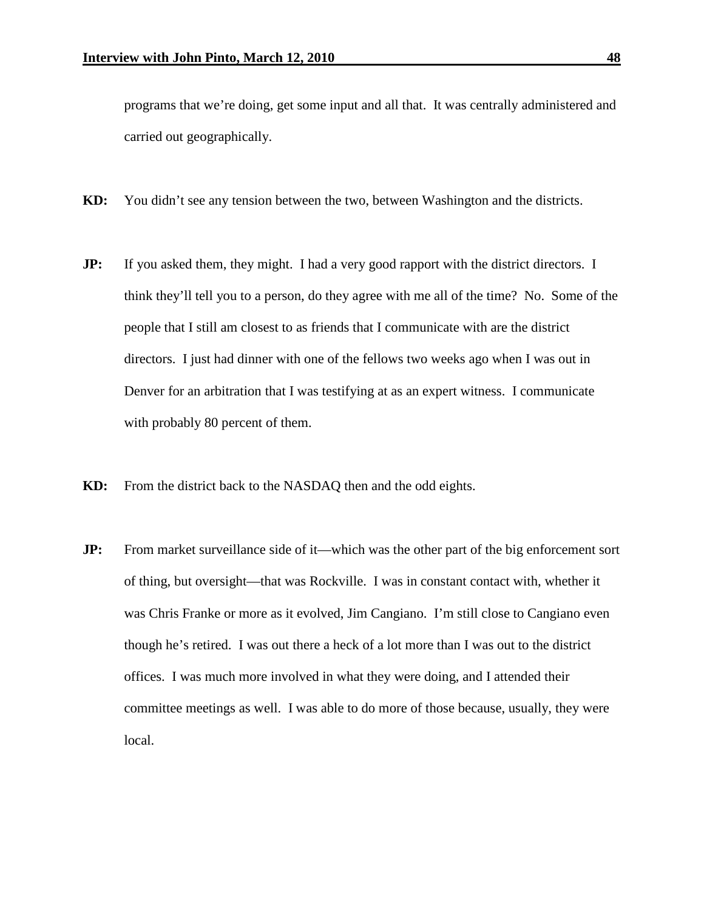programs that we're doing, get some input and all that. It was centrally administered and carried out geographically.

**KD:** You didn't see any tension between the two, between Washington and the districts.

**JP:** If you asked them, they might. I had a very good rapport with the district directors. I think they'll tell you to a person, do they agree with me all of the time? No. Some of the people that I still am closest to as friends that I communicate with are the district directors. I just had dinner with one of the fellows two weeks ago when I was out in Denver for an arbitration that I was testifying at as an expert witness. I communicate with probably 80 percent of them.

**KD:** From the district back to the NASDAQ then and the odd eights.

**JP:** From market surveillance side of it—which was the other part of the big enforcement sort of thing, but oversight—that was Rockville. I was in constant contact with, whether it was Chris Franke or more as it evolved, Jim Cangiano. I'm still close to Cangiano even though he's retired. I was out there a heck of a lot more than I was out to the district offices. I was much more involved in what they were doing, and I attended their committee meetings as well. I was able to do more of those because, usually, they were local.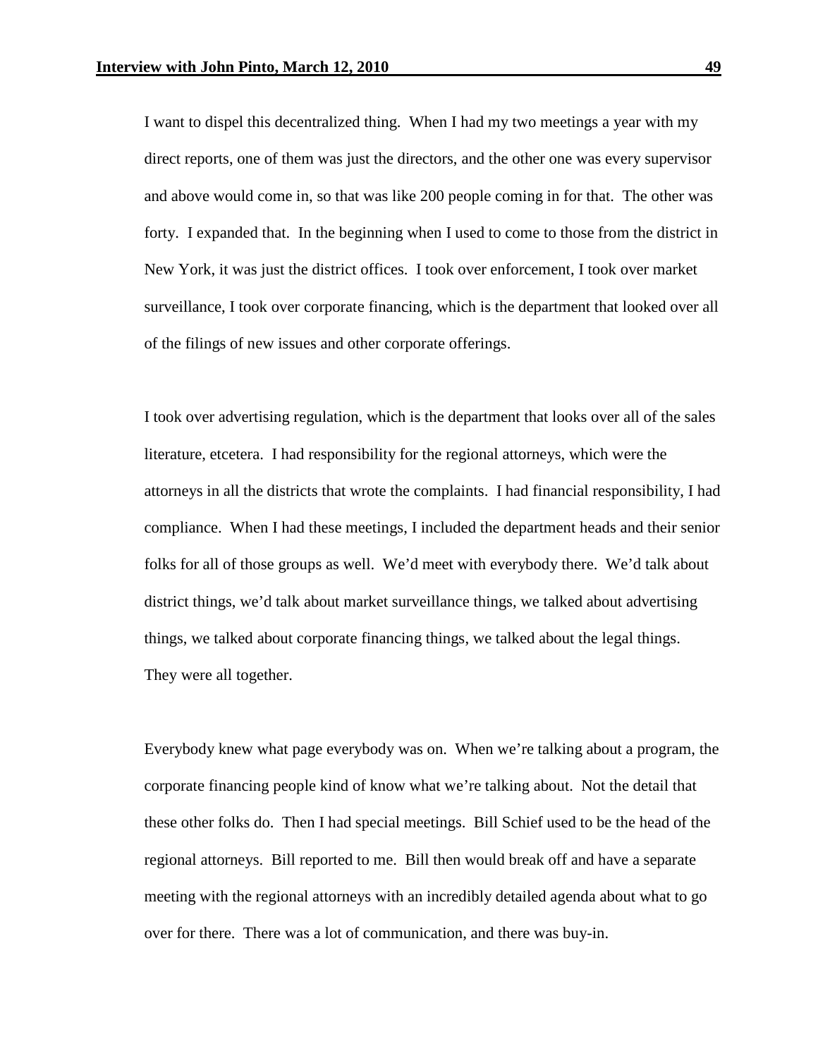I want to dispel this decentralized thing. When I had my two meetings a year with my direct reports, one of them was just the directors, and the other one was every supervisor and above would come in, so that was like 200 people coming in for that. The other was forty. I expanded that. In the beginning when I used to come to those from the district in New York, it was just the district offices. I took over enforcement, I took over market surveillance, I took over corporate financing, which is the department that looked over all of the filings of new issues and other corporate offerings.

I took over advertising regulation, which is the department that looks over all of the sales literature, etcetera. I had responsibility for the regional attorneys, which were the attorneys in all the districts that wrote the complaints. I had financial responsibility, I had compliance. When I had these meetings, I included the department heads and their senior folks for all of those groups as well. We'd meet with everybody there. We'd talk about district things, we'd talk about market surveillance things, we talked about advertising things, we talked about corporate financing things, we talked about the legal things. They were all together.

Everybody knew what page everybody was on. When we're talking about a program, the corporate financing people kind of know what we're talking about. Not the detail that these other folks do. Then I had special meetings. Bill Schief used to be the head of the regional attorneys. Bill reported to me. Bill then would break off and have a separate meeting with the regional attorneys with an incredibly detailed agenda about what to go over for there. There was a lot of communication, and there was buy-in.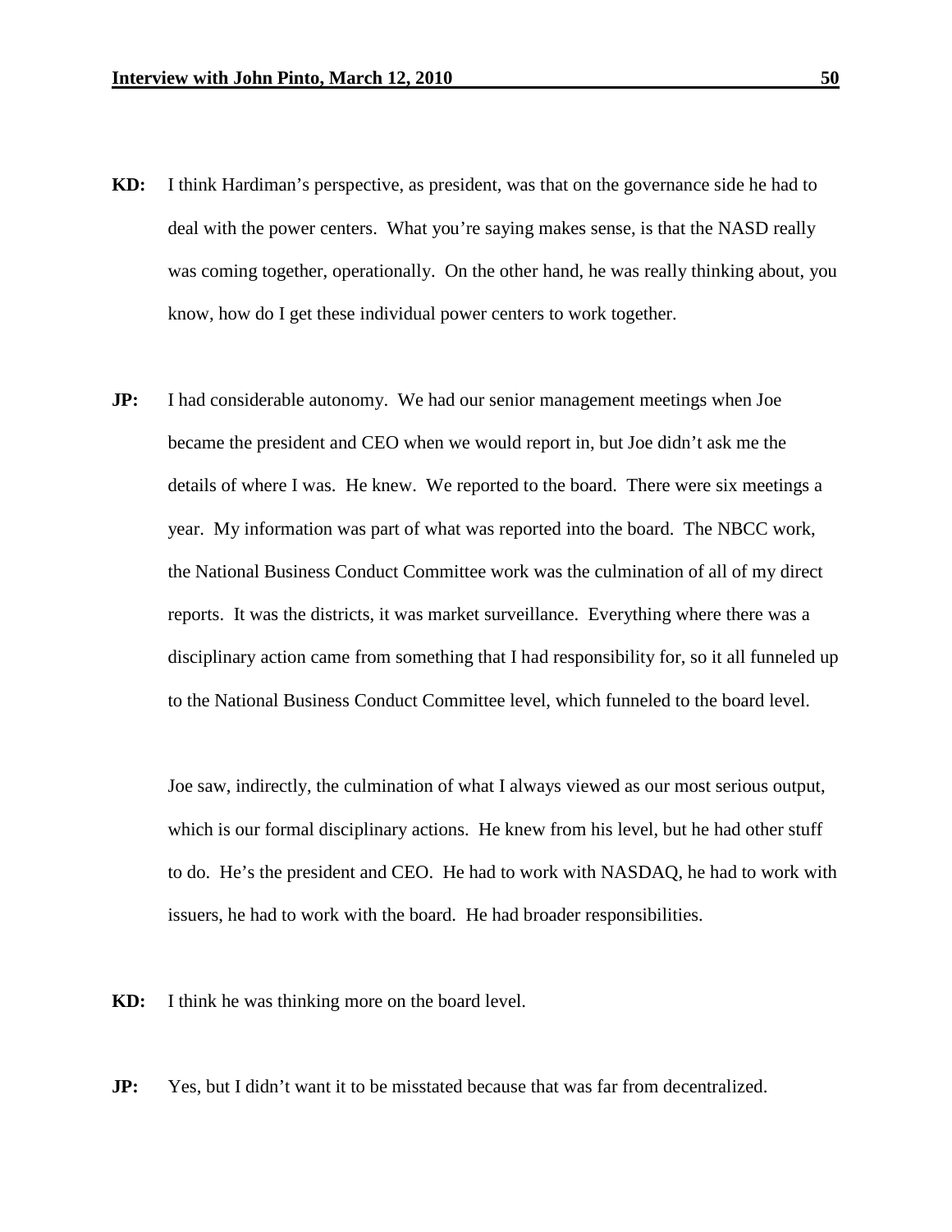**KD:** I think Hardiman's perspective, as president, was that on the governance side he had to deal with the power centers. What you're saying makes sense, is that the NASD really was coming together, operationally. On the other hand, he was really thinking about, you know, how do I get these individual power centers to work together.

**JP:** I had considerable autonomy. We had our senior management meetings when Joe became the president and CEO when we would report in, but Joe didn't ask me the details of where I was. He knew. We reported to the board. There were six meetings a year. My information was part of what was reported into the board. The NBCC work, the National Business Conduct Committee work was the culmination of all of my direct reports. It was the districts, it was market surveillance. Everything where there was a disciplinary action came from something that I had responsibility for, so it all funneled up to the National Business Conduct Committee level, which funneled to the board level.

Joe saw, indirectly, the culmination of what I always viewed as our most serious output, which is our formal disciplinary actions. He knew from his level, but he had other stuff to do. He's the president and CEO. He had to work with NASDAQ, he had to work with issuers, he had to work with the board. He had broader responsibilities.

**KD:** I think he was thinking more on the board level.

**JP:** Yes, but I didn't want it to be misstated because that was far from decentralized.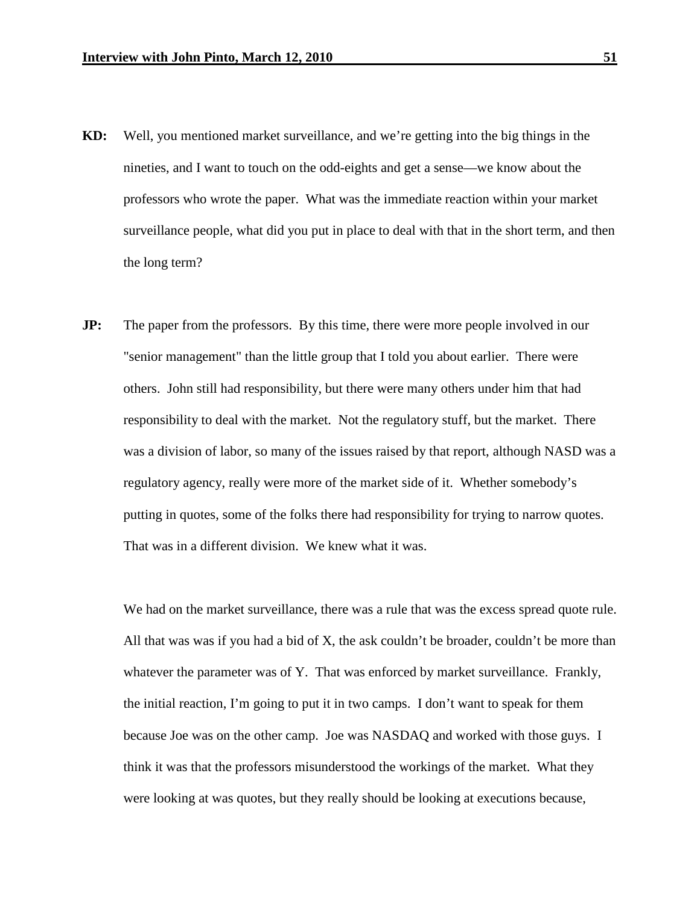**KD:** Well, you mentioned market surveillance, and we're getting into the big things in the nineties, and I want to touch on the odd-eights and get a sense—we know about the professors who wrote the paper. What was the immediate reaction within your market surveillance people, what did you put in place to deal with that in the short term, and then the long term?

**JP:** The paper from the professors. By this time, there were more people involved in our "senior management" than the little group that I told you about earlier. There were others. John still had responsibility, but there were many others under him that had responsibility to deal with the market. Not the regulatory stuff, but the market. There was a division of labor, so many of the issues raised by that report, although NASD was a regulatory agency, really were more of the market side of it. Whether somebody's putting in quotes, some of the folks there had responsibility for trying to narrow quotes. That was in a different division. We knew what it was.

We had on the market surveillance, there was a rule that was the excess spread quote rule. All that was was if you had a bid of X, the ask couldn't be broader, couldn't be more than whatever the parameter was of Y. That was enforced by market surveillance. Frankly, the initial reaction, I'm going to put it in two camps. I don't want to speak for them because Joe was on the other camp. Joe was NASDAQ and worked with those guys. I think it was that the professors misunderstood the workings of the market. What they were looking at was quotes, but they really should be looking at executions because,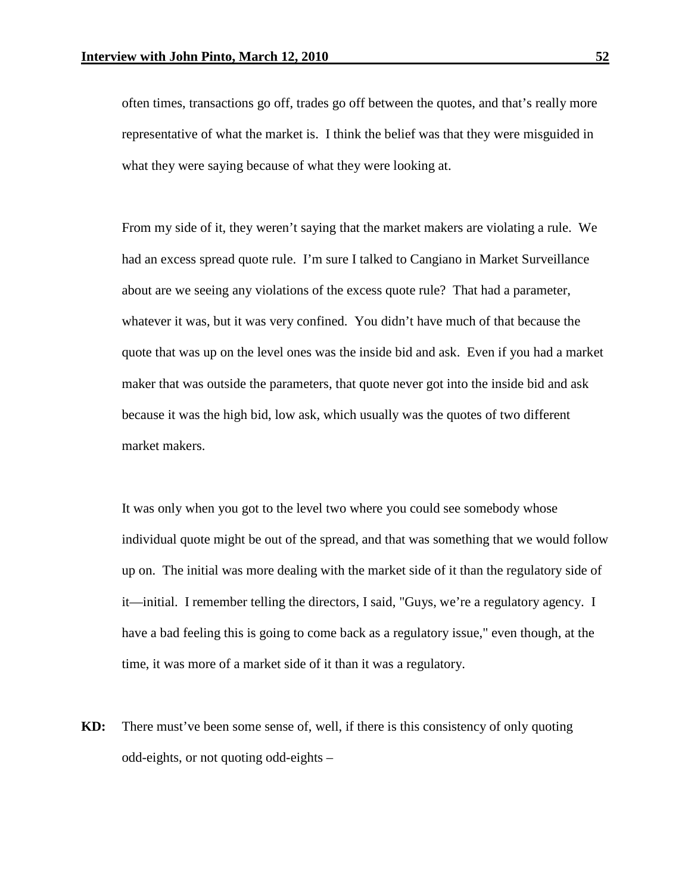often times, transactions go off, trades go off between the quotes, and that's really more representative of what the market is. I think the belief was that they were misguided in what they were saying because of what they were looking at.

From my side of it, they weren't saying that the market makers are violating a rule. We had an excess spread quote rule. I'm sure I talked to Cangiano in Market Surveillance about are we seeing any violations of the excess quote rule? That had a parameter, whatever it was, but it was very confined. You didn't have much of that because the quote that was up on the level ones was the inside bid and ask. Even if you had a market maker that was outside the parameters, that quote never got into the inside bid and ask because it was the high bid, low ask, which usually was the quotes of two different market makers.

It was only when you got to the level two where you could see somebody whose individual quote might be out of the spread, and that was something that we would follow up on. The initial was more dealing with the market side of it than the regulatory side of it—initial. I remember telling the directors, I said, "Guys, we're a regulatory agency. I have a bad feeling this is going to come back as a regulatory issue," even though, at the time, it was more of a market side of it than it was a regulatory.

**KD:** There must've been some sense of, well, if there is this consistency of only quoting odd-eights, or not quoting odd-eights –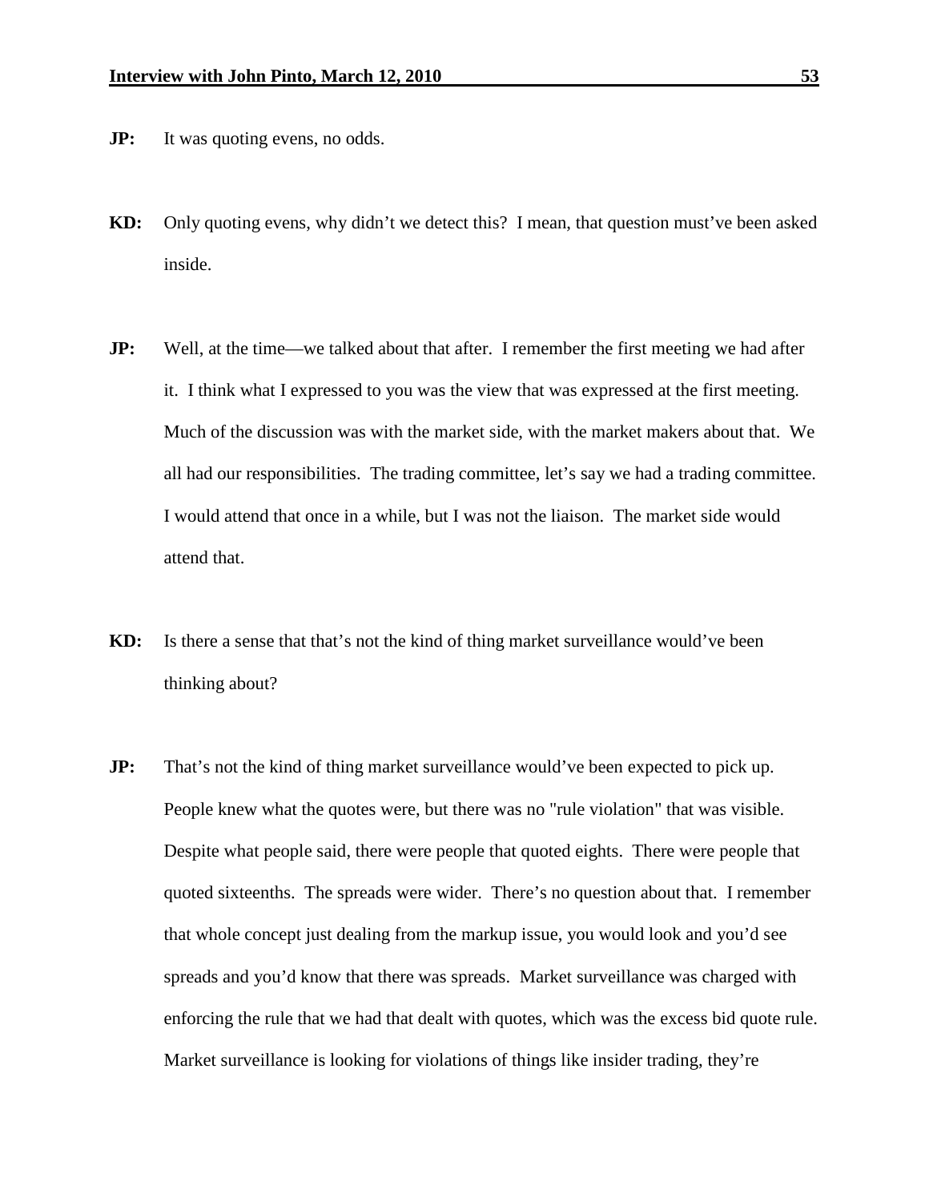**JP:** It was quoting evens, no odds.

**KD:** Only quoting evens, why didn't we detect this? I mean, that question must've been asked inside.

**JP:** Well, at the time—we talked about that after. I remember the first meeting we had after it. I think what I expressed to you was the view that was expressed at the first meeting. Much of the discussion was with the market side, with the market makers about that. We all had our responsibilities. The trading committee, let's say we had a trading committee. I would attend that once in a while, but I was not the liaison. The market side would attend that.

**KD:** Is there a sense that that's not the kind of thing market surveillance would've been thinking about?

**JP:** That's not the kind of thing market surveillance would've been expected to pick up. People knew what the quotes were, but there was no "rule violation" that was visible. Despite what people said, there were people that quoted eights. There were people that quoted sixteenths. The spreads were wider. There's no question about that. I remember that whole concept just dealing from the markup issue, you would look and you'd see spreads and you'd know that there was spreads. Market surveillance was charged with enforcing the rule that we had that dealt with quotes, which was the excess bid quote rule. Market surveillance is looking for violations of things like insider trading, they're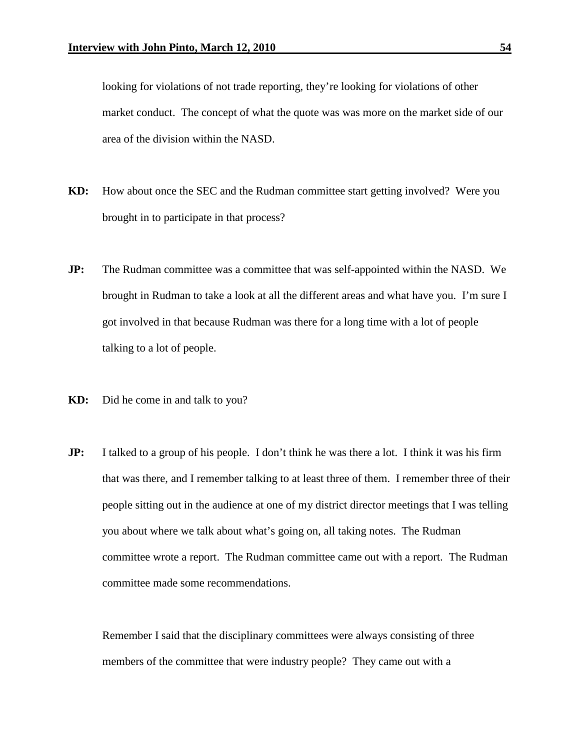looking for violations of not trade reporting, they're looking for violations of other market conduct. The concept of what the quote was was more on the market side of our area of the division within the NASD.

**KD:** How about once the SEC and the Rudman committee start getting involved? Were you brought in to participate in that process?

**JP:** The Rudman committee was a committee that was self-appointed within the NASD. We brought in Rudman to take a look at all the different areas and what have you. I'm sure I got involved in that because Rudman was there for a long time with a lot of people talking to a lot of people.

**KD:** Did he come in and talk to you?

**JP:** I talked to a group of his people. I don't think he was there a lot. I think it was his firm that was there, and I remember talking to at least three of them. I remember three of their people sitting out in the audience at one of my district director meetings that I was telling you about where we talk about what's going on, all taking notes. The Rudman committee wrote a report. The Rudman committee came out with a report. The Rudman committee made some recommendations.

Remember I said that the disciplinary committees were always consisting of three members of the committee that were industry people? They came out with a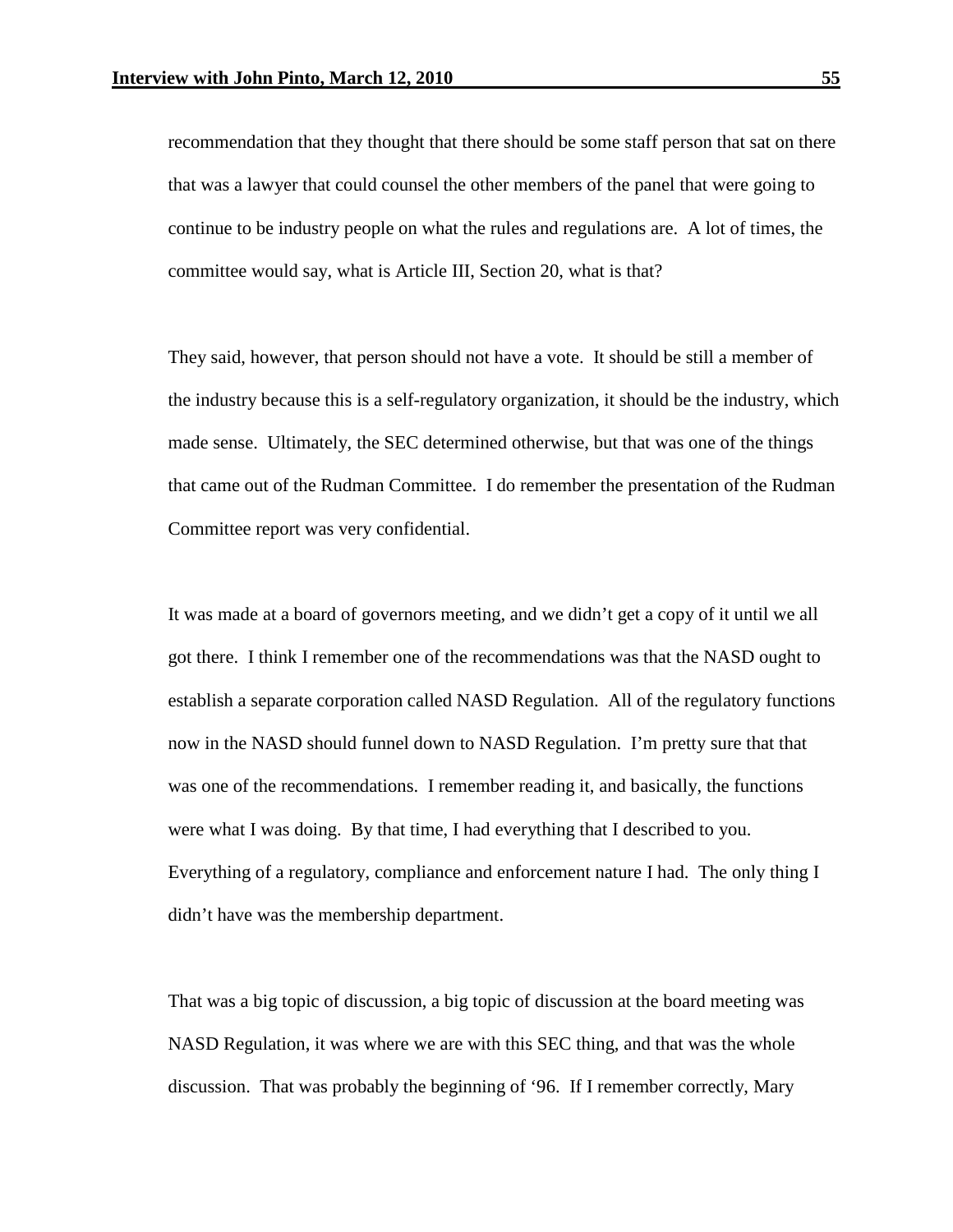recommendation that they thought that there should be some staff person that sat on there that was a lawyer that could counsel the other members of the panel that were going to continue to be industry people on what the rules and regulations are. A lot of times, the committee would say, what is Article III, Section 20, what is that?

They said, however, that person should not have a vote. It should be still a member of the industry because this is a self-regulatory organization, it should be the industry, which made sense. Ultimately, the SEC determined otherwise, but that was one of the things that came out of the Rudman Committee. I do remember the presentation of the Rudman Committee report was very confidential.

It was made at a board of governors meeting, and we didn't get a copy of it until we all got there. I think I remember one of the recommendations was that the NASD ought to establish a separate corporation called NASD Regulation. All of the regulatory functions now in the NASD should funnel down to NASD Regulation. I'm pretty sure that that was one of the recommendations. I remember reading it, and basically, the functions were what I was doing. By that time, I had everything that I described to you. Everything of a regulatory, compliance and enforcement nature I had. The only thing I didn't have was the membership department.

That was a big topic of discussion, a big topic of discussion at the board meeting was NASD Regulation, it was where we are with this SEC thing, and that was the whole discussion. That was probably the beginning of '96. If I remember correctly, Mary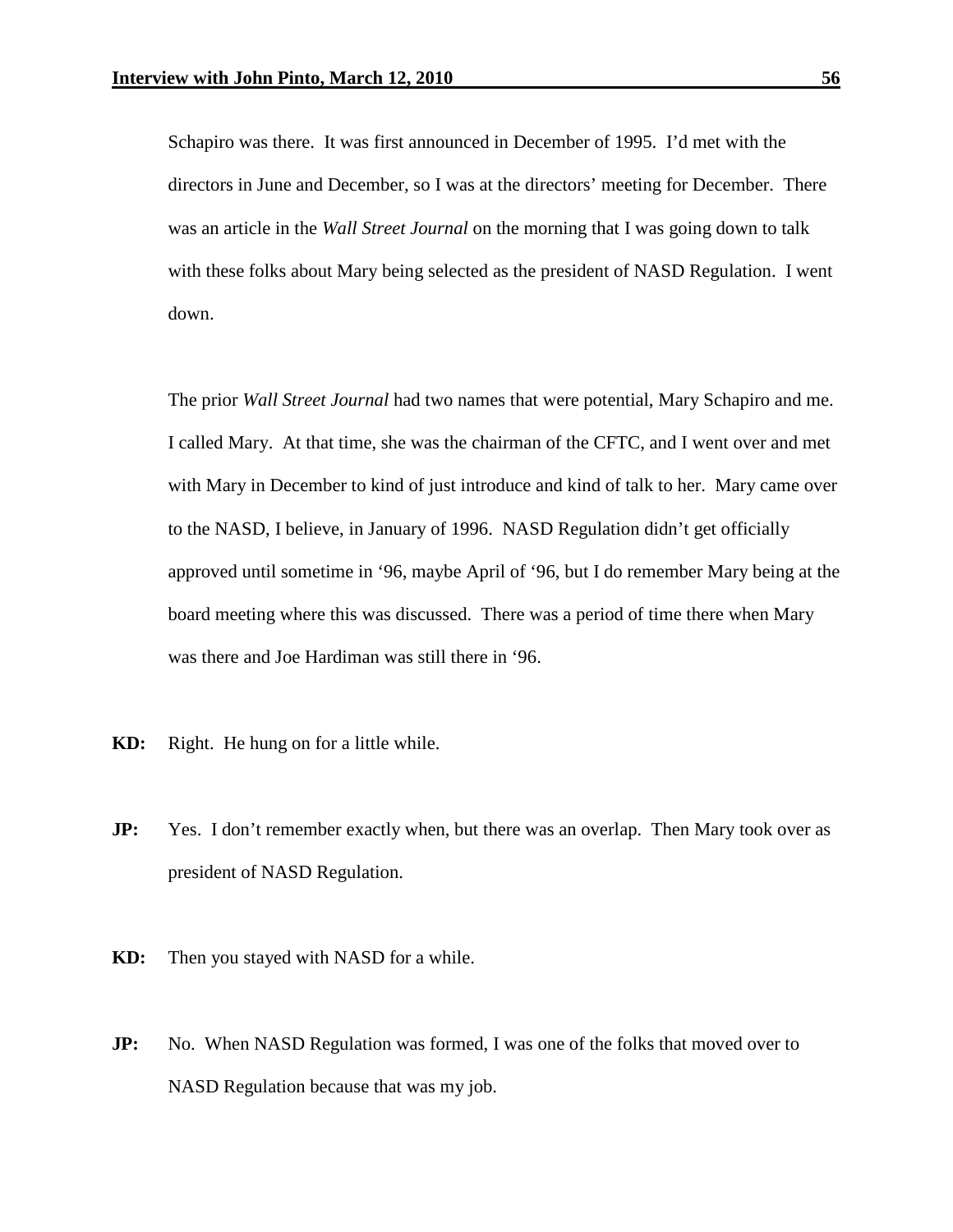Schapiro was there. It was first announced in December of 1995. I'd met with the directors in June and December, so I was at the directors' meeting for December. There was an article in the *Wall Street Journal* on the morning that I was going down to talk with these folks about Mary being selected as the president of NASD Regulation. I went down.

The prior *Wall Street Journal* had two names that were potential, Mary Schapiro and me. I called Mary. At that time, she was the chairman of the CFTC, and I went over and met with Mary in December to kind of just introduce and kind of talk to her. Mary came over to the NASD, I believe, in January of 1996. NASD Regulation didn't get officially approved until sometime in '96, maybe April of '96, but I do remember Mary being at the board meeting where this was discussed. There was a period of time there when Mary was there and Joe Hardiman was still there in '96.

**KD:** Right. He hung on for a little while.

**JP:** Yes. I don't remember exactly when, but there was an overlap. Then Mary took over as president of NASD Regulation.

**KD:** Then you stayed with NASD for a while.

**JP:** No. When NASD Regulation was formed, I was one of the folks that moved over to NASD Regulation because that was my job.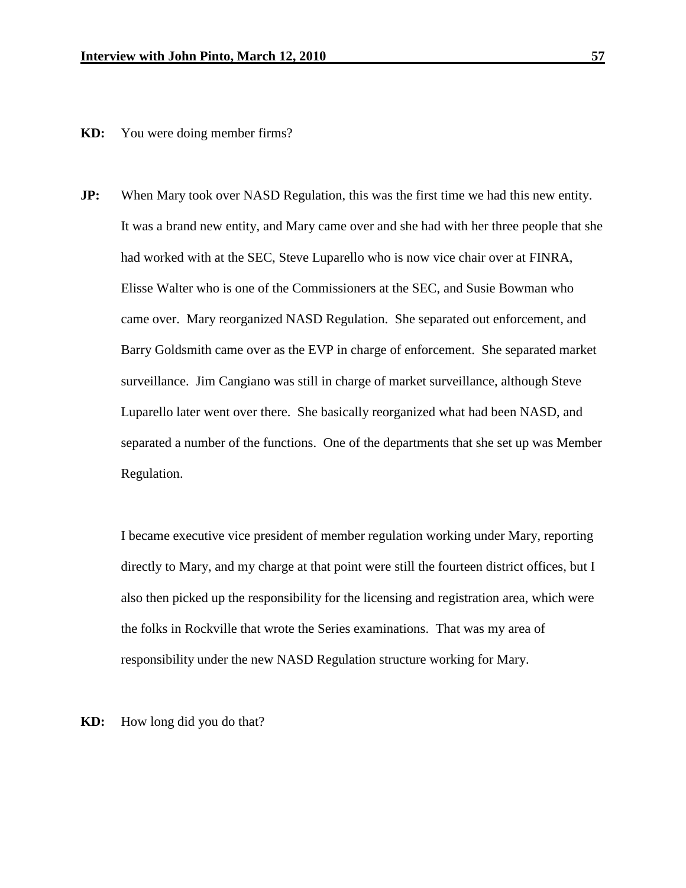**KD:** You were doing member firms?

**JP:** When Mary took over NASD Regulation, this was the first time we had this new entity. It was a brand new entity, and Mary came over and she had with her three people that she had worked with at the SEC, Steve Luparello who is now vice chair over at FINRA, Elisse Walter who is one of the Commissioners at the SEC, and Susie Bowman who came over. Mary reorganized NASD Regulation. She separated out enforcement, and Barry Goldsmith came over as the EVP in charge of enforcement. She separated market surveillance. Jim Cangiano was still in charge of market surveillance, although Steve Luparello later went over there. She basically reorganized what had been NASD, and separated a number of the functions. One of the departments that she set up was Member Regulation.

I became executive vice president of member regulation working under Mary, reporting directly to Mary, and my charge at that point were still the fourteen district offices, but I also then picked up the responsibility for the licensing and registration area, which were the folks in Rockville that wrote the Series examinations. That was my area of responsibility under the new NASD Regulation structure working for Mary.

**KD:** How long did you do that?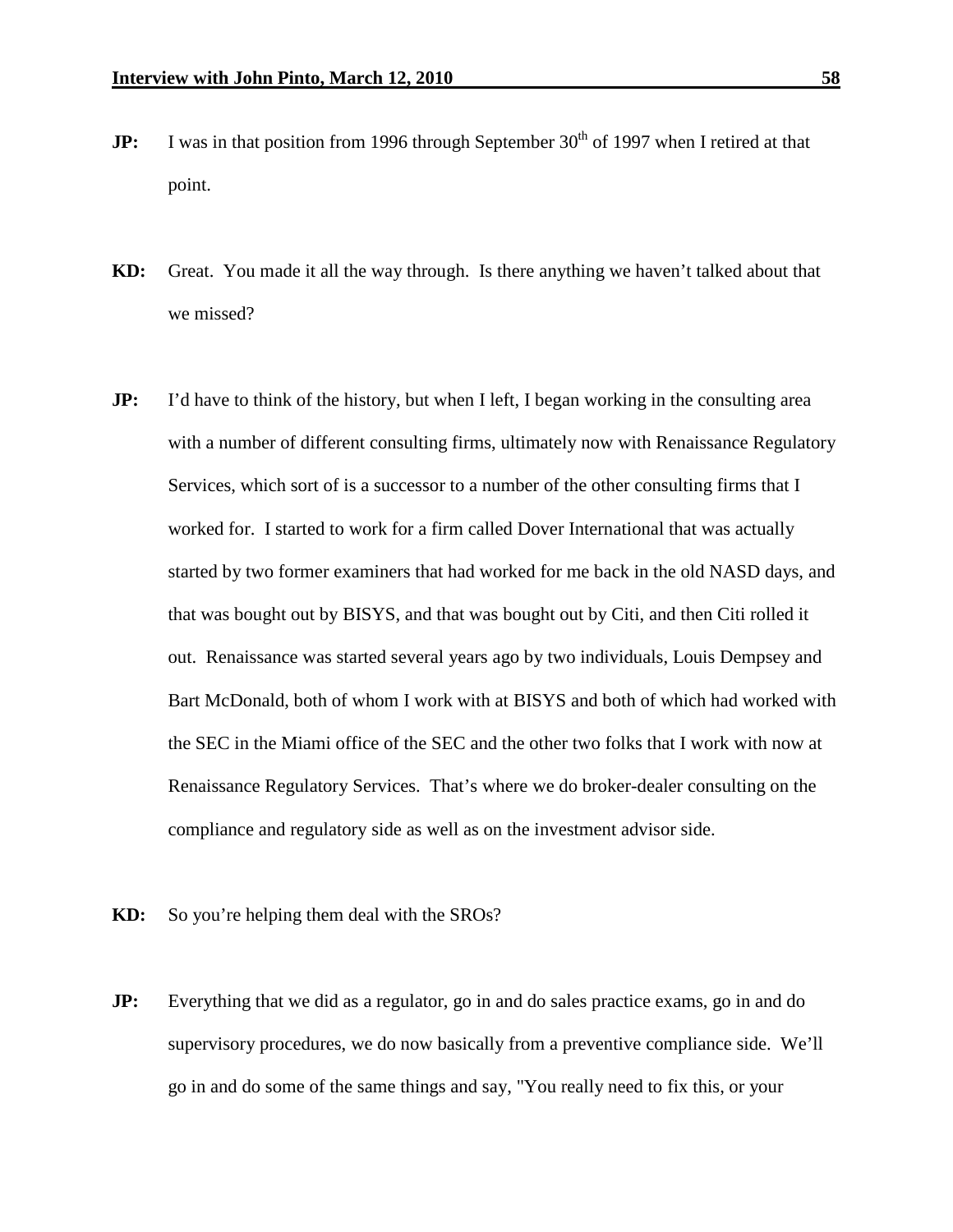**JP:** I was in that position from 1996 through September 30th of 1997 when I retired at that point.

**KD:** Great. You made it all the way through. Is there anything we haven't talked about that we missed?

**JP:** I'd have to think of the history, but when I left, I began working in the consulting area with a number of different consulting firms, ultimately now with Renaissance Regulatory Services, which sort of is a successor to a number of the other consulting firms that I worked for. I started to work for a firm called Dover International that was actually started by two former examiners that had worked for me back in the old NASD days, and that was bought out by BISYS, and that was bought out by Citi, and then Citi rolled it out. Renaissance was started several years ago by two individuals, Louis Dempsey and Bart McDonald, both of whom I work with at BISYS and both of which had worked with the SEC in the Miami office of the SEC and the other two folks that I work with now at Renaissance Regulatory Services. That's where we do broker-dealer consulting on the compliance and regulatory side as well as on the investment advisor side.

**KD:** So you're helping them deal with the SROs?

**JP:** Everything that we did as a regulator, go in and do sales practice exams, go in and do supervisory procedures, we do now basically from a preventive compliance side. We'll go in and do some of the same things and say, "You really need to fix this, or your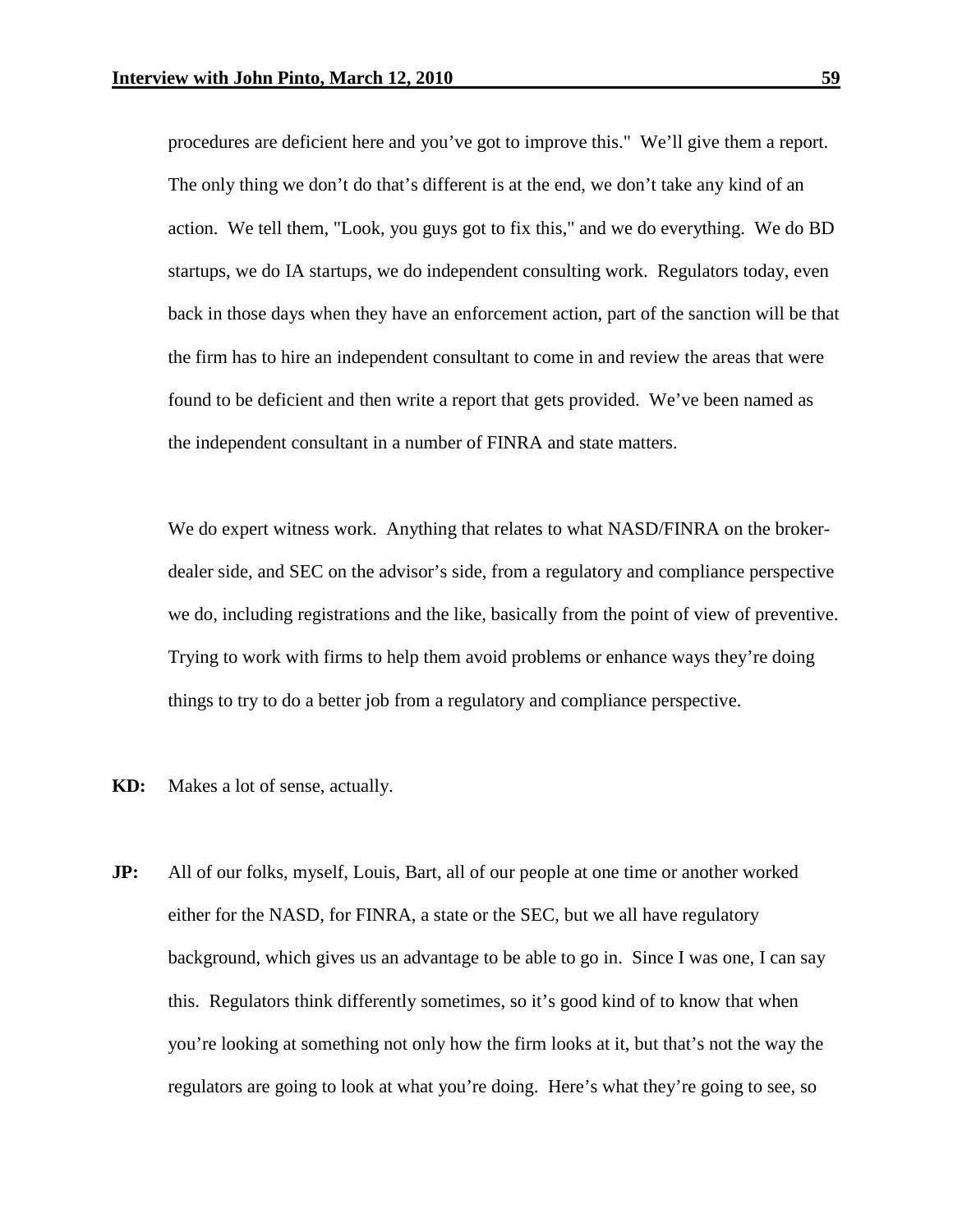procedures are deficient here and you've got to improve this." We'll give them a report. The only thing we don't do that's different is at the end, we don't take any kind of an action. We tell them, "Look, you guys got to fix this," and we do everything. We do BD startups, we do IA startups, we do independent consulting work. Regulators today, even back in those days when they have an enforcement action, part of the sanction will be that the firm has to hire an independent consultant to come in and review the areas that were found to be deficient and then write a report that gets provided. We've been named as the independent consultant in a number of FINRA and state matters.

We do expert witness work. Anything that relates to what NASD/FINRA on the broker-dealer side, and SEC on the advisor's side, from a regulatory and compliance perspective we do, including registrations and the like, basically from the point of view of preventive. Trying to work with firms to help them avoid problems or enhance ways they're doing things to try to do a better job from a regulatory and compliance perspective.

**KD:** Makes a lot of sense, actually.

**JP:** All of our folks, myself, Louis, Bart, all of our people at one time or another worked either for the NASD, for FINRA, a state or the SEC, but we all have regulatory background, which gives us an advantage to be able to go in. Since I was one, I can say this. Regulators think differently sometimes, so it's good kind of to know that when you're looking at something not only how the firm looks at it, but that's not the way the regulators are going to look at what you're doing. Here's what they're going to see, so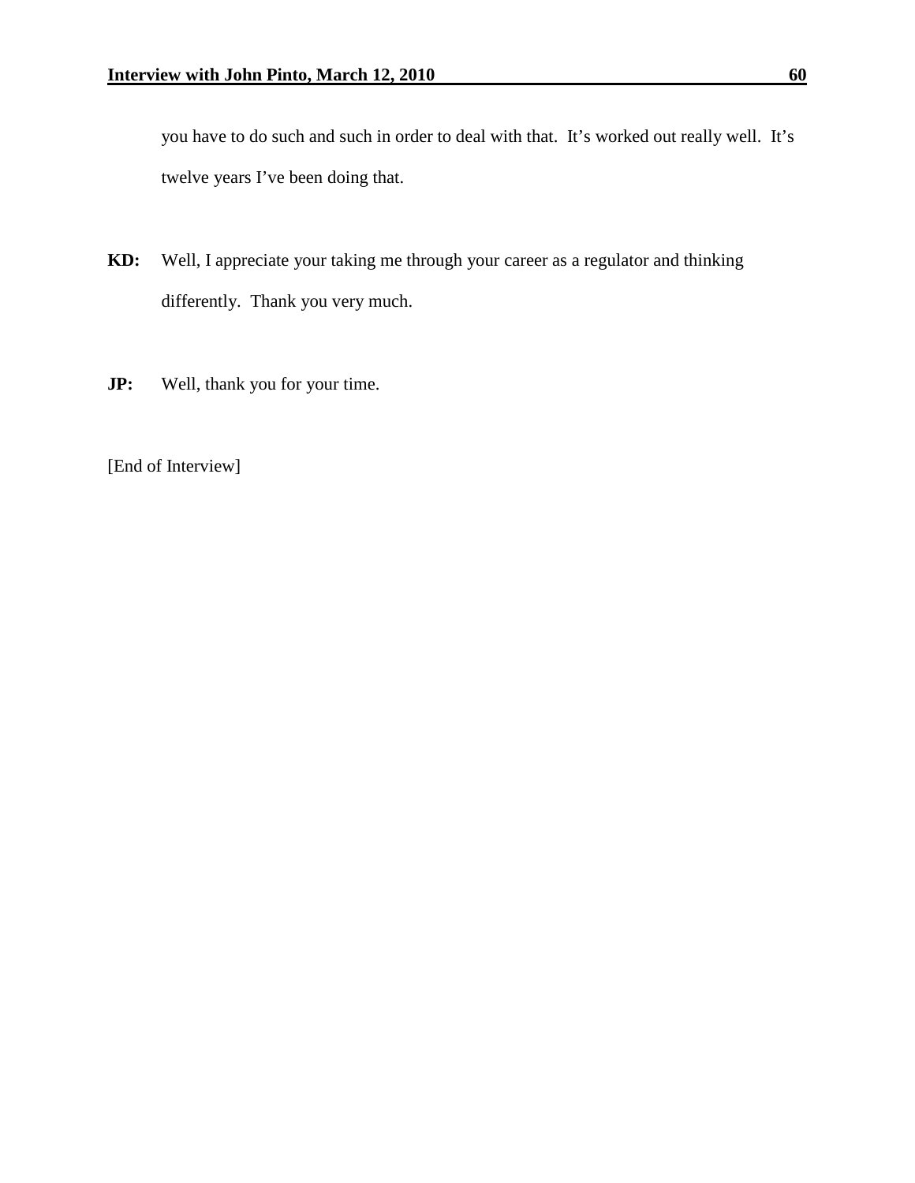you have to do such and such in order to deal with that. It's worked out really well. It's twelve years I've been doing that.

**KD:** Well, I appreciate your taking me through your career as a regulator and thinking differently. Thank you very much.

**JP:** Well, thank you for your time.

[End of Interview]